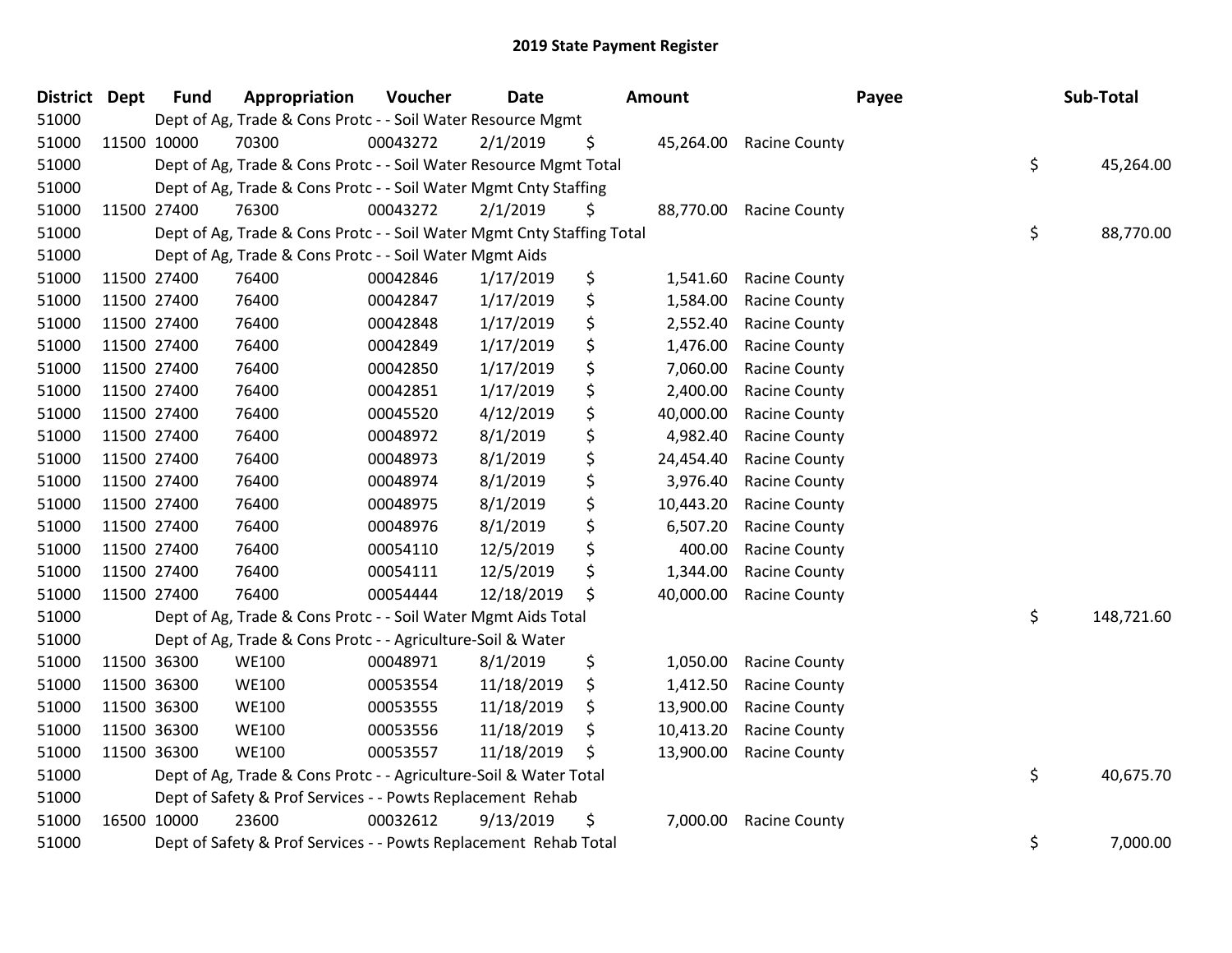# 2019 State Payment Register

| District | Dept | Fund | Appropriation | Voucher | Date | Amount | Payee | Sub-Total |
|---|---|---|---|---|---|---|---|---|
| 51000 | | Dept of Ag, Trade & Cons Protc - - Soil Water Resource Mgmt | | | | | | |
| 51000 | 11500 | 10000 | 70300 | 00043272 | 2/1/2019 | $ 45,264.00 | Racine County | |
| 51000 | | Dept of Ag, Trade & Cons Protc - - Soil Water Resource Mgmt Total | | | | | | $ 45,264.00 |
| 51000 | | Dept of Ag, Trade & Cons Protc - - Soil Water Mgmt Cnty Staffing | | | | | | |
| 51000 | 11500 | 27400 | 76300 | 00043272 | 2/1/2019 | $ 88,770.00 | Racine County | |
| 51000 | | Dept of Ag, Trade & Cons Protc - - Soil Water Mgmt Cnty Staffing Total | | | | | | $ 88,770.00 |
| 51000 | | Dept of Ag, Trade & Cons Protc - - Soil Water Mgmt Aids | | | | | | |
| 51000 | 11500 | 27400 | 76400 | 00042846 | 1/17/2019 | $ 1,541.60 | Racine County | |
| 51000 | 11500 | 27400 | 76400 | 00042847 | 1/17/2019 | $ 1,584.00 | Racine County | |
| 51000 | 11500 | 27400 | 76400 | 00042848 | 1/17/2019 | $ 2,552.40 | Racine County | |
| 51000 | 11500 | 27400 | 76400 | 00042849 | 1/17/2019 | $ 1,476.00 | Racine County | |
| 51000 | 11500 | 27400 | 76400 | 00042850 | 1/17/2019 | $ 7,060.00 | Racine County | |
| 51000 | 11500 | 27400 | 76400 | 00042851 | 1/17/2019 | $ 2,400.00 | Racine County | |
| 51000 | 11500 | 27400 | 76400 | 00045520 | 4/12/2019 | $ 40,000.00 | Racine County | |
| 51000 | 11500 | 27400 | 76400 | 00048972 | 8/1/2019 | $ 4,982.40 | Racine County | |
| 51000 | 11500 | 27400 | 76400 | 00048973 | 8/1/2019 | $ 24,454.40 | Racine County | |
| 51000 | 11500 | 27400 | 76400 | 00048974 | 8/1/2019 | $ 3,976.40 | Racine County | |
| 51000 | 11500 | 27400 | 76400 | 00048975 | 8/1/2019 | $ 10,443.20 | Racine County | |
| 51000 | 11500 | 27400 | 76400 | 00048976 | 8/1/2019 | $ 6,507.20 | Racine County | |
| 51000 | 11500 | 27400 | 76400 | 00054110 | 12/5/2019 | $ 400.00 | Racine County | |
| 51000 | 11500 | 27400 | 76400 | 00054111 | 12/5/2019 | $ 1,344.00 | Racine County | |
| 51000 | 11500 | 27400 | 76400 | 00054444 | 12/18/2019 | $ 40,000.00 | Racine County | |
| 51000 | | Dept of Ag, Trade & Cons Protc - - Soil Water Mgmt Aids Total | | | | | | $ 148,721.60 |
| 51000 | | Dept of Ag, Trade & Cons Protc - - Agriculture-Soil & Water | | | | | | |
| 51000 | 11500 | 36300 | WE100 | 00048971 | 8/1/2019 | $ 1,050.00 | Racine County | |
| 51000 | 11500 | 36300 | WE100 | 00053554 | 11/18/2019 | $ 1,412.50 | Racine County | |
| 51000 | 11500 | 36300 | WE100 | 00053555 | 11/18/2019 | $ 13,900.00 | Racine County | |
| 51000 | 11500 | 36300 | WE100 | 00053556 | 11/18/2019 | $ 10,413.20 | Racine County | |
| 51000 | 11500 | 36300 | WE100 | 00053557 | 11/18/2019 | $ 13,900.00 | Racine County | |
| 51000 | | Dept of Ag, Trade & Cons Protc - - Agriculture-Soil & Water Total | | | | | | $ 40,675.70 |
| 51000 | | Dept of Safety & Prof Services - - Powts Replacement Rehab | | | | | | |
| 51000 | 16500 | 10000 | 23600 | 00032612 | 9/13/2019 | $ 7,000.00 | Racine County | |
| 51000 | | Dept of Safety & Prof Services - - Powts Replacement Rehab Total | | | | | | $ 7,000.00 |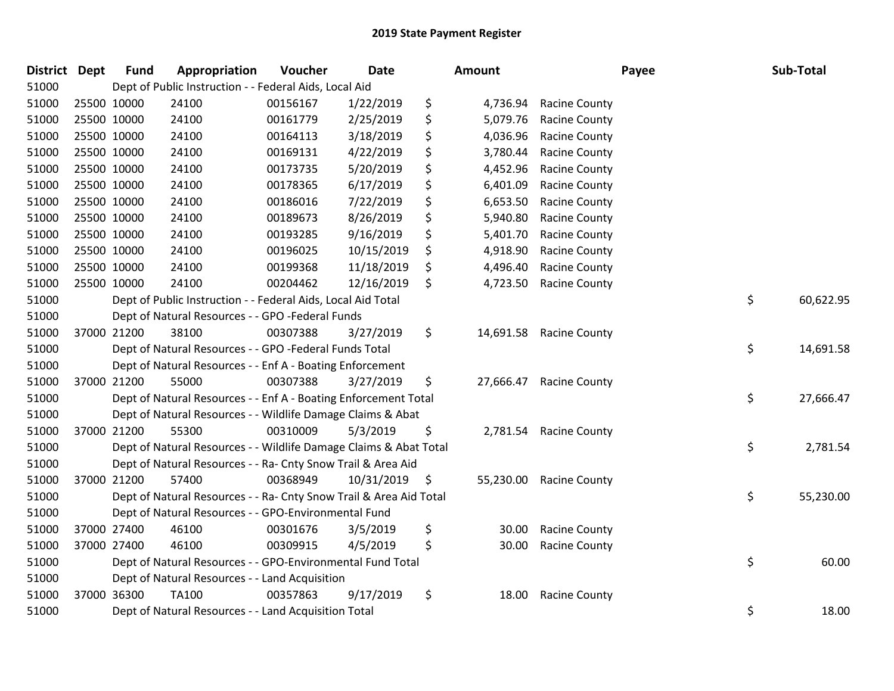# 2019 State Payment Register

| District | Dept | Fund | Appropriation | Voucher | Date | Amount | Payee | Sub-Total |
|---|---|---|---|---|---|---|---|---|
| 51000 | | Dept of Public Instruction - - Federal Aids, Local Aid | | | | | | |
| 51000 | 25500 | 10000 | 24100 | 00156167 | 1/22/2019 | $ 4,736.94 | Racine County | |
| 51000 | 25500 | 10000 | 24100 | 00161779 | 2/25/2019 | $ 5,079.76 | Racine County | |
| 51000 | 25500 | 10000 | 24100 | 00164113 | 3/18/2019 | $ 4,036.96 | Racine County | |
| 51000 | 25500 | 10000 | 24100 | 00169131 | 4/22/2019 | $ 3,780.44 | Racine County | |
| 51000 | 25500 | 10000 | 24100 | 00173735 | 5/20/2019 | $ 4,452.96 | Racine County | |
| 51000 | 25500 | 10000 | 24100 | 00178365 | 6/17/2019 | $ 6,401.09 | Racine County | |
| 51000 | 25500 | 10000 | 24100 | 00186016 | 7/22/2019 | $ 6,653.50 | Racine County | |
| 51000 | 25500 | 10000 | 24100 | 00189673 | 8/26/2019 | $ 5,940.80 | Racine County | |
| 51000 | 25500 | 10000 | 24100 | 00193285 | 9/16/2019 | $ 5,401.70 | Racine County | |
| 51000 | 25500 | 10000 | 24100 | 00196025 | 10/15/2019 | $ 4,918.90 | Racine County | |
| 51000 | 25500 | 10000 | 24100 | 00199368 | 11/18/2019 | $ 4,496.40 | Racine County | |
| 51000 | 25500 | 10000 | 24100 | 00204462 | 12/16/2019 | $ 4,723.50 | Racine County | |
| 51000 | | Dept of Public Instruction - - Federal Aids, Local Aid Total | | | | | | $ 60,622.95 |
| 51000 | | Dept of Natural Resources - - GPO -Federal Funds | | | | | | |
| 51000 | 37000 | 21200 | 38100 | 00307388 | 3/27/2019 | $ 14,691.58 | Racine County | |
| 51000 | | Dept of Natural Resources - - GPO -Federal Funds Total | | | | | | $ 14,691.58 |
| 51000 | | Dept of Natural Resources - - Enf A - Boating Enforcement | | | | | | |
| 51000 | 37000 | 21200 | 55000 | 00307388 | 3/27/2019 | $ 27,666.47 | Racine County | |
| 51000 | | Dept of Natural Resources - - Enf A - Boating Enforcement Total | | | | | | $ 27,666.47 |
| 51000 | | Dept of Natural Resources - - Wildlife Damage Claims & Abat | | | | | | |
| 51000 | 37000 | 21200 | 55300 | 00310009 | 5/3/2019 | $ 2,781.54 | Racine County | |
| 51000 | | Dept of Natural Resources - - Wildlife Damage Claims & Abat Total | | | | | | $ 2,781.54 |
| 51000 | | Dept of Natural Resources - - Ra- Cnty Snow Trail & Area Aid | | | | | | |
| 51000 | 37000 | 21200 | 57400 | 00368949 | 10/31/2019 | $ 55,230.00 | Racine County | |
| 51000 | | Dept of Natural Resources - - Ra- Cnty Snow Trail & Area Aid Total | | | | | | $ 55,230.00 |
| 51000 | | Dept of Natural Resources - - GPO-Environmental Fund | | | | | | |
| 51000 | 37000 | 27400 | 46100 | 00301676 | 3/5/2019 | $ 30.00 | Racine County | |
| 51000 | 37000 | 27400 | 46100 | 00309915 | 4/5/2019 | $ 30.00 | Racine County | |
| 51000 | | Dept of Natural Resources - - GPO-Environmental Fund Total | | | | | | $ 60.00 |
| 51000 | | Dept of Natural Resources - - Land Acquisition | | | | | | |
| 51000 | 37000 | 36300 | TA100 | 00357863 | 9/17/2019 | $ 18.00 | Racine County | |
| 51000 | | Dept of Natural Resources - - Land Acquisition Total | | | | | | $ 18.00 |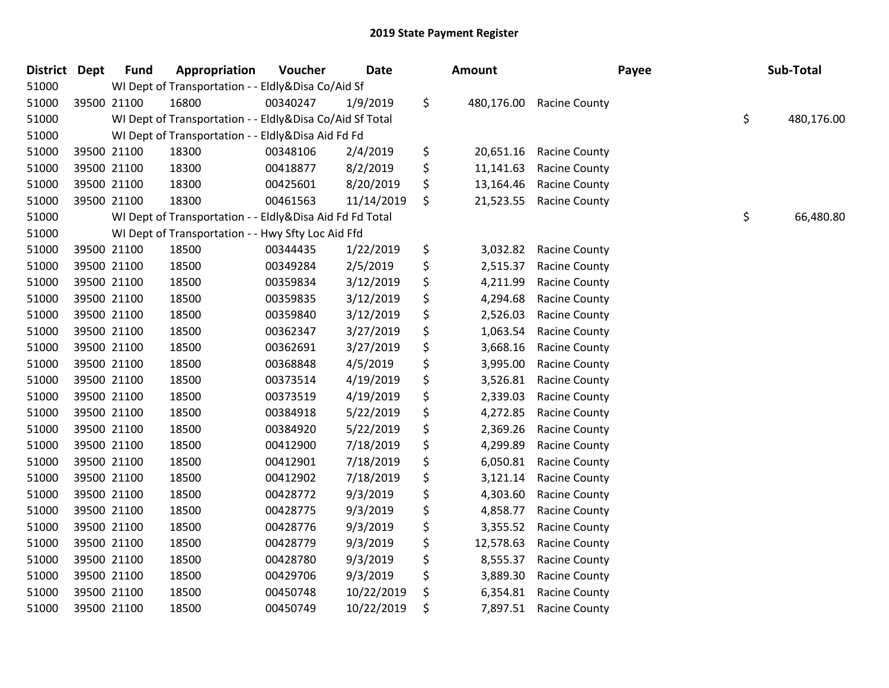## 2019 State Payment Register

| District | Dept | Fund | Appropriation | Voucher | Date | Amount | Payee | Sub-Total |
|---|---|---|---|---|---|---|---|---|
| 51000 | | WI Dept of Transportation - - Eldly&Disa Co/Aid Sf | | | | | | |
| 51000 | 39500 | 21100 | 16800 | 00340247 | 1/9/2019 | $ 480,176.00 | Racine County | |
| 51000 | | WI Dept of Transportation - - Eldly&Disa Co/Aid Sf Total | | | | | | $ 480,176.00 |
| 51000 | | WI Dept of Transportation - - Eldly&Disa Aid Fd Fd | | | | | | |
| 51000 | 39500 | 21100 | 18300 | 00348106 | 2/4/2019 | $ 20,651.16 | Racine County | |
| 51000 | 39500 | 21100 | 18300 | 00418877 | 8/2/2019 | $ 11,141.63 | Racine County | |
| 51000 | 39500 | 21100 | 18300 | 00425601 | 8/20/2019 | $ 13,164.46 | Racine County | |
| 51000 | 39500 | 21100 | 18300 | 00461563 | 11/14/2019 | $ 21,523.55 | Racine County | |
| 51000 | | WI Dept of Transportation - - Eldly&Disa Aid Fd Fd Total | | | | | | $ 66,480.80 |
| 51000 | | WI Dept of Transportation - - Hwy Sfty Loc Aid Ffd | | | | | | |
| 51000 | 39500 | 21100 | 18500 | 00344435 | 1/22/2019 | $ 3,032.82 | Racine County | |
| 51000 | 39500 | 21100 | 18500 | 00349284 | 2/5/2019 | $ 2,515.37 | Racine County | |
| 51000 | 39500 | 21100 | 18500 | 00359834 | 3/12/2019 | $ 4,211.99 | Racine County | |
| 51000 | 39500 | 21100 | 18500 | 00359835 | 3/12/2019 | $ 4,294.68 | Racine County | |
| 51000 | 39500 | 21100 | 18500 | 00359840 | 3/12/2019 | $ 2,526.03 | Racine County | |
| 51000 | 39500 | 21100 | 18500 | 00362347 | 3/27/2019 | $ 1,063.54 | Racine County | |
| 51000 | 39500 | 21100 | 18500 | 00362691 | 3/27/2019 | $ 3,668.16 | Racine County | |
| 51000 | 39500 | 21100 | 18500 | 00368848 | 4/5/2019 | $ 3,995.00 | Racine County | |
| 51000 | 39500 | 21100 | 18500 | 00373514 | 4/19/2019 | $ 3,526.81 | Racine County | |
| 51000 | 39500 | 21100 | 18500 | 00373519 | 4/19/2019 | $ 2,339.03 | Racine County | |
| 51000 | 39500 | 21100 | 18500 | 00384918 | 5/22/2019 | $ 4,272.85 | Racine County | |
| 51000 | 39500 | 21100 | 18500 | 00384920 | 5/22/2019 | $ 2,369.26 | Racine County | |
| 51000 | 39500 | 21100 | 18500 | 00412900 | 7/18/2019 | $ 4,299.89 | Racine County | |
| 51000 | 39500 | 21100 | 18500 | 00412901 | 7/18/2019 | $ 6,050.81 | Racine County | |
| 51000 | 39500 | 21100 | 18500 | 00412902 | 7/18/2019 | $ 3,121.14 | Racine County | |
| 51000 | 39500 | 21100 | 18500 | 00428772 | 9/3/2019 | $ 4,303.60 | Racine County | |
| 51000 | 39500 | 21100 | 18500 | 00428775 | 9/3/2019 | $ 4,858.77 | Racine County | |
| 51000 | 39500 | 21100 | 18500 | 00428776 | 9/3/2019 | $ 3,355.52 | Racine County | |
| 51000 | 39500 | 21100 | 18500 | 00428779 | 9/3/2019 | $ 12,578.63 | Racine County | |
| 51000 | 39500 | 21100 | 18500 | 00428780 | 9/3/2019 | $ 8,555.37 | Racine County | |
| 51000 | 39500 | 21100 | 18500 | 00429706 | 9/3/2019 | $ 3,889.30 | Racine County | |
| 51000 | 39500 | 21100 | 18500 | 00450748 | 10/22/2019 | $ 6,354.81 | Racine County | |
| 51000 | 39500 | 21100 | 18500 | 00450749 | 10/22/2019 | $ 7,897.51 | Racine County | |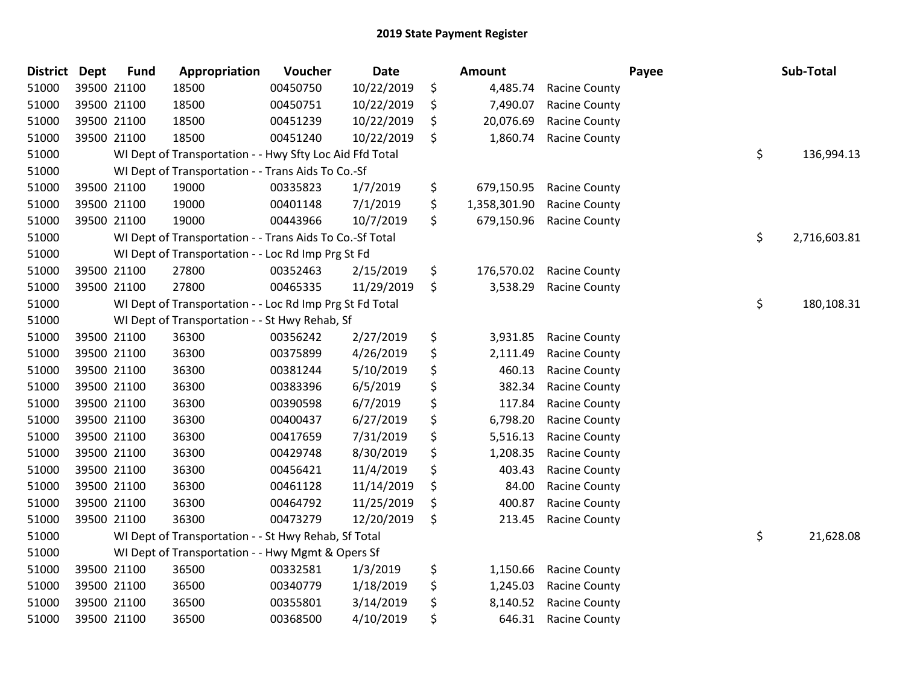## 2019 State Payment Register

| District | Dept | Fund | Appropriation | Voucher | Date | | Amount | Payee | | Sub-Total |
|---|---|---|---|---|---|---|---|---|---|---|
| 51000 | 39500 | 21100 | 18500 | 00450750 | 10/22/2019 | $ | 4,485.74 | Racine County | | |
| 51000 | 39500 | 21100 | 18500 | 00450751 | 10/22/2019 | $ | 7,490.07 | Racine County | | |
| 51000 | 39500 | 21100 | 18500 | 00451239 | 10/22/2019 | $ | 20,076.69 | Racine County | | |
| 51000 | 39500 | 21100 | 18500 | 00451240 | 10/22/2019 | $ | 1,860.74 | Racine County | | |
| 51000 | | WI Dept of Transportation - - Hwy Sfty Loc Aid Ffd Total | | | | | | | $ | 136,994.13 |
| 51000 | | WI Dept of Transportation - - Trans Aids To Co.-Sf | | | | | | | | |
| 51000 | 39500 | 21100 | 19000 | 00335823 | 1/7/2019 | $ | 679,150.95 | Racine County | | |
| 51000 | 39500 | 21100 | 19000 | 00401148 | 7/1/2019 | $ | 1,358,301.90 | Racine County | | |
| 51000 | 39500 | 21100 | 19000 | 00443966 | 10/7/2019 | $ | 679,150.96 | Racine County | | |
| 51000 | | WI Dept of Transportation - - Trans Aids To Co.-Sf Total | | | | | | | $ | 2,716,603.81 |
| 51000 | | WI Dept of Transportation - - Loc Rd Imp Prg St Fd | | | | | | | | |
| 51000 | 39500 | 21100 | 27800 | 00352463 | 2/15/2019 | $ | 176,570.02 | Racine County | | |
| 51000 | 39500 | 21100 | 27800 | 00465335 | 11/29/2019 | $ | 3,538.29 | Racine County | | |
| 51000 | | WI Dept of Transportation - - Loc Rd Imp Prg St Fd Total | | | | | | | $ | 180,108.31 |
| 51000 | | WI Dept of Transportation - - St Hwy Rehab, Sf | | | | | | | | |
| 51000 | 39500 | 21100 | 36300 | 00356242 | 2/27/2019 | $ | 3,931.85 | Racine County | | |
| 51000 | 39500 | 21100 | 36300 | 00375899 | 4/26/2019 | $ | 2,111.49 | Racine County | | |
| 51000 | 39500 | 21100 | 36300 | 00381244 | 5/10/2019 | $ | 460.13 | Racine County | | |
| 51000 | 39500 | 21100 | 36300 | 00383396 | 6/5/2019 | $ | 382.34 | Racine County | | |
| 51000 | 39500 | 21100 | 36300 | 00390598 | 6/7/2019 | $ | 117.84 | Racine County | | |
| 51000 | 39500 | 21100 | 36300 | 00400437 | 6/27/2019 | $ | 6,798.20 | Racine County | | |
| 51000 | 39500 | 21100 | 36300 | 00417659 | 7/31/2019 | $ | 5,516.13 | Racine County | | |
| 51000 | 39500 | 21100 | 36300 | 00429748 | 8/30/2019 | $ | 1,208.35 | Racine County | | |
| 51000 | 39500 | 21100 | 36300 | 00456421 | 11/4/2019 | $ | 403.43 | Racine County | | |
| 51000 | 39500 | 21100 | 36300 | 00461128 | 11/14/2019 | $ | 84.00 | Racine County | | |
| 51000 | 39500 | 21100 | 36300 | 00464792 | 11/25/2019 | $ | 400.87 | Racine County | | |
| 51000 | 39500 | 21100 | 36300 | 00473279 | 12/20/2019 | $ | 213.45 | Racine County | | |
| 51000 | | WI Dept of Transportation - - St Hwy Rehab, Sf Total | | | | | | | $ | 21,628.08 |
| 51000 | | WI Dept of Transportation - - Hwy Mgmt & Opers Sf | | | | | | | | |
| 51000 | 39500 | 21100 | 36500 | 00332581 | 1/3/2019 | $ | 1,150.66 | Racine County | | |
| 51000 | 39500 | 21100 | 36500 | 00340779 | 1/18/2019 | $ | 1,245.03 | Racine County | | |
| 51000 | 39500 | 21100 | 36500 | 00355801 | 3/14/2019 | $ | 8,140.52 | Racine County | | |
| 51000 | 39500 | 21100 | 36500 | 00368500 | 4/10/2019 | $ | 646.31 | Racine County | | |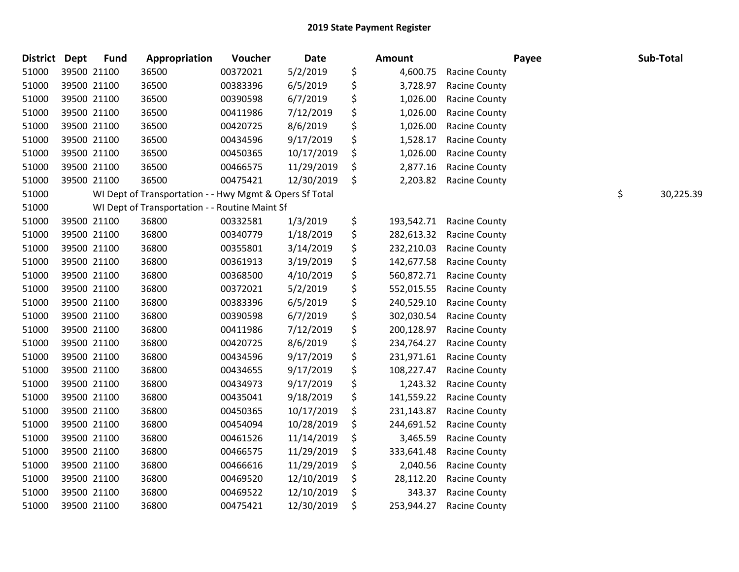## 2019 State Payment Register

| District | Dept | Fund | Appropriation | Voucher | Date | Amount | Payee | Sub-Total |
|---|---|---|---|---|---|---|---|---|
| 51000 | 39500 | 21100 | 36500 | 00372021 | 5/2/2019 | $ 4,600.75 | Racine County | |
| 51000 | 39500 | 21100 | 36500 | 00383396 | 6/5/2019 | $ 3,728.97 | Racine County | |
| 51000 | 39500 | 21100 | 36500 | 00390598 | 6/7/2019 | $ 1,026.00 | Racine County | |
| 51000 | 39500 | 21100 | 36500 | 00411986 | 7/12/2019 | $ 1,026.00 | Racine County | |
| 51000 | 39500 | 21100 | 36500 | 00420725 | 8/6/2019 | $ 1,026.00 | Racine County | |
| 51000 | 39500 | 21100 | 36500 | 00434596 | 9/17/2019 | $ 1,528.17 | Racine County | |
| 51000 | 39500 | 21100 | 36500 | 00450365 | 10/17/2019 | $ 1,026.00 | Racine County | |
| 51000 | 39500 | 21100 | 36500 | 00466575 | 11/29/2019 | $ 2,877.16 | Racine County | |
| 51000 | 39500 | 21100 | 36500 | 00475421 | 12/30/2019 | $ 2,203.82 | Racine County | |
| 51000 | | WI Dept of Transportation - - Hwy Mgmt & Opers Sf Total | | | | | | $ 30,225.39 |
| 51000 | | WI Dept of Transportation - - Routine Maint Sf | | | | | | |
| 51000 | 39500 | 21100 | 36800 | 00332581 | 1/3/2019 | $ 193,542.71 | Racine County | |
| 51000 | 39500 | 21100 | 36800 | 00340779 | 1/18/2019 | $ 282,613.32 | Racine County | |
| 51000 | 39500 | 21100 | 36800 | 00355801 | 3/14/2019 | $ 232,210.03 | Racine County | |
| 51000 | 39500 | 21100 | 36800 | 00361913 | 3/19/2019 | $ 142,677.58 | Racine County | |
| 51000 | 39500 | 21100 | 36800 | 00368500 | 4/10/2019 | $ 560,872.71 | Racine County | |
| 51000 | 39500 | 21100 | 36800 | 00372021 | 5/2/2019 | $ 552,015.55 | Racine County | |
| 51000 | 39500 | 21100 | 36800 | 00383396 | 6/5/2019 | $ 240,529.10 | Racine County | |
| 51000 | 39500 | 21100 | 36800 | 00390598 | 6/7/2019 | $ 302,030.54 | Racine County | |
| 51000 | 39500 | 21100 | 36800 | 00411986 | 7/12/2019 | $ 200,128.97 | Racine County | |
| 51000 | 39500 | 21100 | 36800 | 00420725 | 8/6/2019 | $ 234,764.27 | Racine County | |
| 51000 | 39500 | 21100 | 36800 | 00434596 | 9/17/2019 | $ 231,971.61 | Racine County | |
| 51000 | 39500 | 21100 | 36800 | 00434655 | 9/17/2019 | $ 108,227.47 | Racine County | |
| 51000 | 39500 | 21100 | 36800 | 00434973 | 9/17/2019 | $ 1,243.32 | Racine County | |
| 51000 | 39500 | 21100 | 36800 | 00435041 | 9/18/2019 | $ 141,559.22 | Racine County | |
| 51000 | 39500 | 21100 | 36800 | 00450365 | 10/17/2019 | $ 231,143.87 | Racine County | |
| 51000 | 39500 | 21100 | 36800 | 00454094 | 10/28/2019 | $ 244,691.52 | Racine County | |
| 51000 | 39500 | 21100 | 36800 | 00461526 | 11/14/2019 | $ 3,465.59 | Racine County | |
| 51000 | 39500 | 21100 | 36800 | 00466575 | 11/29/2019 | $ 333,641.48 | Racine County | |
| 51000 | 39500 | 21100 | 36800 | 00466616 | 11/29/2019 | $ 2,040.56 | Racine County | |
| 51000 | 39500 | 21100 | 36800 | 00469520 | 12/10/2019 | $ 28,112.20 | Racine County | |
| 51000 | 39500 | 21100 | 36800 | 00469522 | 12/10/2019 | $ 343.37 | Racine County | |
| 51000 | 39500 | 21100 | 36800 | 00475421 | 12/30/2019 | $ 253,944.27 | Racine County | |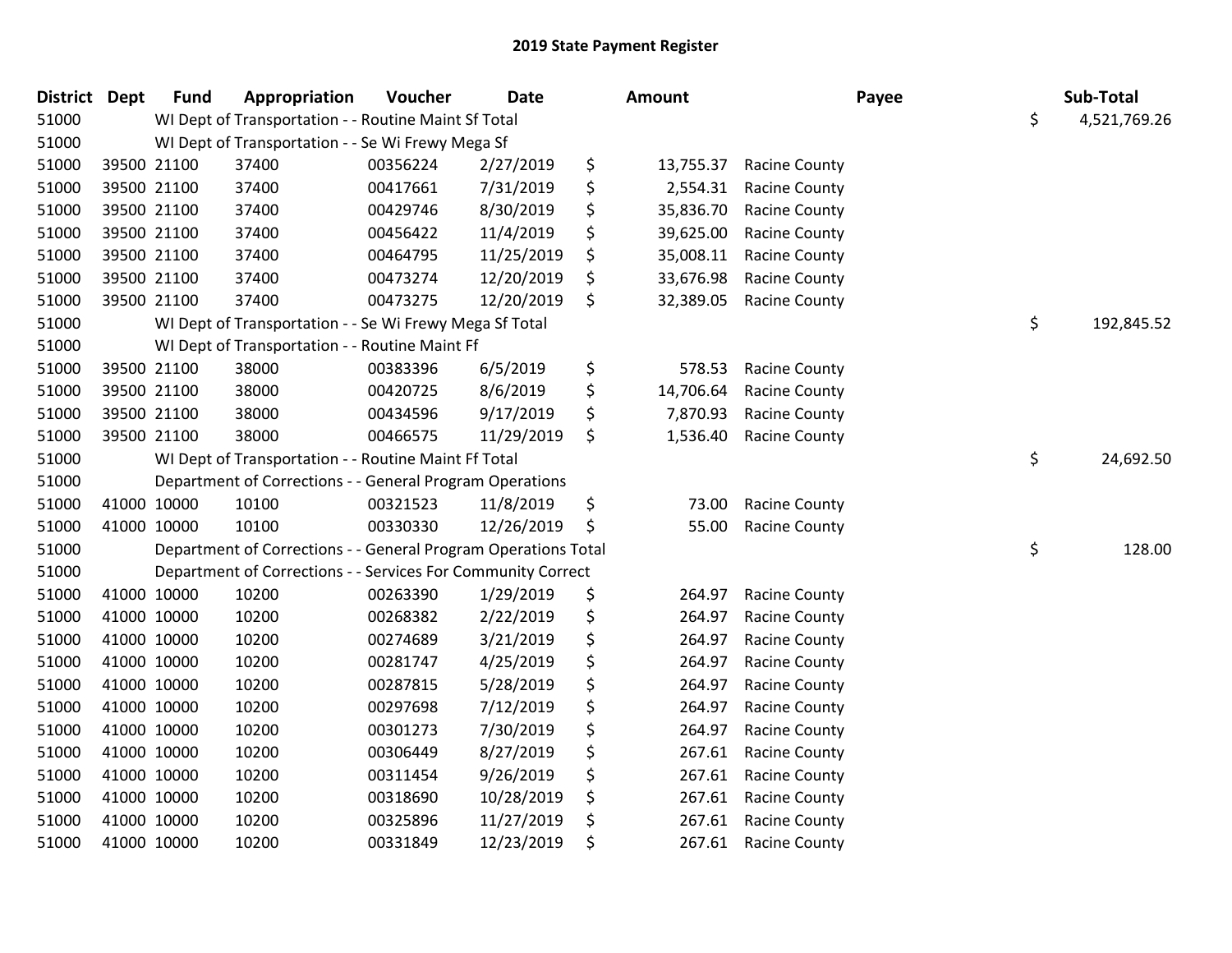# 2019 State Payment Register

| District | Dept | Fund | Appropriation | Voucher | Date | Amount | Payee | Sub-Total |
|---|---|---|---|---|---|---|---|---|
| 51000 | | WI Dept of Transportation - - Routine Maint Sf Total | | | | | | $ 4,521,769.26 |
| 51000 | | WI Dept of Transportation - - Se Wi Frewy Mega Sf | | | | | | |
| 51000 | 39500 | 21100 | 37400 | 00356224 | 2/27/2019 | $ 13,755.37 | Racine County | |
| 51000 | 39500 | 21100 | 37400 | 00417661 | 7/31/2019 | $ 2,554.31 | Racine County | |
| 51000 | 39500 | 21100 | 37400 | 00429746 | 8/30/2019 | $ 35,836.70 | Racine County | |
| 51000 | 39500 | 21100 | 37400 | 00456422 | 11/4/2019 | $ 39,625.00 | Racine County | |
| 51000 | 39500 | 21100 | 37400 | 00464795 | 11/25/2019 | $ 35,008.11 | Racine County | |
| 51000 | 39500 | 21100 | 37400 | 00473274 | 12/20/2019 | $ 33,676.98 | Racine County | |
| 51000 | 39500 | 21100 | 37400 | 00473275 | 12/20/2019 | $ 32,389.05 | Racine County | |
| 51000 | | WI Dept of Transportation - - Se Wi Frewy Mega Sf Total | | | | | | $ 192,845.52 |
| 51000 | | WI Dept of Transportation - - Routine Maint Ff | | | | | | |
| 51000 | 39500 | 21100 | 38000 | 00383396 | 6/5/2019 | $ 578.53 | Racine County | |
| 51000 | 39500 | 21100 | 38000 | 00420725 | 8/6/2019 | $ 14,706.64 | Racine County | |
| 51000 | 39500 | 21100 | 38000 | 00434596 | 9/17/2019 | $ 7,870.93 | Racine County | |
| 51000 | 39500 | 21100 | 38000 | 00466575 | 11/29/2019 | $ 1,536.40 | Racine County | |
| 51000 | | WI Dept of Transportation - - Routine Maint Ff Total | | | | | | $ 24,692.50 |
| 51000 | | Department of Corrections - - General Program Operations | | | | | | |
| 51000 | 41000 | 10000 | 10100 | 00321523 | 11/8/2019 | $ 73.00 | Racine County | |
| 51000 | 41000 | 10000 | 10100 | 00330330 | 12/26/2019 | $ 55.00 | Racine County | |
| 51000 | | Department of Corrections - - General Program Operations Total | | | | | | $ 128.00 |
| 51000 | | Department of Corrections - - Services For Community Correct | | | | | | |
| 51000 | 41000 | 10000 | 10200 | 00263390 | 1/29/2019 | $ 264.97 | Racine County | |
| 51000 | 41000 | 10000 | 10200 | 00268382 | 2/22/2019 | $ 264.97 | Racine County | |
| 51000 | 41000 | 10000 | 10200 | 00274689 | 3/21/2019 | $ 264.97 | Racine County | |
| 51000 | 41000 | 10000 | 10200 | 00281747 | 4/25/2019 | $ 264.97 | Racine County | |
| 51000 | 41000 | 10000 | 10200 | 00287815 | 5/28/2019 | $ 264.97 | Racine County | |
| 51000 | 41000 | 10000 | 10200 | 00297698 | 7/12/2019 | $ 264.97 | Racine County | |
| 51000 | 41000 | 10000 | 10200 | 00301273 | 7/30/2019 | $ 264.97 | Racine County | |
| 51000 | 41000 | 10000 | 10200 | 00306449 | 8/27/2019 | $ 267.61 | Racine County | |
| 51000 | 41000 | 10000 | 10200 | 00311454 | 9/26/2019 | $ 267.61 | Racine County | |
| 51000 | 41000 | 10000 | 10200 | 00318690 | 10/28/2019 | $ 267.61 | Racine County | |
| 51000 | 41000 | 10000 | 10200 | 00325896 | 11/27/2019 | $ 267.61 | Racine County | |
| 51000 | 41000 | 10000 | 10200 | 00331849 | 12/23/2019 | $ 267.61 | Racine County | |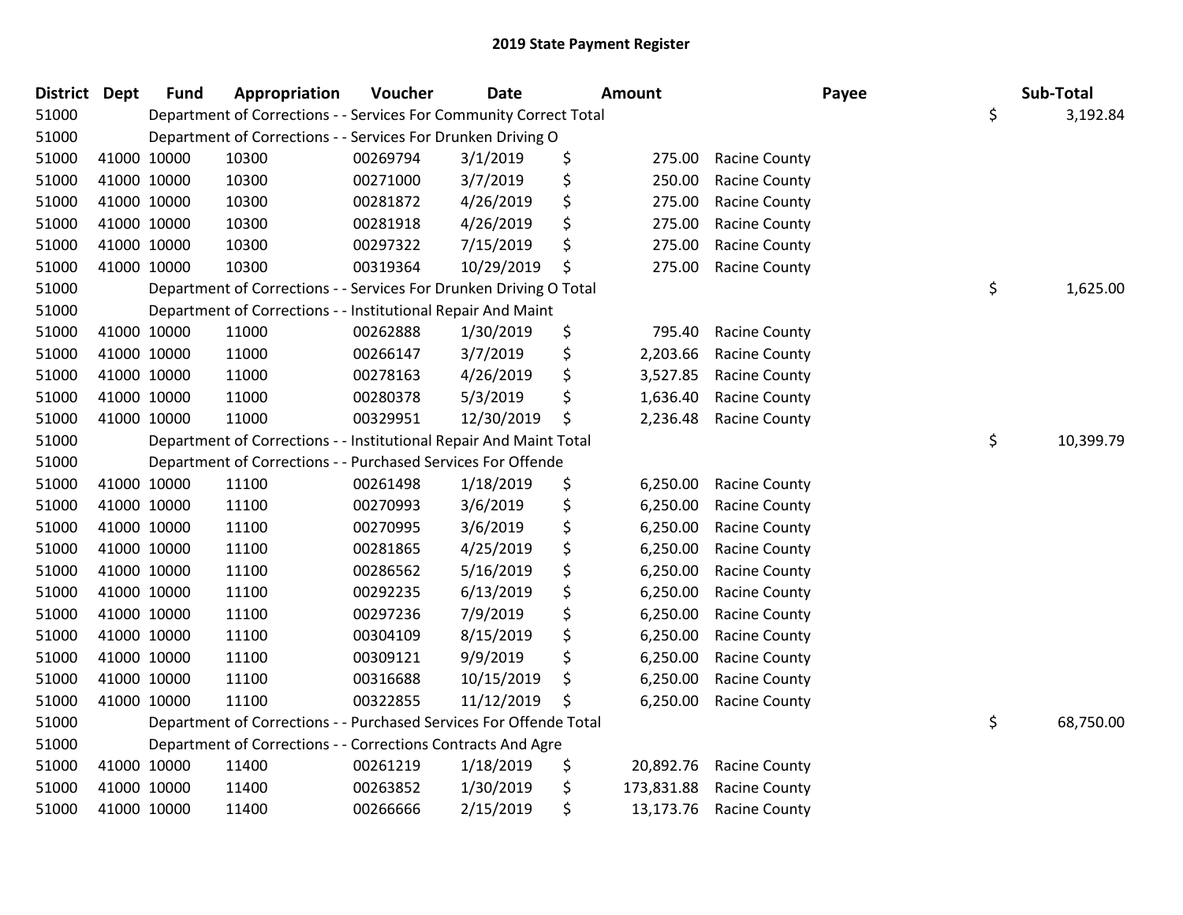# 2019 State Payment Register

| District | Dept | Fund | Appropriation | Voucher | Date | Amount | Payee | Sub-Total |
|---|---|---|---|---|---|---|---|---|
| 51000 | | Department of Corrections - - Services For Community Correct Total | | | | | | $ 3,192.84 |
| 51000 | | Department of Corrections - - Services For Drunken Driving O | | | | | | |
| 51000 | 41000 | 10000 | 10300 | 00269794 | 3/1/2019 | $ 275.00 | Racine County | |
| 51000 | 41000 | 10000 | 10300 | 00271000 | 3/7/2019 | $ 250.00 | Racine County | |
| 51000 | 41000 | 10000 | 10300 | 00281872 | 4/26/2019 | $ 275.00 | Racine County | |
| 51000 | 41000 | 10000 | 10300 | 00281918 | 4/26/2019 | $ 275.00 | Racine County | |
| 51000 | 41000 | 10000 | 10300 | 00297322 | 7/15/2019 | $ 275.00 | Racine County | |
| 51000 | 41000 | 10000 | 10300 | 00319364 | 10/29/2019 | $ 275.00 | Racine County | |
| 51000 | | Department of Corrections - - Services For Drunken Driving O Total | | | | | | $ 1,625.00 |
| 51000 | | Department of Corrections - - Institutional Repair And Maint | | | | | | |
| 51000 | 41000 | 10000 | 11000 | 00262888 | 1/30/2019 | $ 795.40 | Racine County | |
| 51000 | 41000 | 10000 | 11000 | 00266147 | 3/7/2019 | $ 2,203.66 | Racine County | |
| 51000 | 41000 | 10000 | 11000 | 00278163 | 4/26/2019 | $ 3,527.85 | Racine County | |
| 51000 | 41000 | 10000 | 11000 | 00280378 | 5/3/2019 | $ 1,636.40 | Racine County | |
| 51000 | 41000 | 10000 | 11000 | 00329951 | 12/30/2019 | $ 2,236.48 | Racine County | |
| 51000 | | Department of Corrections - - Institutional Repair And Maint Total | | | | | | $ 10,399.79 |
| 51000 | | Department of Corrections - - Purchased Services For Offende | | | | | | |
| 51000 | 41000 | 10000 | 11100 | 00261498 | 1/18/2019 | $ 6,250.00 | Racine County | |
| 51000 | 41000 | 10000 | 11100 | 00270993 | 3/6/2019 | $ 6,250.00 | Racine County | |
| 51000 | 41000 | 10000 | 11100 | 00270995 | 3/6/2019 | $ 6,250.00 | Racine County | |
| 51000 | 41000 | 10000 | 11100 | 00281865 | 4/25/2019 | $ 6,250.00 | Racine County | |
| 51000 | 41000 | 10000 | 11100 | 00286562 | 5/16/2019 | $ 6,250.00 | Racine County | |
| 51000 | 41000 | 10000 | 11100 | 00292235 | 6/13/2019 | $ 6,250.00 | Racine County | |
| 51000 | 41000 | 10000 | 11100 | 00297236 | 7/9/2019 | $ 6,250.00 | Racine County | |
| 51000 | 41000 | 10000 | 11100 | 00304109 | 8/15/2019 | $ 6,250.00 | Racine County | |
| 51000 | 41000 | 10000 | 11100 | 00309121 | 9/9/2019 | $ 6,250.00 | Racine County | |
| 51000 | 41000 | 10000 | 11100 | 00316688 | 10/15/2019 | $ 6,250.00 | Racine County | |
| 51000 | 41000 | 10000 | 11100 | 00322855 | 11/12/2019 | $ 6,250.00 | Racine County | |
| 51000 | | Department of Corrections - - Purchased Services For Offende Total | | | | | | $ 68,750.00 |
| 51000 | | Department of Corrections - - Corrections Contracts And Agre | | | | | | |
| 51000 | 41000 | 10000 | 11400 | 00261219 | 1/18/2019 | $ 20,892.76 | Racine County | |
| 51000 | 41000 | 10000 | 11400 | 00263852 | 1/30/2019 | $ 173,831.88 | Racine County | |
| 51000 | 41000 | 10000 | 11400 | 00266666 | 2/15/2019 | $ 13,173.76 | Racine County | |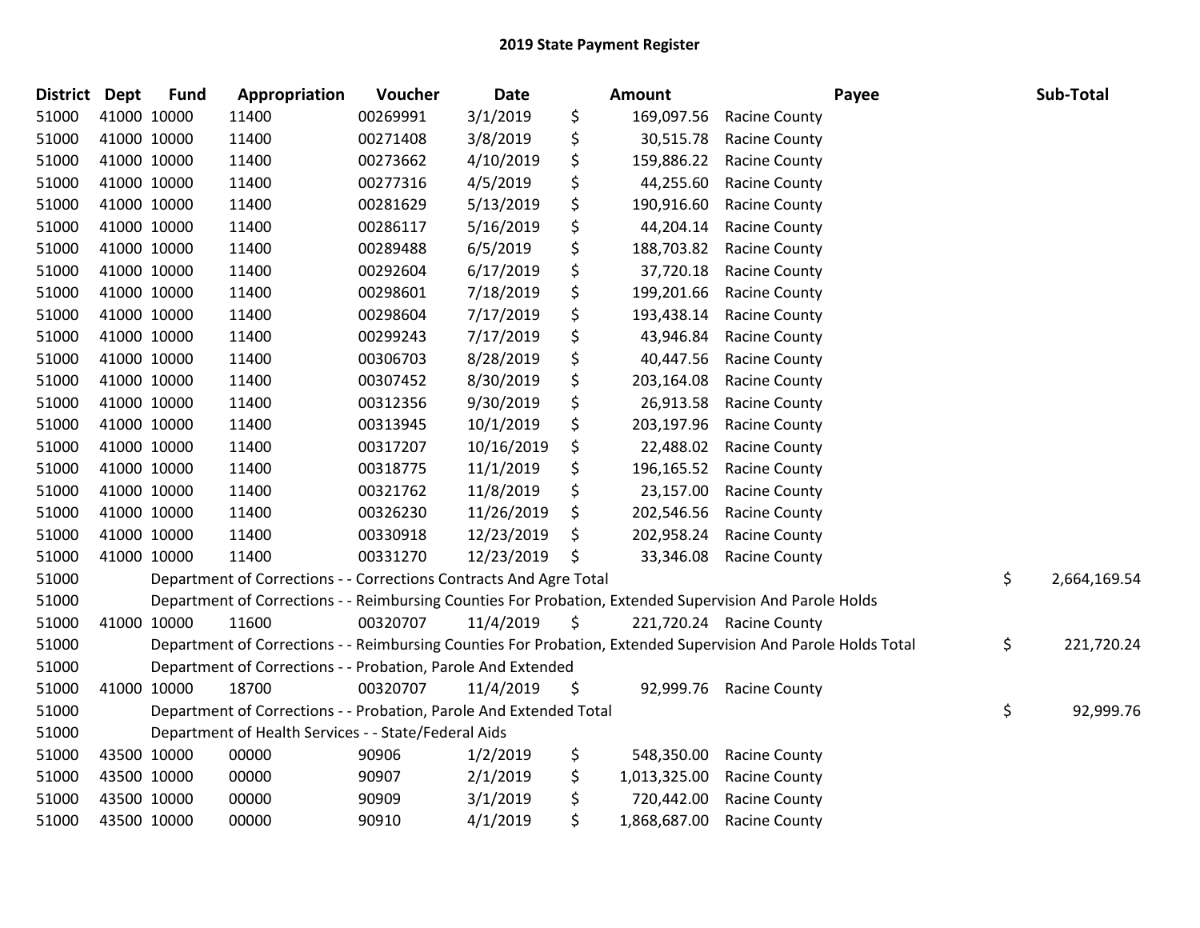# 2019 State Payment Register

| District | Dept | Fund | Appropriation | Voucher | Date | Amount | Payee | Sub-Total |
|---|---|---|---|---|---|---|---|---|
| 51000 | 41000 | 10000 | 11400 | 00269991 | 3/1/2019 | $ 169,097.56 | Racine County | |
| 51000 | 41000 | 10000 | 11400 | 00271408 | 3/8/2019 | $ 30,515.78 | Racine County | |
| 51000 | 41000 | 10000 | 11400 | 00273662 | 4/10/2019 | $ 159,886.22 | Racine County | |
| 51000 | 41000 | 10000 | 11400 | 00277316 | 4/5/2019 | $ 44,255.60 | Racine County | |
| 51000 | 41000 | 10000 | 11400 | 00281629 | 5/13/2019 | $ 190,916.60 | Racine County | |
| 51000 | 41000 | 10000 | 11400 | 00286117 | 5/16/2019 | $ 44,204.14 | Racine County | |
| 51000 | 41000 | 10000 | 11400 | 00289488 | 6/5/2019 | $ 188,703.82 | Racine County | |
| 51000 | 41000 | 10000 | 11400 | 00292604 | 6/17/2019 | $ 37,720.18 | Racine County | |
| 51000 | 41000 | 10000 | 11400 | 00298601 | 7/18/2019 | $ 199,201.66 | Racine County | |
| 51000 | 41000 | 10000 | 11400 | 00298604 | 7/17/2019 | $ 193,438.14 | Racine County | |
| 51000 | 41000 | 10000 | 11400 | 00299243 | 7/17/2019 | $ 43,946.84 | Racine County | |
| 51000 | 41000 | 10000 | 11400 | 00306703 | 8/28/2019 | $ 40,447.56 | Racine County | |
| 51000 | 41000 | 10000 | 11400 | 00307452 | 8/30/2019 | $ 203,164.08 | Racine County | |
| 51000 | 41000 | 10000 | 11400 | 00312356 | 9/30/2019 | $ 26,913.58 | Racine County | |
| 51000 | 41000 | 10000 | 11400 | 00313945 | 10/1/2019 | $ 203,197.96 | Racine County | |
| 51000 | 41000 | 10000 | 11400 | 00317207 | 10/16/2019 | $ 22,488.02 | Racine County | |
| 51000 | 41000 | 10000 | 11400 | 00318775 | 11/1/2019 | $ 196,165.52 | Racine County | |
| 51000 | 41000 | 10000 | 11400 | 00321762 | 11/8/2019 | $ 23,157.00 | Racine County | |
| 51000 | 41000 | 10000 | 11400 | 00326230 | 11/26/2019 | $ 202,546.56 | Racine County | |
| 51000 | 41000 | 10000 | 11400 | 00330918 | 12/23/2019 | $ 202,958.24 | Racine County | |
| 51000 | 41000 | 10000 | 11400 | 00331270 | 12/23/2019 | $ 33,346.08 | Racine County | |
| 51000 | | Department of Corrections - - Corrections Contracts And Agre Total | | | | | | $ 2,664,169.54 |
| 51000 | | Department of Corrections - - Reimbursing Counties For Probation, Extended Supervision And Parole Holds | | | | | | |
| 51000 | 41000 | 10000 | 11600 | 00320707 | 11/4/2019 | $ 221,720.24 | Racine County | |
| 51000 | | Department of Corrections - - Reimbursing Counties For Probation, Extended Supervision And Parole Holds Total | | | | | | $ 221,720.24 |
| 51000 | | Department of Corrections - - Probation, Parole And Extended | | | | | | |
| 51000 | 41000 | 10000 | 18700 | 00320707 | 11/4/2019 | $ 92,999.76 | Racine County | |
| 51000 | | Department of Corrections - - Probation, Parole And Extended Total | | | | | | $ 92,999.76 |
| 51000 | | Department of Health Services - - State/Federal Aids | | | | | | |
| 51000 | 43500 | 10000 | 00000 | 90906 | 1/2/2019 | $ 548,350.00 | Racine County | |
| 51000 | 43500 | 10000 | 00000 | 90907 | 2/1/2019 | $ 1,013,325.00 | Racine County | |
| 51000 | 43500 | 10000 | 00000 | 90909 | 3/1/2019 | $ 720,442.00 | Racine County | |
| 51000 | 43500 | 10000 | 00000 | 90910 | 4/1/2019 | $ 1,868,687.00 | Racine County | |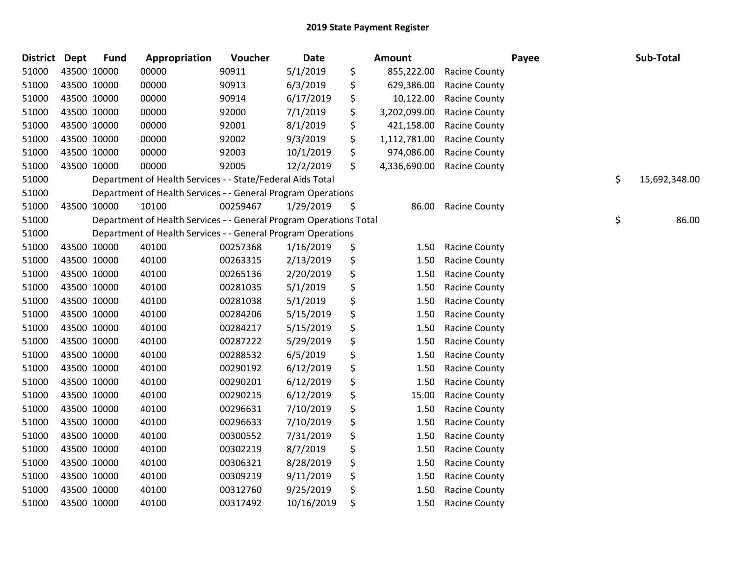# 2019 State Payment Register

| District | Dept | Fund | Appropriation | Voucher | Date | Amount | Payee | Sub-Total |
|---|---|---|---|---|---|---|---|---|
| 51000 | 43500 | 10000 | 00000 | 90911 | 5/1/2019 | $ 855,222.00 | Racine County | |
| 51000 | 43500 | 10000 | 00000 | 90913 | 6/3/2019 | $ 629,386.00 | Racine County | |
| 51000 | 43500 | 10000 | 00000 | 90914 | 6/17/2019 | $ 10,122.00 | Racine County | |
| 51000 | 43500 | 10000 | 00000 | 92000 | 7/1/2019 | $ 3,202,099.00 | Racine County | |
| 51000 | 43500 | 10000 | 00000 | 92001 | 8/1/2019 | $ 421,158.00 | Racine County | |
| 51000 | 43500 | 10000 | 00000 | 92002 | 9/3/2019 | $ 1,112,781.00 | Racine County | |
| 51000 | 43500 | 10000 | 00000 | 92003 | 10/1/2019 | $ 974,086.00 | Racine County | |
| 51000 | 43500 | 10000 | 00000 | 92005 | 12/2/2019 | $ 4,336,690.00 | Racine County | |
| 51000 | | Department of Health Services - - State/Federal Aids Total | | | | | | $ 15,692,348.00 |
| 51000 | | Department of Health Services - - General Program Operations | | | | | | |
| 51000 | 43500 | 10000 | 10100 | 00259467 | 1/29/2019 | $ 86.00 | Racine County | |
| 51000 | | Department of Health Services - - General Program Operations Total | | | | | | $ 86.00 |
| 51000 | | Department of Health Services - - General Program Operations | | | | | | |
| 51000 | 43500 | 10000 | 40100 | 00257368 | 1/16/2019 | $ 1.50 | Racine County | |
| 51000 | 43500 | 10000 | 40100 | 00263315 | 2/13/2019 | $ 1.50 | Racine County | |
| 51000 | 43500 | 10000 | 40100 | 00265136 | 2/20/2019 | $ 1.50 | Racine County | |
| 51000 | 43500 | 10000 | 40100 | 00281035 | 5/1/2019 | $ 1.50 | Racine County | |
| 51000 | 43500 | 10000 | 40100 | 00281038 | 5/1/2019 | $ 1.50 | Racine County | |
| 51000 | 43500 | 10000 | 40100 | 00284206 | 5/15/2019 | $ 1.50 | Racine County | |
| 51000 | 43500 | 10000 | 40100 | 00284217 | 5/15/2019 | $ 1.50 | Racine County | |
| 51000 | 43500 | 10000 | 40100 | 00287222 | 5/29/2019 | $ 1.50 | Racine County | |
| 51000 | 43500 | 10000 | 40100 | 00288532 | 6/5/2019 | $ 1.50 | Racine County | |
| 51000 | 43500 | 10000 | 40100 | 00290192 | 6/12/2019 | $ 1.50 | Racine County | |
| 51000 | 43500 | 10000 | 40100 | 00290201 | 6/12/2019 | $ 1.50 | Racine County | |
| 51000 | 43500 | 10000 | 40100 | 00290215 | 6/12/2019 | $ 15.00 | Racine County | |
| 51000 | 43500 | 10000 | 40100 | 00296631 | 7/10/2019 | $ 1.50 | Racine County | |
| 51000 | 43500 | 10000 | 40100 | 00296633 | 7/10/2019 | $ 1.50 | Racine County | |
| 51000 | 43500 | 10000 | 40100 | 00300552 | 7/31/2019 | $ 1.50 | Racine County | |
| 51000 | 43500 | 10000 | 40100 | 00302219 | 8/7/2019 | $ 1.50 | Racine County | |
| 51000 | 43500 | 10000 | 40100 | 00306321 | 8/28/2019 | $ 1.50 | Racine County | |
| 51000 | 43500 | 10000 | 40100 | 00309219 | 9/11/2019 | $ 1.50 | Racine County | |
| 51000 | 43500 | 10000 | 40100 | 00312760 | 9/25/2019 | $ 1.50 | Racine County | |
| 51000 | 43500 | 10000 | 40100 | 00317492 | 10/16/2019 | $ 1.50 | Racine County | |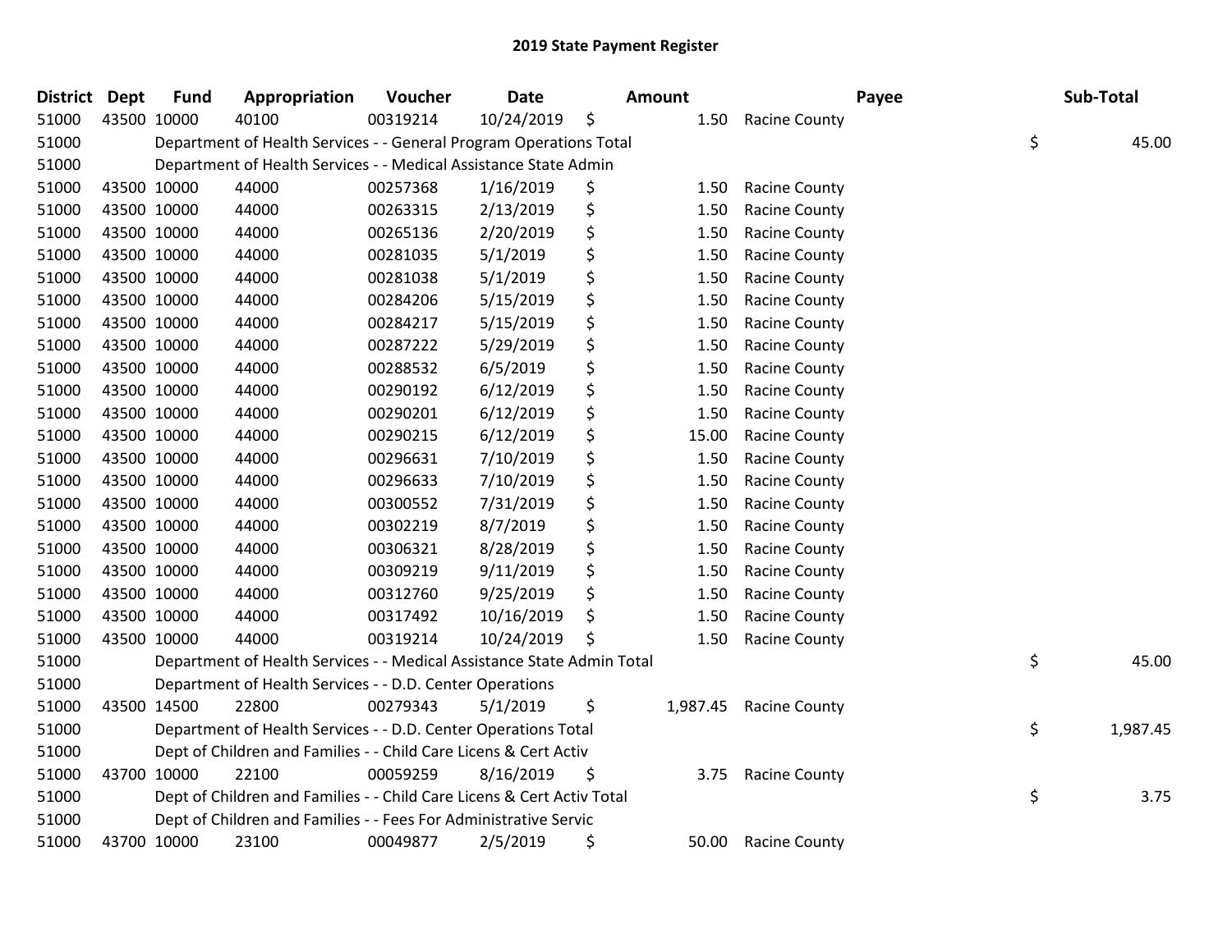# 2019 State Payment Register

| District | Dept | Fund | Appropriation | Voucher | Date | Amount | Payee | Sub-Total |
|---|---|---|---|---|---|---|---|---|
| 51000 | 43500 | 10000 | 40100 | 00319214 | 10/24/2019 | $ 1.50 | Racine County | |
| 51000 | | Department of Health Services - - General Program Operations Total | | | | | | $ 45.00 |
| 51000 | | Department of Health Services - - Medical Assistance State Admin | | | | | | |
| 51000 | 43500 | 10000 | 44000 | 00257368 | 1/16/2019 | $ 1.50 | Racine County | |
| 51000 | 43500 | 10000 | 44000 | 00263315 | 2/13/2019 | $ 1.50 | Racine County | |
| 51000 | 43500 | 10000 | 44000 | 00265136 | 2/20/2019 | $ 1.50 | Racine County | |
| 51000 | 43500 | 10000 | 44000 | 00281035 | 5/1/2019 | $ 1.50 | Racine County | |
| 51000 | 43500 | 10000 | 44000 | 00281038 | 5/1/2019 | $ 1.50 | Racine County | |
| 51000 | 43500 | 10000 | 44000 | 00284206 | 5/15/2019 | $ 1.50 | Racine County | |
| 51000 | 43500 | 10000 | 44000 | 00284217 | 5/15/2019 | $ 1.50 | Racine County | |
| 51000 | 43500 | 10000 | 44000 | 00287222 | 5/29/2019 | $ 1.50 | Racine County | |
| 51000 | 43500 | 10000 | 44000 | 00288532 | 6/5/2019 | $ 1.50 | Racine County | |
| 51000 | 43500 | 10000 | 44000 | 00290192 | 6/12/2019 | $ 1.50 | Racine County | |
| 51000 | 43500 | 10000 | 44000 | 00290201 | 6/12/2019 | $ 1.50 | Racine County | |
| 51000 | 43500 | 10000 | 44000 | 00290215 | 6/12/2019 | $ 15.00 | Racine County | |
| 51000 | 43500 | 10000 | 44000 | 00296631 | 7/10/2019 | $ 1.50 | Racine County | |
| 51000 | 43500 | 10000 | 44000 | 00296633 | 7/10/2019 | $ 1.50 | Racine County | |
| 51000 | 43500 | 10000 | 44000 | 00300552 | 7/31/2019 | $ 1.50 | Racine County | |
| 51000 | 43500 | 10000 | 44000 | 00302219 | 8/7/2019 | $ 1.50 | Racine County | |
| 51000 | 43500 | 10000 | 44000 | 00306321 | 8/28/2019 | $ 1.50 | Racine County | |
| 51000 | 43500 | 10000 | 44000 | 00309219 | 9/11/2019 | $ 1.50 | Racine County | |
| 51000 | 43500 | 10000 | 44000 | 00312760 | 9/25/2019 | $ 1.50 | Racine County | |
| 51000 | 43500 | 10000 | 44000 | 00317492 | 10/16/2019 | $ 1.50 | Racine County | |
| 51000 | 43500 | 10000 | 44000 | 00319214 | 10/24/2019 | $ 1.50 | Racine County | |
| 51000 | | Department of Health Services - - Medical Assistance State Admin Total | | | | | | $ 45.00 |
| 51000 | | Department of Health Services - - D.D. Center Operations | | | | | | |
| 51000 | 43500 | 14500 | 22800 | 00279343 | 5/1/2019 | $ 1,987.45 | Racine County | |
| 51000 | | Department of Health Services - - D.D. Center Operations Total | | | | | | $ 1,987.45 |
| 51000 | | Dept of Children and Families - - Child Care Licens & Cert Activ | | | | | | |
| 51000 | 43700 | 10000 | 22100 | 00059259 | 8/16/2019 | $ 3.75 | Racine County | |
| 51000 | | Dept of Children and Families - - Child Care Licens & Cert Activ Total | | | | | | $ 3.75 |
| 51000 | | Dept of Children and Families - - Fees For Administrative Servic | | | | | | |
| 51000 | 43700 | 10000 | 23100 | 00049877 | 2/5/2019 | $ 50.00 | Racine County | |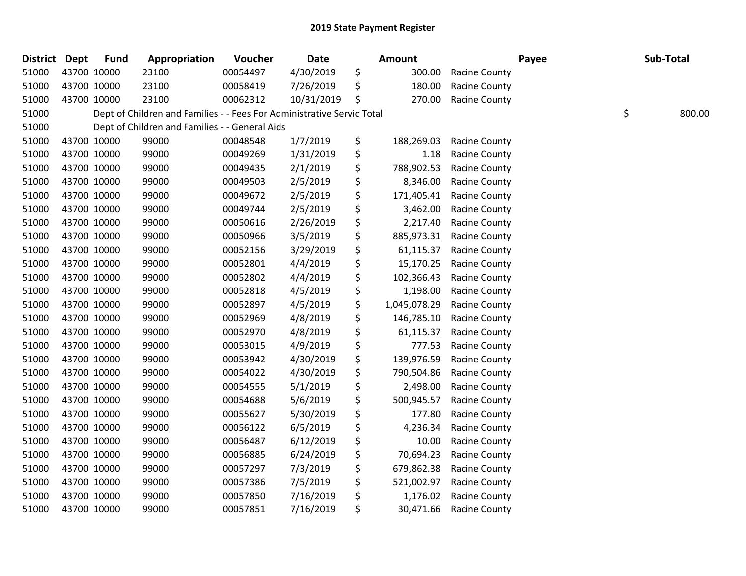# 2019 State Payment Register

| District | Dept | Fund | Appropriation | Voucher | Date | Amount | Payee | Sub-Total |
|---|---|---|---|---|---|---|---|---|
| 51000 | 43700 | 10000 | 23100 | 00054497 | 4/30/2019 | $ 300.00 | Racine County | |
| 51000 | 43700 | 10000 | 23100 | 00058419 | 7/26/2019 | $ 180.00 | Racine County | |
| 51000 | 43700 | 10000 | 23100 | 00062312 | 10/31/2019 | $ 270.00 | Racine County | |
| 51000 | | | Dept of Children and Families - - Fees For Administrative Servic Total | | | | | $ 800.00 |
| 51000 | | | Dept of Children and Families - - General Aids | | | | | |
| 51000 | 43700 | 10000 | 99000 | 00048548 | 1/7/2019 | $ 188,269.03 | Racine County | |
| 51000 | 43700 | 10000 | 99000 | 00049269 | 1/31/2019 | $ 1.18 | Racine County | |
| 51000 | 43700 | 10000 | 99000 | 00049435 | 2/1/2019 | $ 788,902.53 | Racine County | |
| 51000 | 43700 | 10000 | 99000 | 00049503 | 2/5/2019 | $ 8,346.00 | Racine County | |
| 51000 | 43700 | 10000 | 99000 | 00049672 | 2/5/2019 | $ 171,405.41 | Racine County | |
| 51000 | 43700 | 10000 | 99000 | 00049744 | 2/5/2019 | $ 3,462.00 | Racine County | |
| 51000 | 43700 | 10000 | 99000 | 00050616 | 2/26/2019 | $ 2,217.40 | Racine County | |
| 51000 | 43700 | 10000 | 99000 | 00050966 | 3/5/2019 | $ 885,973.31 | Racine County | |
| 51000 | 43700 | 10000 | 99000 | 00052156 | 3/29/2019 | $ 61,115.37 | Racine County | |
| 51000 | 43700 | 10000 | 99000 | 00052801 | 4/4/2019 | $ 15,170.25 | Racine County | |
| 51000 | 43700 | 10000 | 99000 | 00052802 | 4/4/2019 | $ 102,366.43 | Racine County | |
| 51000 | 43700 | 10000 | 99000 | 00052818 | 4/5/2019 | $ 1,198.00 | Racine County | |
| 51000 | 43700 | 10000 | 99000 | 00052897 | 4/5/2019 | $ 1,045,078.29 | Racine County | |
| 51000 | 43700 | 10000 | 99000 | 00052969 | 4/8/2019 | $ 146,785.10 | Racine County | |
| 51000 | 43700 | 10000 | 99000 | 00052970 | 4/8/2019 | $ 61,115.37 | Racine County | |
| 51000 | 43700 | 10000 | 99000 | 00053015 | 4/9/2019 | $ 777.53 | Racine County | |
| 51000 | 43700 | 10000 | 99000 | 00053942 | 4/30/2019 | $ 139,976.59 | Racine County | |
| 51000 | 43700 | 10000 | 99000 | 00054022 | 4/30/2019 | $ 790,504.86 | Racine County | |
| 51000 | 43700 | 10000 | 99000 | 00054555 | 5/1/2019 | $ 2,498.00 | Racine County | |
| 51000 | 43700 | 10000 | 99000 | 00054688 | 5/6/2019 | $ 500,945.57 | Racine County | |
| 51000 | 43700 | 10000 | 99000 | 00055627 | 5/30/2019 | $ 177.80 | Racine County | |
| 51000 | 43700 | 10000 | 99000 | 00056122 | 6/5/2019 | $ 4,236.34 | Racine County | |
| 51000 | 43700 | 10000 | 99000 | 00056487 | 6/12/2019 | $ 10.00 | Racine County | |
| 51000 | 43700 | 10000 | 99000 | 00056885 | 6/24/2019 | $ 70,694.23 | Racine County | |
| 51000 | 43700 | 10000 | 99000 | 00057297 | 7/3/2019 | $ 679,862.38 | Racine County | |
| 51000 | 43700 | 10000 | 99000 | 00057386 | 7/5/2019 | $ 521,002.97 | Racine County | |
| 51000 | 43700 | 10000 | 99000 | 00057850 | 7/16/2019 | $ 1,176.02 | Racine County | |
| 51000 | 43700 | 10000 | 99000 | 00057851 | 7/16/2019 | $ 30,471.66 | Racine County | |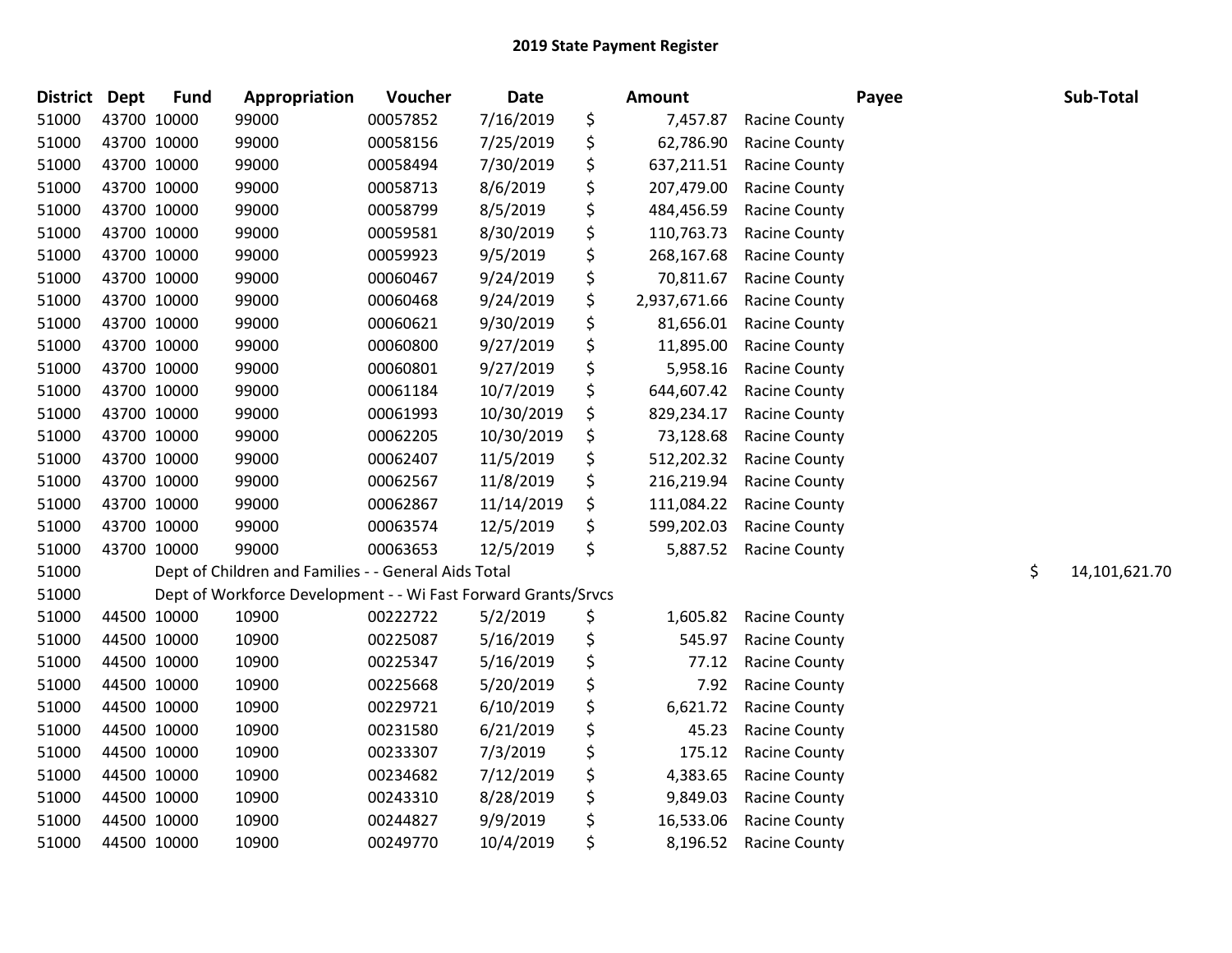# 2019 State Payment Register

| District | Dept | Fund | Appropriation | Voucher | Date | | Amount | Payee | Sub-Total |
|---|---|---|---|---|---|---|---|---|---|
| 51000 | 43700 | 10000 | 99000 | 00057852 | 7/16/2019 | $ | 7,457.87 | Racine County | |
| 51000 | 43700 | 10000 | 99000 | 00058156 | 7/25/2019 | $ | 62,786.90 | Racine County | |
| 51000 | 43700 | 10000 | 99000 | 00058494 | 7/30/2019 | $ | 637,211.51 | Racine County | |
| 51000 | 43700 | 10000 | 99000 | 00058713 | 8/6/2019 | $ | 207,479.00 | Racine County | |
| 51000 | 43700 | 10000 | 99000 | 00058799 | 8/5/2019 | $ | 484,456.59 | Racine County | |
| 51000 | 43700 | 10000 | 99000 | 00059581 | 8/30/2019 | $ | 110,763.73 | Racine County | |
| 51000 | 43700 | 10000 | 99000 | 00059923 | 9/5/2019 | $ | 268,167.68 | Racine County | |
| 51000 | 43700 | 10000 | 99000 | 00060467 | 9/24/2019 | $ | 70,811.67 | Racine County | |
| 51000 | 43700 | 10000 | 99000 | 00060468 | 9/24/2019 | $ | 2,937,671.66 | Racine County | |
| 51000 | 43700 | 10000 | 99000 | 00060621 | 9/30/2019 | $ | 81,656.01 | Racine County | |
| 51000 | 43700 | 10000 | 99000 | 00060800 | 9/27/2019 | $ | 11,895.00 | Racine County | |
| 51000 | 43700 | 10000 | 99000 | 00060801 | 9/27/2019 | $ | 5,958.16 | Racine County | |
| 51000 | 43700 | 10000 | 99000 | 00061184 | 10/7/2019 | $ | 644,607.42 | Racine County | |
| 51000 | 43700 | 10000 | 99000 | 00061993 | 10/30/2019 | $ | 829,234.17 | Racine County | |
| 51000 | 43700 | 10000 | 99000 | 00062205 | 10/30/2019 | $ | 73,128.68 | Racine County | |
| 51000 | 43700 | 10000 | 99000 | 00062407 | 11/5/2019 | $ | 512,202.32 | Racine County | |
| 51000 | 43700 | 10000 | 99000 | 00062567 | 11/8/2019 | $ | 216,219.94 | Racine County | |
| 51000 | 43700 | 10000 | 99000 | 00062867 | 11/14/2019 | $ | 111,084.22 | Racine County | |
| 51000 | 43700 | 10000 | 99000 | 00063574 | 12/5/2019 | $ | 599,202.03 | Racine County | |
| 51000 | 43700 | 10000 | 99000 | 00063653 | 12/5/2019 | $ | 5,887.52 | Racine County | |
| 51000 | Dept of Children and Families - - General Aids Total | | | | | | | | $ 14,101,621.70 |
| 51000 | Dept of Workforce Development - - Wi Fast Forward Grants/Srvcs | | | | | | | | |
| 51000 | 44500 | 10000 | 10900 | 00222722 | 5/2/2019 | $ | 1,605.82 | Racine County | |
| 51000 | 44500 | 10000 | 10900 | 00225087 | 5/16/2019 | $ | 545.97 | Racine County | |
| 51000 | 44500 | 10000 | 10900 | 00225347 | 5/16/2019 | $ | 77.12 | Racine County | |
| 51000 | 44500 | 10000 | 10900 | 00225668 | 5/20/2019 | $ | 7.92 | Racine County | |
| 51000 | 44500 | 10000 | 10900 | 00229721 | 6/10/2019 | $ | 6,621.72 | Racine County | |
| 51000 | 44500 | 10000 | 10900 | 00231580 | 6/21/2019 | $ | 45.23 | Racine County | |
| 51000 | 44500 | 10000 | 10900 | 00233307 | 7/3/2019 | $ | 175.12 | Racine County | |
| 51000 | 44500 | 10000 | 10900 | 00234682 | 7/12/2019 | $ | 4,383.65 | Racine County | |
| 51000 | 44500 | 10000 | 10900 | 00243310 | 8/28/2019 | $ | 9,849.03 | Racine County | |
| 51000 | 44500 | 10000 | 10900 | 00244827 | 9/9/2019 | $ | 16,533.06 | Racine County | |
| 51000 | 44500 | 10000 | 10900 | 00249770 | 10/4/2019 | $ | 8,196.52 | Racine County | |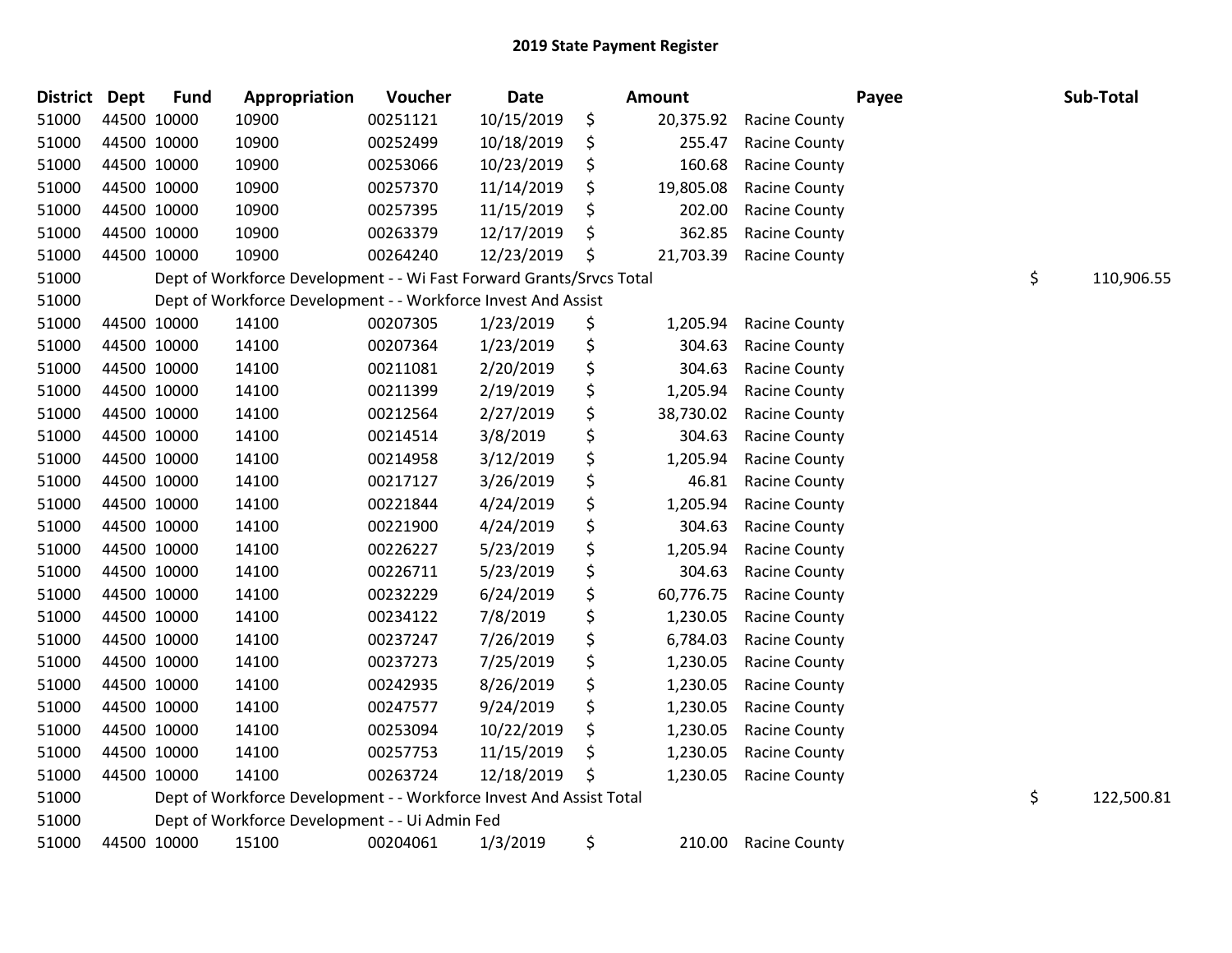# 2019 State Payment Register

| District | Dept | Fund | Appropriation | Voucher | Date | | Amount | Payee | | Sub-Total |
|---|---|---|---|---|---|---|---|---|---|---|
| 51000 | 44500 | 10000 | 10900 | 00251121 | 10/15/2019 | $ | 20,375.92 | Racine County | | |
| 51000 | 44500 | 10000 | 10900 | 00252499 | 10/18/2019 | $ | 255.47 | Racine County | | |
| 51000 | 44500 | 10000 | 10900 | 00253066 | 10/23/2019 | $ | 160.68 | Racine County | | |
| 51000 | 44500 | 10000 | 10900 | 00257370 | 11/14/2019 | $ | 19,805.08 | Racine County | | |
| 51000 | 44500 | 10000 | 10900 | 00257395 | 11/15/2019 | $ | 202.00 | Racine County | | |
| 51000 | 44500 | 10000 | 10900 | 00263379 | 12/17/2019 | $ | 362.85 | Racine County | | |
| 51000 | 44500 | 10000 | 10900 | 00264240 | 12/23/2019 | $ | 21,703.39 | Racine County | | |
| 51000 | | Dept of Workforce Development - - Wi Fast Forward Grants/Srvcs Total | | | | | | | $ | 110,906.55 |
| 51000 | | Dept of Workforce Development - - Workforce Invest And Assist | | | | | | | | |
| 51000 | 44500 | 10000 | 14100 | 00207305 | 1/23/2019 | $ | 1,205.94 | Racine County | | |
| 51000 | 44500 | 10000 | 14100 | 00207364 | 1/23/2019 | $ | 304.63 | Racine County | | |
| 51000 | 44500 | 10000 | 14100 | 00211081 | 2/20/2019 | $ | 304.63 | Racine County | | |
| 51000 | 44500 | 10000 | 14100 | 00211399 | 2/19/2019 | $ | 1,205.94 | Racine County | | |
| 51000 | 44500 | 10000 | 14100 | 00212564 | 2/27/2019 | $ | 38,730.02 | Racine County | | |
| 51000 | 44500 | 10000 | 14100 | 00214514 | 3/8/2019 | $ | 304.63 | Racine County | | |
| 51000 | 44500 | 10000 | 14100 | 00214958 | 3/12/2019 | $ | 1,205.94 | Racine County | | |
| 51000 | 44500 | 10000 | 14100 | 00217127 | 3/26/2019 | $ | 46.81 | Racine County | | |
| 51000 | 44500 | 10000 | 14100 | 00221844 | 4/24/2019 | $ | 1,205.94 | Racine County | | |
| 51000 | 44500 | 10000 | 14100 | 00221900 | 4/24/2019 | $ | 304.63 | Racine County | | |
| 51000 | 44500 | 10000 | 14100 | 00226227 | 5/23/2019 | $ | 1,205.94 | Racine County | | |
| 51000 | 44500 | 10000 | 14100 | 00226711 | 5/23/2019 | $ | 304.63 | Racine County | | |
| 51000 | 44500 | 10000 | 14100 | 00232229 | 6/24/2019 | $ | 60,776.75 | Racine County | | |
| 51000 | 44500 | 10000 | 14100 | 00234122 | 7/8/2019 | $ | 1,230.05 | Racine County | | |
| 51000 | 44500 | 10000 | 14100 | 00237247 | 7/26/2019 | $ | 6,784.03 | Racine County | | |
| 51000 | 44500 | 10000 | 14100 | 00237273 | 7/25/2019 | $ | 1,230.05 | Racine County | | |
| 51000 | 44500 | 10000 | 14100 | 00242935 | 8/26/2019 | $ | 1,230.05 | Racine County | | |
| 51000 | 44500 | 10000 | 14100 | 00247577 | 9/24/2019 | $ | 1,230.05 | Racine County | | |
| 51000 | 44500 | 10000 | 14100 | 00253094 | 10/22/2019 | $ | 1,230.05 | Racine County | | |
| 51000 | 44500 | 10000 | 14100 | 00257753 | 11/15/2019 | $ | 1,230.05 | Racine County | | |
| 51000 | 44500 | 10000 | 14100 | 00263724 | 12/18/2019 | $ | 1,230.05 | Racine County | | |
| 51000 | | Dept of Workforce Development - - Workforce Invest And Assist Total | | | | | | | $ | 122,500.81 |
| 51000 | | Dept of Workforce Development - - Ui Admin Fed | | | | | | | | |
| 51000 | 44500 | 10000 | 15100 | 00204061 | 1/3/2019 | $ | 210.00 | Racine County | | |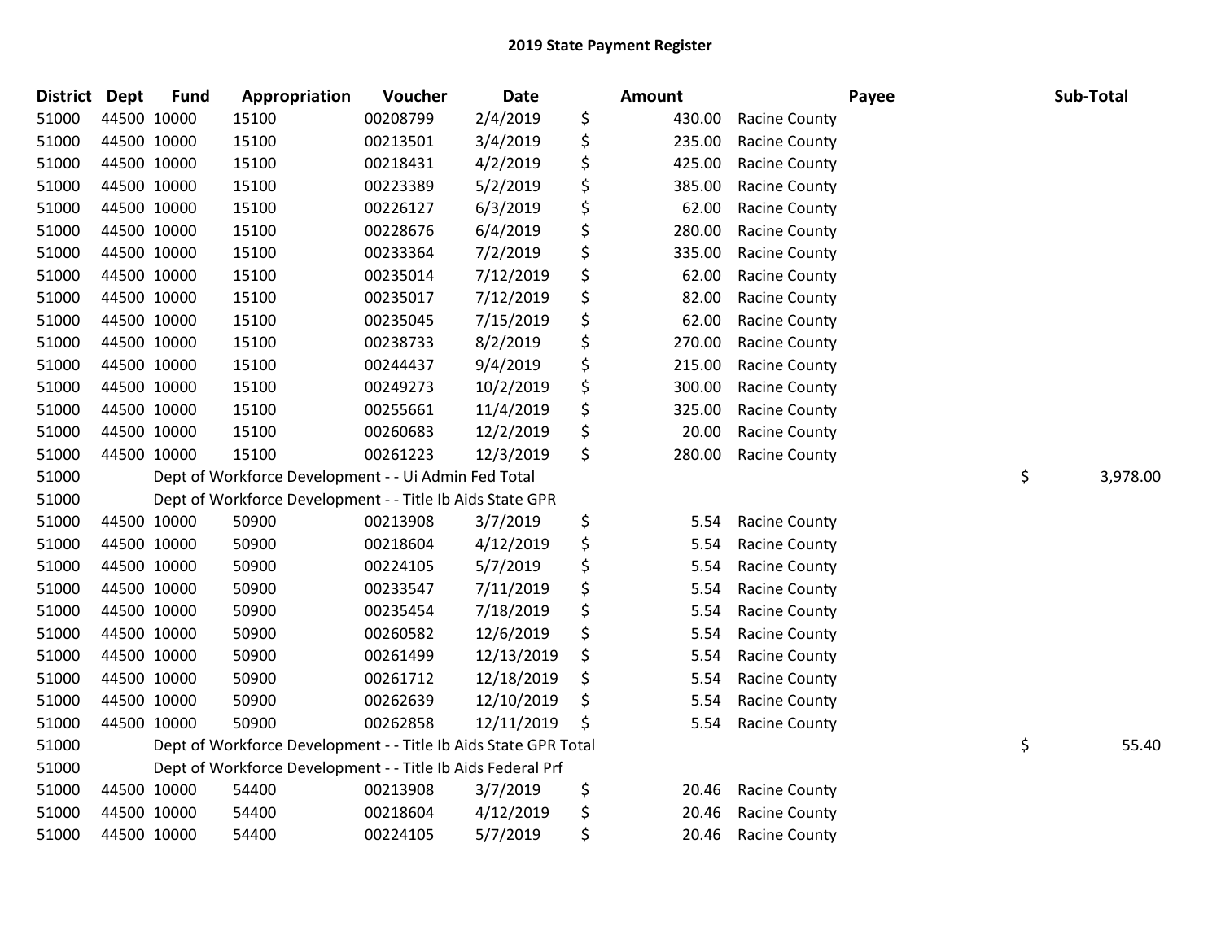# 2019 State Payment Register

| District | Dept | Fund | Appropriation | Voucher | Date | Amount | Payee | Sub-Total |
|---|---|---|---|---|---|---|---|---|
| 51000 | 44500 | 10000 | 15100 | 00208799 | 2/4/2019 | $ 430.00 | Racine County | |
| 51000 | 44500 | 10000 | 15100 | 00213501 | 3/4/2019 | $ 235.00 | Racine County | |
| 51000 | 44500 | 10000 | 15100 | 00218431 | 4/2/2019 | $ 425.00 | Racine County | |
| 51000 | 44500 | 10000 | 15100 | 00223389 | 5/2/2019 | $ 385.00 | Racine County | |
| 51000 | 44500 | 10000 | 15100 | 00226127 | 6/3/2019 | $ 62.00 | Racine County | |
| 51000 | 44500 | 10000 | 15100 | 00228676 | 6/4/2019 | $ 280.00 | Racine County | |
| 51000 | 44500 | 10000 | 15100 | 00233364 | 7/2/2019 | $ 335.00 | Racine County | |
| 51000 | 44500 | 10000 | 15100 | 00235014 | 7/12/2019 | $ 62.00 | Racine County | |
| 51000 | 44500 | 10000 | 15100 | 00235017 | 7/12/2019 | $ 82.00 | Racine County | |
| 51000 | 44500 | 10000 | 15100 | 00235045 | 7/15/2019 | $ 62.00 | Racine County | |
| 51000 | 44500 | 10000 | 15100 | 00238733 | 8/2/2019 | $ 270.00 | Racine County | |
| 51000 | 44500 | 10000 | 15100 | 00244437 | 9/4/2019 | $ 215.00 | Racine County | |
| 51000 | 44500 | 10000 | 15100 | 00249273 | 10/2/2019 | $ 300.00 | Racine County | |
| 51000 | 44500 | 10000 | 15100 | 00255661 | 11/4/2019 | $ 325.00 | Racine County | |
| 51000 | 44500 | 10000 | 15100 | 00260683 | 12/2/2019 | $ 20.00 | Racine County | |
| 51000 | 44500 | 10000 | 15100 | 00261223 | 12/3/2019 | $ 280.00 | Racine County | |
| 51000 | | Dept of Workforce Development - - Ui Admin Fed Total | | | | | | $ 3,978.00 |
| 51000 | | Dept of Workforce Development - - Title Ib Aids State GPR | | | | | | |
| 51000 | 44500 | 10000 | 50900 | 00213908 | 3/7/2019 | $ 5.54 | Racine County | |
| 51000 | 44500 | 10000 | 50900 | 00218604 | 4/12/2019 | $ 5.54 | Racine County | |
| 51000 | 44500 | 10000 | 50900 | 00224105 | 5/7/2019 | $ 5.54 | Racine County | |
| 51000 | 44500 | 10000 | 50900 | 00233547 | 7/11/2019 | $ 5.54 | Racine County | |
| 51000 | 44500 | 10000 | 50900 | 00235454 | 7/18/2019 | $ 5.54 | Racine County | |
| 51000 | 44500 | 10000 | 50900 | 00260582 | 12/6/2019 | $ 5.54 | Racine County | |
| 51000 | 44500 | 10000 | 50900 | 00261499 | 12/13/2019 | $ 5.54 | Racine County | |
| 51000 | 44500 | 10000 | 50900 | 00261712 | 12/18/2019 | $ 5.54 | Racine County | |
| 51000 | 44500 | 10000 | 50900 | 00262639 | 12/10/2019 | $ 5.54 | Racine County | |
| 51000 | 44500 | 10000 | 50900 | 00262858 | 12/11/2019 | $ 5.54 | Racine County | |
| 51000 | | Dept of Workforce Development - - Title Ib Aids State GPR Total | | | | | | $ 55.40 |
| 51000 | | Dept of Workforce Development - - Title Ib Aids Federal Prf | | | | | | |
| 51000 | 44500 | 10000 | 54400 | 00213908 | 3/7/2019 | $ 20.46 | Racine County | |
| 51000 | 44500 | 10000 | 54400 | 00218604 | 4/12/2019 | $ 20.46 | Racine County | |
| 51000 | 44500 | 10000 | 54400 | 00224105 | 5/7/2019 | $ 20.46 | Racine County | |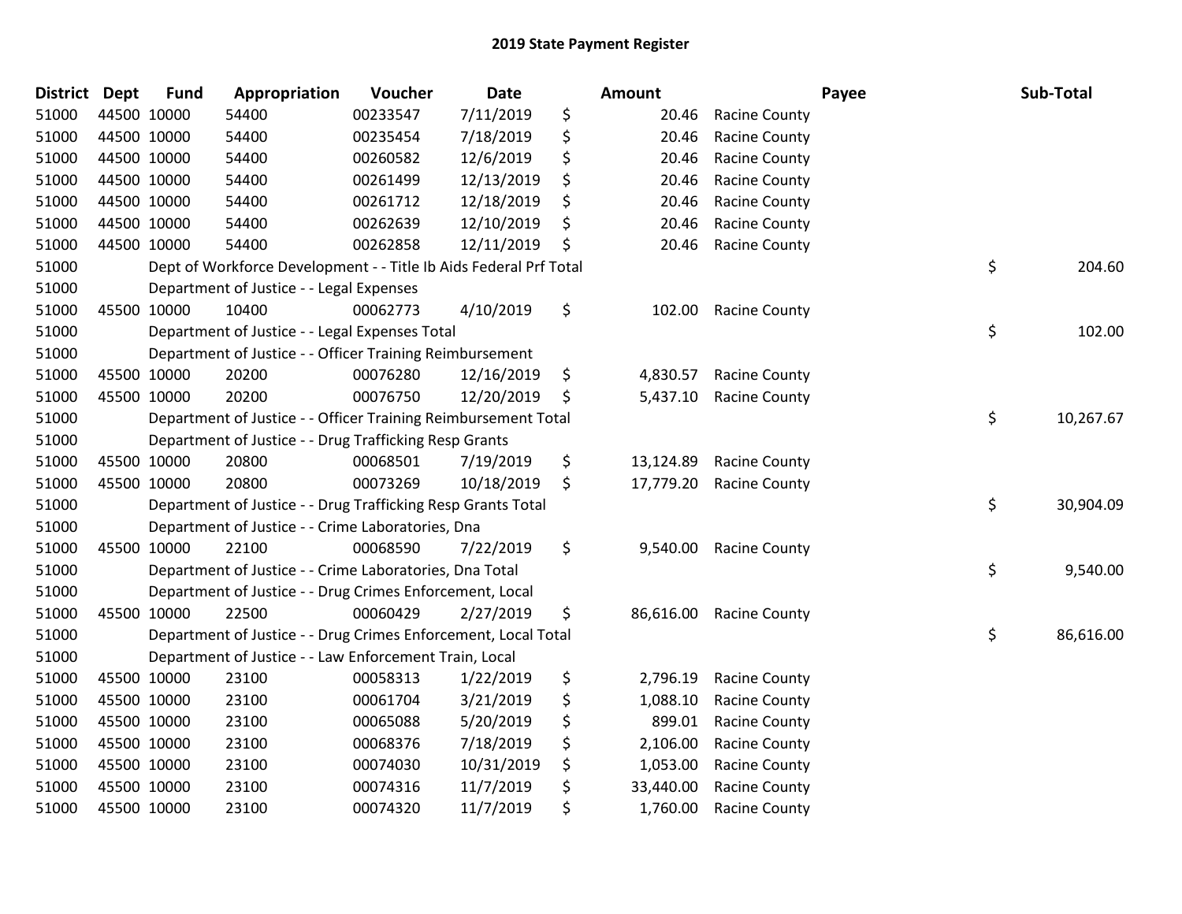# 2019 State Payment Register

| District | Dept | Fund | Appropriation | Voucher | Date | | Amount | Payee | | Sub-Total |
|---|---|---|---|---|---|---|---|---|---|---|
| 51000 | 44500 | 10000 | 54400 | 00233547 | 7/11/2019 | $ | 20.46 | Racine County | | |
| 51000 | 44500 | 10000 | 54400 | 00235454 | 7/18/2019 | $ | 20.46 | Racine County | | |
| 51000 | 44500 | 10000 | 54400 | 00260582 | 12/6/2019 | $ | 20.46 | Racine County | | |
| 51000 | 44500 | 10000 | 54400 | 00261499 | 12/13/2019 | $ | 20.46 | Racine County | | |
| 51000 | 44500 | 10000 | 54400 | 00261712 | 12/18/2019 | $ | 20.46 | Racine County | | |
| 51000 | 44500 | 10000 | 54400 | 00262639 | 12/10/2019 | $ | 20.46 | Racine County | | |
| 51000 | 44500 | 10000 | 54400 | 00262858 | 12/11/2019 | $ | 20.46 | Racine County | | |
| 51000 | | | Dept of Workforce Development - - Title Ib Aids Federal Prf Total | | | | | | $ | 204.60 |
| 51000 | | | Department of Justice - - Legal Expenses | | | | | | | |
| 51000 | 45500 | 10000 | 10400 | 00062773 | 4/10/2019 | $ | 102.00 | Racine County | | |
| 51000 | | | Department of Justice - - Legal Expenses Total | | | | | | $ | 102.00 |
| 51000 | | | Department of Justice - - Officer Training Reimbursement | | | | | | | |
| 51000 | 45500 | 10000 | 20200 | 00076280 | 12/16/2019 | $ | 4,830.57 | Racine County | | |
| 51000 | 45500 | 10000 | 20200 | 00076750 | 12/20/2019 | $ | 5,437.10 | Racine County | | |
| 51000 | | | Department of Justice - - Officer Training Reimbursement Total | | | | | | $ | 10,267.67 |
| 51000 | | | Department of Justice - - Drug Trafficking Resp Grants | | | | | | | |
| 51000 | 45500 | 10000 | 20800 | 00068501 | 7/19/2019 | $ | 13,124.89 | Racine County | | |
| 51000 | 45500 | 10000 | 20800 | 00073269 | 10/18/2019 | $ | 17,779.20 | Racine County | | |
| 51000 | | | Department of Justice - - Drug Trafficking Resp Grants Total | | | | | | $ | 30,904.09 |
| 51000 | | | Department of Justice - - Crime Laboratories, Dna | | | | | | | |
| 51000 | 45500 | 10000 | 22100 | 00068590 | 7/22/2019 | $ | 9,540.00 | Racine County | | |
| 51000 | | | Department of Justice - - Crime Laboratories, Dna Total | | | | | | $ | 9,540.00 |
| 51000 | | | Department of Justice - - Drug Crimes Enforcement, Local | | | | | | | |
| 51000 | 45500 | 10000 | 22500 | 00060429 | 2/27/2019 | $ | 86,616.00 | Racine County | | |
| 51000 | | | Department of Justice - - Drug Crimes Enforcement, Local Total | | | | | | $ | 86,616.00 |
| 51000 | | | Department of Justice - - Law Enforcement Train, Local | | | | | | | |
| 51000 | 45500 | 10000 | 23100 | 00058313 | 1/22/2019 | $ | 2,796.19 | Racine County | | |
| 51000 | 45500 | 10000 | 23100 | 00061704 | 3/21/2019 | $ | 1,088.10 | Racine County | | |
| 51000 | 45500 | 10000 | 23100 | 00065088 | 5/20/2019 | $ | 899.01 | Racine County | | |
| 51000 | 45500 | 10000 | 23100 | 00068376 | 7/18/2019 | $ | 2,106.00 | Racine County | | |
| 51000 | 45500 | 10000 | 23100 | 00074030 | 10/31/2019 | $ | 1,053.00 | Racine County | | |
| 51000 | 45500 | 10000 | 23100 | 00074316 | 11/7/2019 | $ | 33,440.00 | Racine County | | |
| 51000 | 45500 | 10000 | 23100 | 00074320 | 11/7/2019 | $ | 1,760.00 | Racine County | | |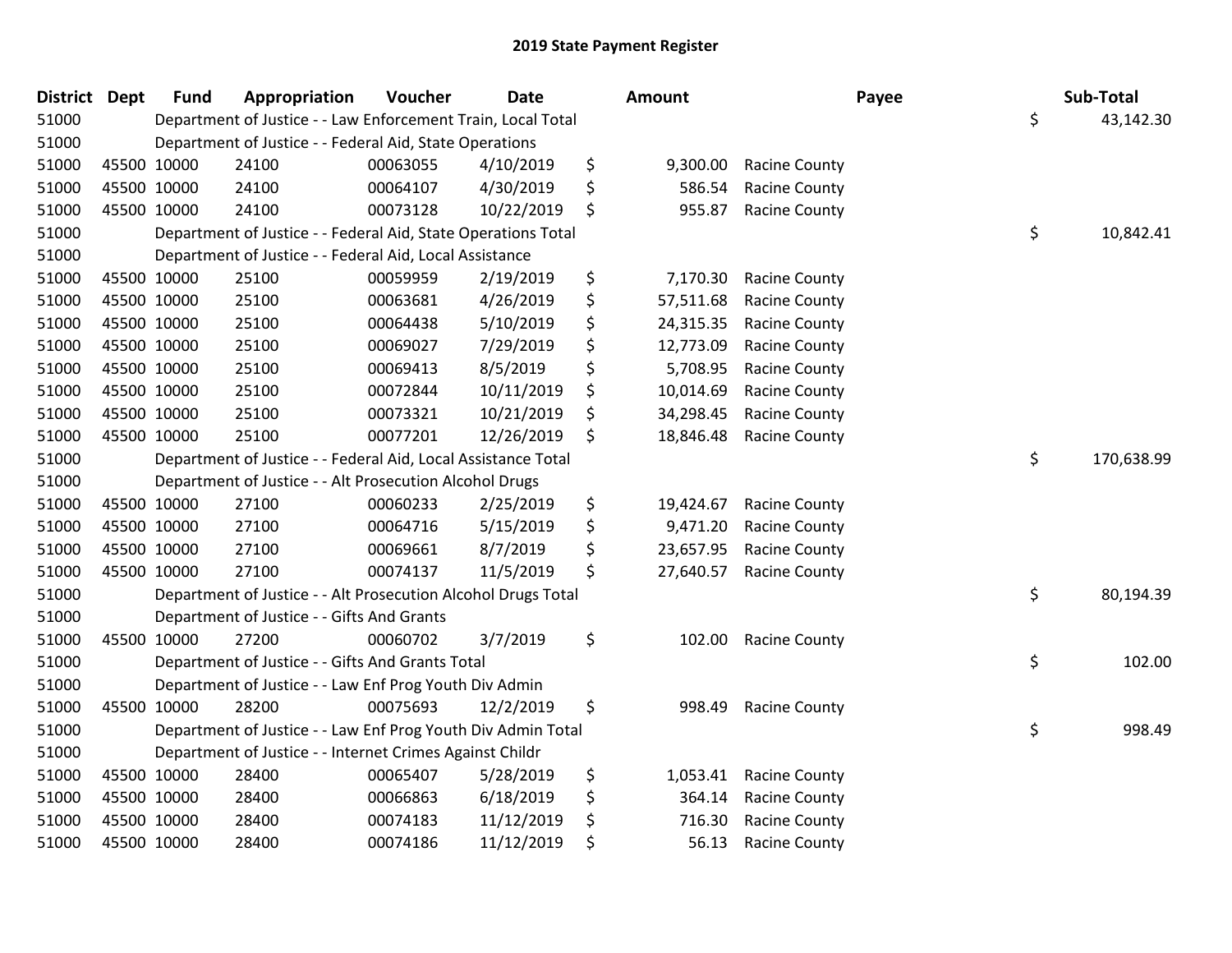# 2019 State Payment Register

| District | Dept | Fund | Appropriation | Voucher | Date | Amount | Payee | Sub-Total |
|---|---|---|---|---|---|---|---|---|
| 51000 | | Department of Justice - - Law Enforcement Train, Local Total | | | | | | $ 43,142.30 |
| 51000 | | Department of Justice - - Federal Aid, State Operations | | | | | | |
| 51000 | 45500 | 10000 | 24100 | 00063055 | 4/10/2019 | $ 9,300.00 | Racine County | |
| 51000 | 45500 | 10000 | 24100 | 00064107 | 4/30/2019 | $ 586.54 | Racine County | |
| 51000 | 45500 | 10000 | 24100 | 00073128 | 10/22/2019 | $ 955.87 | Racine County | |
| 51000 | | Department of Justice - - Federal Aid, State Operations Total | | | | | | $ 10,842.41 |
| 51000 | | Department of Justice - - Federal Aid, Local Assistance | | | | | | |
| 51000 | 45500 | 10000 | 25100 | 00059959 | 2/19/2019 | $ 7,170.30 | Racine County | |
| 51000 | 45500 | 10000 | 25100 | 00063681 | 4/26/2019 | $ 57,511.68 | Racine County | |
| 51000 | 45500 | 10000 | 25100 | 00064438 | 5/10/2019 | $ 24,315.35 | Racine County | |
| 51000 | 45500 | 10000 | 25100 | 00069027 | 7/29/2019 | $ 12,773.09 | Racine County | |
| 51000 | 45500 | 10000 | 25100 | 00069413 | 8/5/2019 | $ 5,708.95 | Racine County | |
| 51000 | 45500 | 10000 | 25100 | 00072844 | 10/11/2019 | $ 10,014.69 | Racine County | |
| 51000 | 45500 | 10000 | 25100 | 00073321 | 10/21/2019 | $ 34,298.45 | Racine County | |
| 51000 | 45500 | 10000 | 25100 | 00077201 | 12/26/2019 | $ 18,846.48 | Racine County | |
| 51000 | | Department of Justice - - Federal Aid, Local Assistance Total | | | | | | $ 170,638.99 |
| 51000 | | Department of Justice - - Alt Prosecution Alcohol Drugs | | | | | | |
| 51000 | 45500 | 10000 | 27100 | 00060233 | 2/25/2019 | $ 19,424.67 | Racine County | |
| 51000 | 45500 | 10000 | 27100 | 00064716 | 5/15/2019 | $ 9,471.20 | Racine County | |
| 51000 | 45500 | 10000 | 27100 | 00069661 | 8/7/2019 | $ 23,657.95 | Racine County | |
| 51000 | 45500 | 10000 | 27100 | 00074137 | 11/5/2019 | $ 27,640.57 | Racine County | |
| 51000 | | Department of Justice - - Alt Prosecution Alcohol Drugs Total | | | | | | $ 80,194.39 |
| 51000 | | Department of Justice - - Gifts And Grants | | | | | | |
| 51000 | 45500 | 10000 | 27200 | 00060702 | 3/7/2019 | $ 102.00 | Racine County | |
| 51000 | | Department of Justice - - Gifts And Grants Total | | | | | | $ 102.00 |
| 51000 | | Department of Justice - - Law Enf Prog Youth Div Admin | | | | | | |
| 51000 | 45500 | 10000 | 28200 | 00075693 | 12/2/2019 | $ 998.49 | Racine County | |
| 51000 | | Department of Justice - - Law Enf Prog Youth Div Admin Total | | | | | | $ 998.49 |
| 51000 | | Department of Justice - - Internet Crimes Against Childr | | | | | | |
| 51000 | 45500 | 10000 | 28400 | 00065407 | 5/28/2019 | $ 1,053.41 | Racine County | |
| 51000 | 45500 | 10000 | 28400 | 00066863 | 6/18/2019 | $ 364.14 | Racine County | |
| 51000 | 45500 | 10000 | 28400 | 00074183 | 11/12/2019 | $ 716.30 | Racine County | |
| 51000 | 45500 | 10000 | 28400 | 00074186 | 11/12/2019 | $ 56.13 | Racine County | |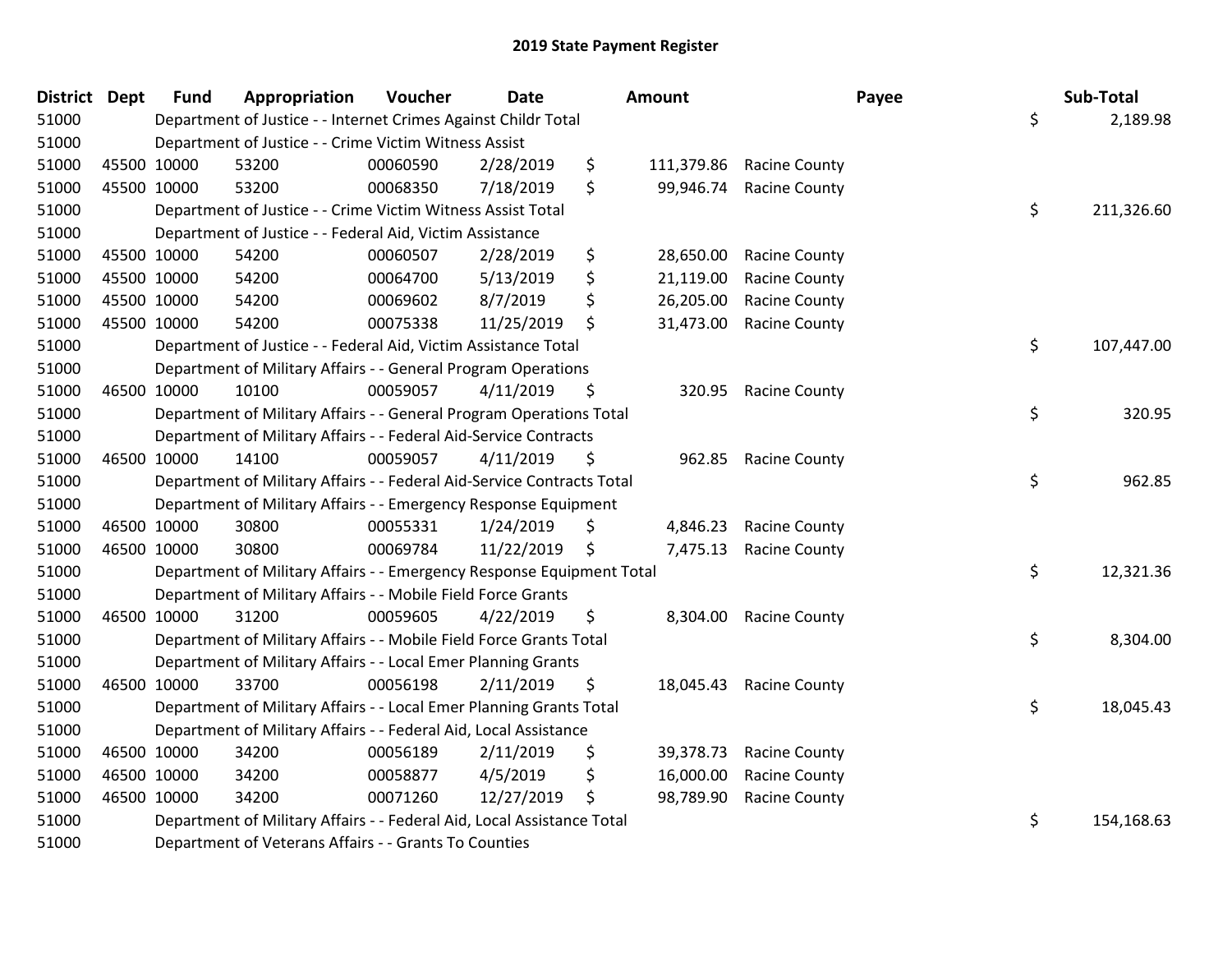# 2019 State Payment Register

| District | Dept | Fund | Appropriation | Voucher | Date | Amount | Payee | Sub-Total |
|---|---|---|---|---|---|---|---|---|
| 51000 | | Department of Justice - - Internet Crimes Against Childr Total | | | | | | $ 2,189.98 |
| 51000 | | Department of Justice - - Crime Victim Witness Assist | | | | | | |
| 51000 | 45500 | 10000 | 53200 | 00060590 | 2/28/2019 | $ 111,379.86 | Racine County | |
| 51000 | 45500 | 10000 | 53200 | 00068350 | 7/18/2019 | $ 99,946.74 | Racine County | |
| 51000 | | Department of Justice - - Crime Victim Witness Assist Total | | | | | | $ 211,326.60 |
| 51000 | | Department of Justice - - Federal Aid, Victim Assistance | | | | | | |
| 51000 | 45500 | 10000 | 54200 | 00060507 | 2/28/2019 | $ 28,650.00 | Racine County | |
| 51000 | 45500 | 10000 | 54200 | 00064700 | 5/13/2019 | $ 21,119.00 | Racine County | |
| 51000 | 45500 | 10000 | 54200 | 00069602 | 8/7/2019 | $ 26,205.00 | Racine County | |
| 51000 | 45500 | 10000 | 54200 | 00075338 | 11/25/2019 | $ 31,473.00 | Racine County | |
| 51000 | | Department of Justice - - Federal Aid, Victim Assistance Total | | | | | | $ 107,447.00 |
| 51000 | | Department of Military Affairs - - General Program Operations | | | | | | |
| 51000 | 46500 | 10000 | 10100 | 00059057 | 4/11/2019 | $ 320.95 | Racine County | |
| 51000 | | Department of Military Affairs - - General Program Operations Total | | | | | | $ 320.95 |
| 51000 | | Department of Military Affairs - - Federal Aid-Service Contracts | | | | | | |
| 51000 | 46500 | 10000 | 14100 | 00059057 | 4/11/2019 | $ 962.85 | Racine County | |
| 51000 | | Department of Military Affairs - - Federal Aid-Service Contracts Total | | | | | | $ 962.85 |
| 51000 | | Department of Military Affairs - - Emergency Response Equipment | | | | | | |
| 51000 | 46500 | 10000 | 30800 | 00055331 | 1/24/2019 | $ 4,846.23 | Racine County | |
| 51000 | 46500 | 10000 | 30800 | 00069784 | 11/22/2019 | $ 7,475.13 | Racine County | |
| 51000 | | Department of Military Affairs - - Emergency Response Equipment Total | | | | | | $ 12,321.36 |
| 51000 | | Department of Military Affairs - - Mobile Field Force Grants | | | | | | |
| 51000 | 46500 | 10000 | 31200 | 00059605 | 4/22/2019 | $ 8,304.00 | Racine County | |
| 51000 | | Department of Military Affairs - - Mobile Field Force Grants Total | | | | | | $ 8,304.00 |
| 51000 | | Department of Military Affairs - - Local Emer Planning Grants | | | | | | |
| 51000 | 46500 | 10000 | 33700 | 00056198 | 2/11/2019 | $ 18,045.43 | Racine County | |
| 51000 | | Department of Military Affairs - - Local Emer Planning Grants Total | | | | | | $ 18,045.43 |
| 51000 | | Department of Military Affairs - - Federal Aid, Local Assistance | | | | | | |
| 51000 | 46500 | 10000 | 34200 | 00056189 | 2/11/2019 | $ 39,378.73 | Racine County | |
| 51000 | 46500 | 10000 | 34200 | 00058877 | 4/5/2019 | $ 16,000.00 | Racine County | |
| 51000 | 46500 | 10000 | 34200 | 00071260 | 12/27/2019 | $ 98,789.90 | Racine County | |
| 51000 | | Department of Military Affairs - - Federal Aid, Local Assistance Total | | | | | | $ 154,168.63 |
| 51000 | | Department of Veterans Affairs - - Grants To Counties | | | | | | |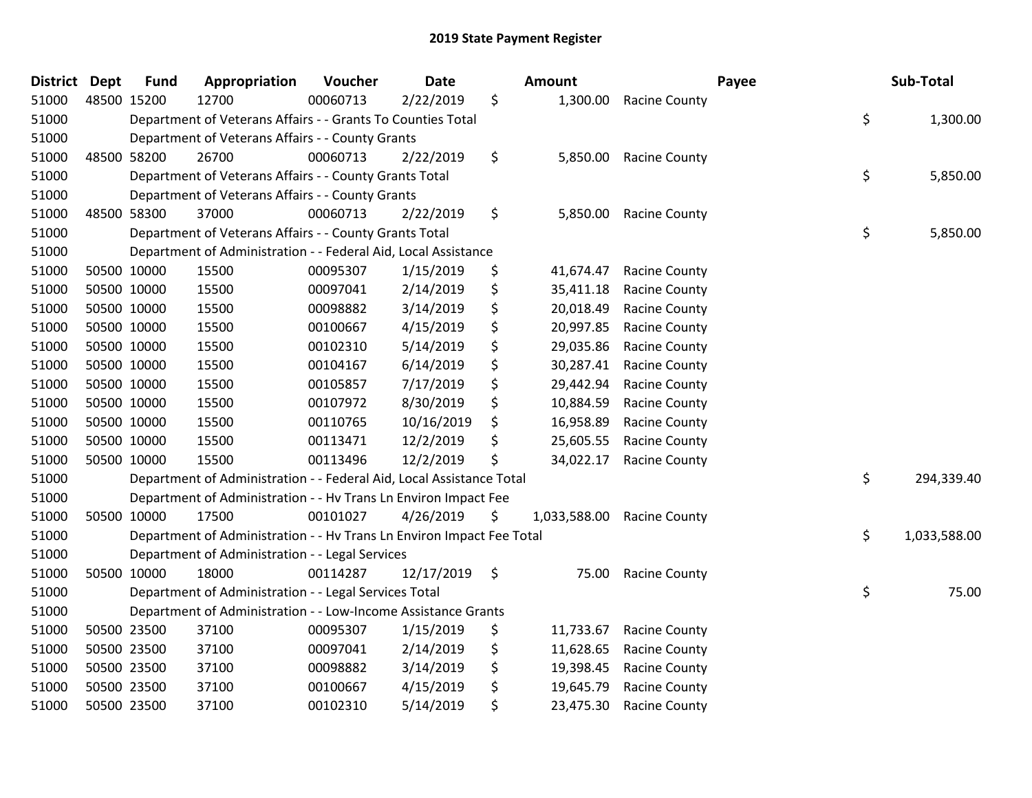## 2019 State Payment Register

| District | Dept | Fund | Appropriation | Voucher | Date | Amount | Payee | Sub-Total |
|---|---|---|---|---|---|---|---|---|
| 51000 | 48500 | 15200 | 12700 | 00060713 | 2/22/2019 | $ 1,300.00 | Racine County | |
| 51000 | | Department of Veterans Affairs - - Grants To Counties Total | | | | | | $ 1,300.00 |
| 51000 | | Department of Veterans Affairs - - County Grants | | | | | | |
| 51000 | 48500 | 58200 | 26700 | 00060713 | 2/22/2019 | $ 5,850.00 | Racine County | |
| 51000 | | Department of Veterans Affairs - - County Grants Total | | | | | | $ 5,850.00 |
| 51000 | | Department of Veterans Affairs - - County Grants | | | | | | |
| 51000 | 48500 | 58300 | 37000 | 00060713 | 2/22/2019 | $ 5,850.00 | Racine County | |
| 51000 | | Department of Veterans Affairs - - County Grants Total | | | | | | $ 5,850.00 |
| 51000 | | Department of Administration - - Federal Aid, Local Assistance | | | | | | |
| 51000 | 50500 | 10000 | 15500 | 00095307 | 1/15/2019 | $ 41,674.47 | Racine County | |
| 51000 | 50500 | 10000 | 15500 | 00097041 | 2/14/2019 | $ 35,411.18 | Racine County | |
| 51000 | 50500 | 10000 | 15500 | 00098882 | 3/14/2019 | $ 20,018.49 | Racine County | |
| 51000 | 50500 | 10000 | 15500 | 00100667 | 4/15/2019 | $ 20,997.85 | Racine County | |
| 51000 | 50500 | 10000 | 15500 | 00102310 | 5/14/2019 | $ 29,035.86 | Racine County | |
| 51000 | 50500 | 10000 | 15500 | 00104167 | 6/14/2019 | $ 30,287.41 | Racine County | |
| 51000 | 50500 | 10000 | 15500 | 00105857 | 7/17/2019 | $ 29,442.94 | Racine County | |
| 51000 | 50500 | 10000 | 15500 | 00107972 | 8/30/2019 | $ 10,884.59 | Racine County | |
| 51000 | 50500 | 10000 | 15500 | 00110765 | 10/16/2019 | $ 16,958.89 | Racine County | |
| 51000 | 50500 | 10000 | 15500 | 00113471 | 12/2/2019 | $ 25,605.55 | Racine County | |
| 51000 | 50500 | 10000 | 15500 | 00113496 | 12/2/2019 | $ 34,022.17 | Racine County | |
| 51000 | | Department of Administration - - Federal Aid, Local Assistance Total | | | | | | $ 294,339.40 |
| 51000 | | Department of Administration - - Hv Trans Ln Environ Impact Fee | | | | | | |
| 51000 | 50500 | 10000 | 17500 | 00101027 | 4/26/2019 | $ 1,033,588.00 | Racine County | |
| 51000 | | Department of Administration - - Hv Trans Ln Environ Impact Fee Total | | | | | | $ 1,033,588.00 |
| 51000 | | Department of Administration - - Legal Services | | | | | | |
| 51000 | 50500 | 10000 | 18000 | 00114287 | 12/17/2019 | $ 75.00 | Racine County | |
| 51000 | | Department of Administration - - Legal Services Total | | | | | | $ 75.00 |
| 51000 | | Department of Administration - - Low-Income Assistance Grants | | | | | | |
| 51000 | 50500 | 23500 | 37100 | 00095307 | 1/15/2019 | $ 11,733.67 | Racine County | |
| 51000 | 50500 | 23500 | 37100 | 00097041 | 2/14/2019 | $ 11,628.65 | Racine County | |
| 51000 | 50500 | 23500 | 37100 | 00098882 | 3/14/2019 | $ 19,398.45 | Racine County | |
| 51000 | 50500 | 23500 | 37100 | 00100667 | 4/15/2019 | $ 19,645.79 | Racine County | |
| 51000 | 50500 | 23500 | 37100 | 00102310 | 5/14/2019 | $ 23,475.30 | Racine County | |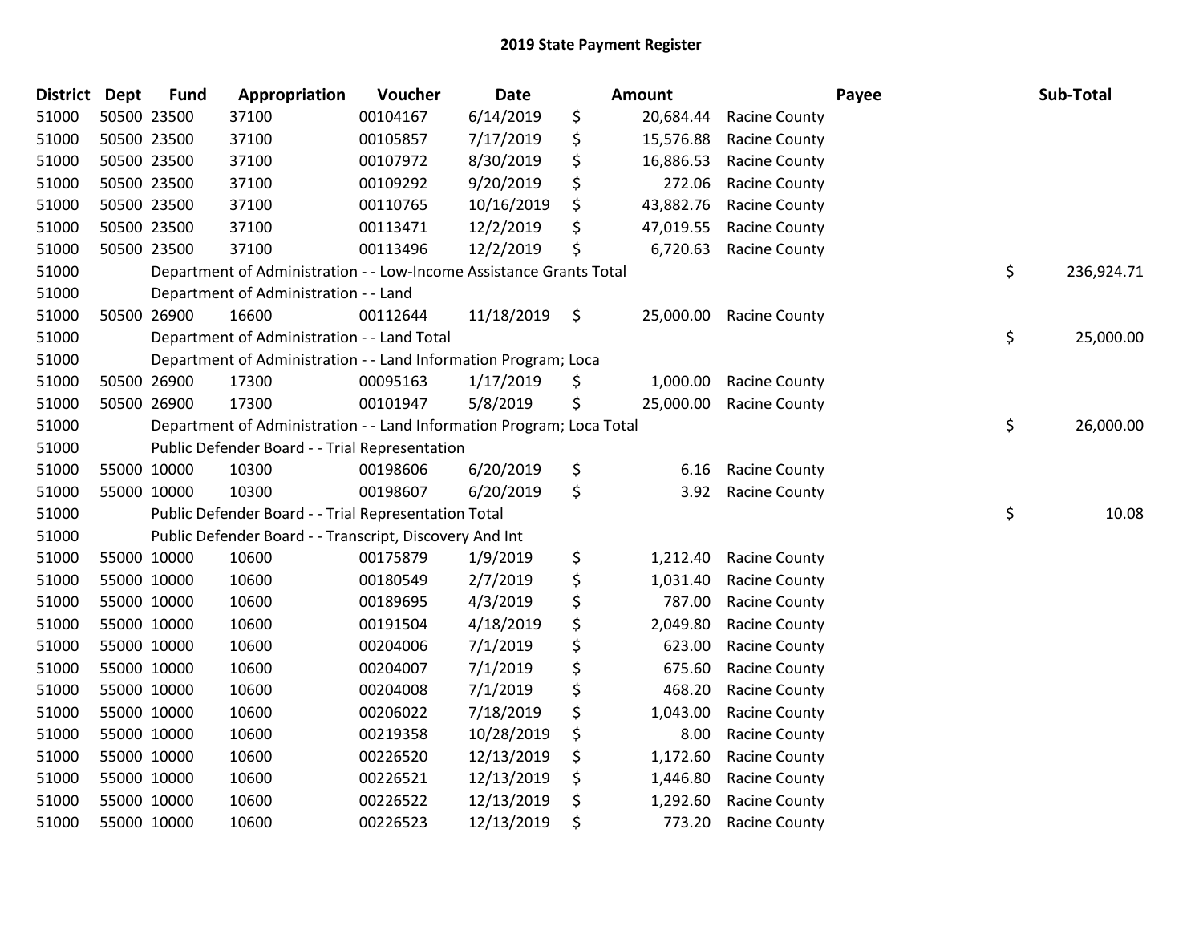## 2019 State Payment Register

| District | Dept | Fund | Appropriation | Voucher | Date | Amount | Payee | Sub-Total |
|---|---|---|---|---|---|---|---|---|
| 51000 | 50500 | 23500 | 37100 | 00104167 | 6/14/2019 | $ 20,684.44 | Racine County | |
| 51000 | 50500 | 23500 | 37100 | 00105857 | 7/17/2019 | $ 15,576.88 | Racine County | |
| 51000 | 50500 | 23500 | 37100 | 00107972 | 8/30/2019 | $ 16,886.53 | Racine County | |
| 51000 | 50500 | 23500 | 37100 | 00109292 | 9/20/2019 | $ 272.06 | Racine County | |
| 51000 | 50500 | 23500 | 37100 | 00110765 | 10/16/2019 | $ 43,882.76 | Racine County | |
| 51000 | 50500 | 23500 | 37100 | 00113471 | 12/2/2019 | $ 47,019.55 | Racine County | |
| 51000 | 50500 | 23500 | 37100 | 00113496 | 12/2/2019 | $ 6,720.63 | Racine County | |
| 51000 | | | Department of Administration - - Low-Income Assistance Grants Total | | | | | $ 236,924.71 |
| 51000 | | | Department of Administration - - Land | | | | | |
| 51000 | 50500 | 26900 | 16600 | 00112644 | 11/18/2019 | $ 25,000.00 | Racine County | |
| 51000 | | | Department of Administration - - Land Total | | | | | $ 25,000.00 |
| 51000 | | | Department of Administration - - Land Information Program; Loca | | | | | |
| 51000 | 50500 | 26900 | 17300 | 00095163 | 1/17/2019 | $ 1,000.00 | Racine County | |
| 51000 | 50500 | 26900 | 17300 | 00101947 | 5/8/2019 | $ 25,000.00 | Racine County | |
| 51000 | | | Department of Administration - - Land Information Program; Loca Total | | | | | $ 26,000.00 |
| 51000 | | | Public Defender Board - - Trial Representation | | | | | |
| 51000 | 55000 | 10000 | 10300 | 00198606 | 6/20/2019 | $ 6.16 | Racine County | |
| 51000 | 55000 | 10000 | 10300 | 00198607 | 6/20/2019 | $ 3.92 | Racine County | |
| 51000 | | | Public Defender Board - - Trial Representation Total | | | | | $ 10.08 |
| 51000 | | | Public Defender Board - - Transcript, Discovery And Int | | | | | |
| 51000 | 55000 | 10000 | 10600 | 00175879 | 1/9/2019 | $ 1,212.40 | Racine County | |
| 51000 | 55000 | 10000 | 10600 | 00180549 | 2/7/2019 | $ 1,031.40 | Racine County | |
| 51000 | 55000 | 10000 | 10600 | 00189695 | 4/3/2019 | $ 787.00 | Racine County | |
| 51000 | 55000 | 10000 | 10600 | 00191504 | 4/18/2019 | $ 2,049.80 | Racine County | |
| 51000 | 55000 | 10000 | 10600 | 00204006 | 7/1/2019 | $ 623.00 | Racine County | |
| 51000 | 55000 | 10000 | 10600 | 00204007 | 7/1/2019 | $ 675.60 | Racine County | |
| 51000 | 55000 | 10000 | 10600 | 00204008 | 7/1/2019 | $ 468.20 | Racine County | |
| 51000 | 55000 | 10000 | 10600 | 00206022 | 7/18/2019 | $ 1,043.00 | Racine County | |
| 51000 | 55000 | 10000 | 10600 | 00219358 | 10/28/2019 | $ 8.00 | Racine County | |
| 51000 | 55000 | 10000 | 10600 | 00226520 | 12/13/2019 | $ 1,172.60 | Racine County | |
| 51000 | 55000 | 10000 | 10600 | 00226521 | 12/13/2019 | $ 1,446.80 | Racine County | |
| 51000 | 55000 | 10000 | 10600 | 00226522 | 12/13/2019 | $ 1,292.60 | Racine County | |
| 51000 | 55000 | 10000 | 10600 | 00226523 | 12/13/2019 | $ 773.20 | Racine County | |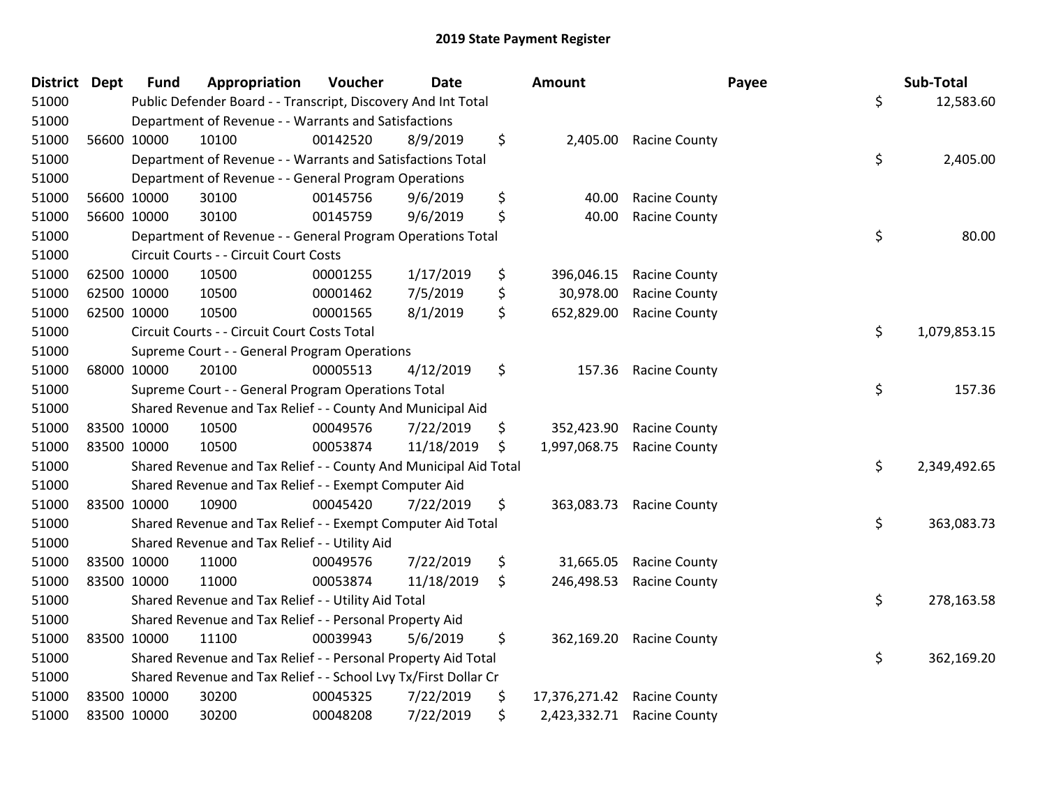# 2019 State Payment Register

| District | Dept | Fund | Appropriation | Voucher | Date | Amount | Payee | Sub-Total |
|---|---|---|---|---|---|---|---|---|
| 51000 | | Public Defender Board - - Transcript, Discovery And Int Total | | | | | | $ 12,583.60 |
| 51000 | | Department of Revenue - - Warrants and Satisfactions | | | | | | |
| 51000 | 56600 | 10000 | 10100 | 00142520 | 8/9/2019 | $ 2,405.00 | Racine County | |
| 51000 | | Department of Revenue - - Warrants and Satisfactions Total | | | | | | $ 2,405.00 |
| 51000 | | Department of Revenue - - General Program Operations | | | | | | |
| 51000 | 56600 | 10000 | 30100 | 00145756 | 9/6/2019 | $ 40.00 | Racine County | |
| 51000 | 56600 | 10000 | 30100 | 00145759 | 9/6/2019 | $ 40.00 | Racine County | |
| 51000 | | Department of Revenue - - General Program Operations Total | | | | | | $ 80.00 |
| 51000 | | Circuit Courts - - Circuit Court Costs | | | | | | |
| 51000 | 62500 | 10000 | 10500 | 00001255 | 1/17/2019 | $ 396,046.15 | Racine County | |
| 51000 | 62500 | 10000 | 10500 | 00001462 | 7/5/2019 | $ 30,978.00 | Racine County | |
| 51000 | 62500 | 10000 | 10500 | 00001565 | 8/1/2019 | $ 652,829.00 | Racine County | |
| 51000 | | Circuit Courts - - Circuit Court Costs Total | | | | | | $ 1,079,853.15 |
| 51000 | | Supreme Court - - General Program Operations | | | | | | |
| 51000 | 68000 | 10000 | 20100 | 00005513 | 4/12/2019 | $ 157.36 | Racine County | |
| 51000 | | Supreme Court - - General Program Operations Total | | | | | | $ 157.36 |
| 51000 | | Shared Revenue and Tax Relief - - County And Municipal Aid | | | | | | |
| 51000 | 83500 | 10000 | 10500 | 00049576 | 7/22/2019 | $ 352,423.90 | Racine County | |
| 51000 | 83500 | 10000 | 10500 | 00053874 | 11/18/2019 | $ 1,997,068.75 | Racine County | |
| 51000 | | Shared Revenue and Tax Relief - - County And Municipal Aid Total | | | | | | $ 2,349,492.65 |
| 51000 | | Shared Revenue and Tax Relief - - Exempt Computer Aid | | | | | | |
| 51000 | 83500 | 10000 | 10900 | 00045420 | 7/22/2019 | $ 363,083.73 | Racine County | |
| 51000 | | Shared Revenue and Tax Relief - - Exempt Computer Aid Total | | | | | | $ 363,083.73 |
| 51000 | | Shared Revenue and Tax Relief - - Utility Aid | | | | | | |
| 51000 | 83500 | 10000 | 11000 | 00049576 | 7/22/2019 | $ 31,665.05 | Racine County | |
| 51000 | 83500 | 10000 | 11000 | 00053874 | 11/18/2019 | $ 246,498.53 | Racine County | |
| 51000 | | Shared Revenue and Tax Relief - - Utility Aid Total | | | | | | $ 278,163.58 |
| 51000 | | Shared Revenue and Tax Relief - - Personal Property Aid | | | | | | |
| 51000 | 83500 | 10000 | 11100 | 00039943 | 5/6/2019 | $ 362,169.20 | Racine County | |
| 51000 | | Shared Revenue and Tax Relief - - Personal Property Aid Total | | | | | | $ 362,169.20 |
| 51000 | | Shared Revenue and Tax Relief - - School Lvy Tx/First Dollar Cr | | | | | | |
| 51000 | 83500 | 10000 | 30200 | 00045325 | 7/22/2019 | $ 17,376,271.42 | Racine County | |
| 51000 | 83500 | 10000 | 30200 | 00048208 | 7/22/2019 | $ 2,423,332.71 | Racine County | |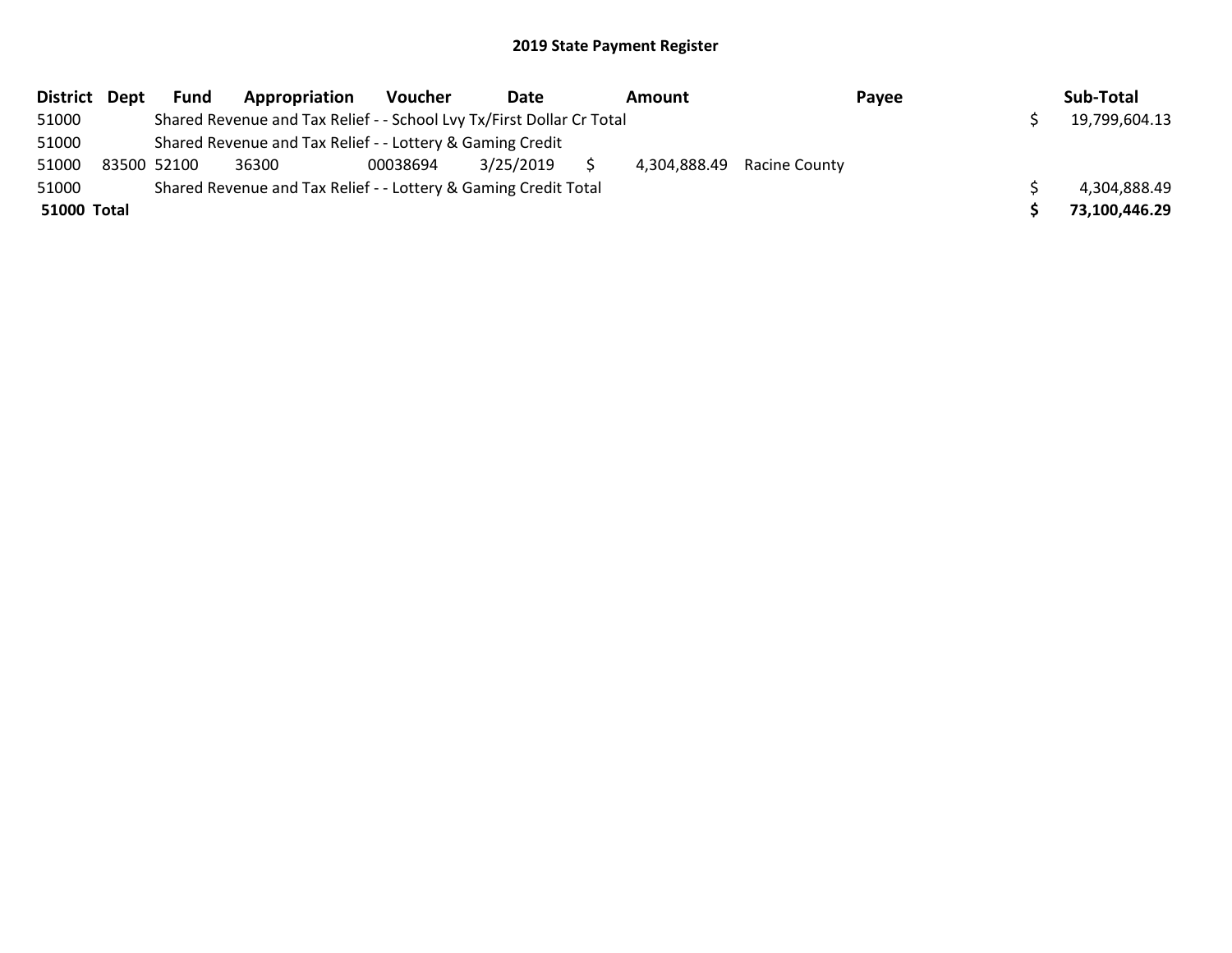# 2019 State Payment Register

| District | Dept | Fund | Appropriation | Voucher | Date | Amount | Payee | Sub-Total |
|---|---|---|---|---|---|---|---|---|
| 51000 | | Shared Revenue and Tax Relief - - School Lvy Tx/First Dollar Cr Total | | | | | | $ 19,799,604.13 |
| 51000 | | Shared Revenue and Tax Relief - - Lottery & Gaming Credit | | | | | | |
| 51000 | 83500 | 52100 | 36300 | 00038694 | 3/25/2019 | $ 4,304,888.49 | Racine County | |
| 51000 | | Shared Revenue and Tax Relief - - Lottery & Gaming Credit Total | | | | | | $ 4,304,888.49 |
| **51000 Total** | | | | | | | | **$ 73,100,446.29** |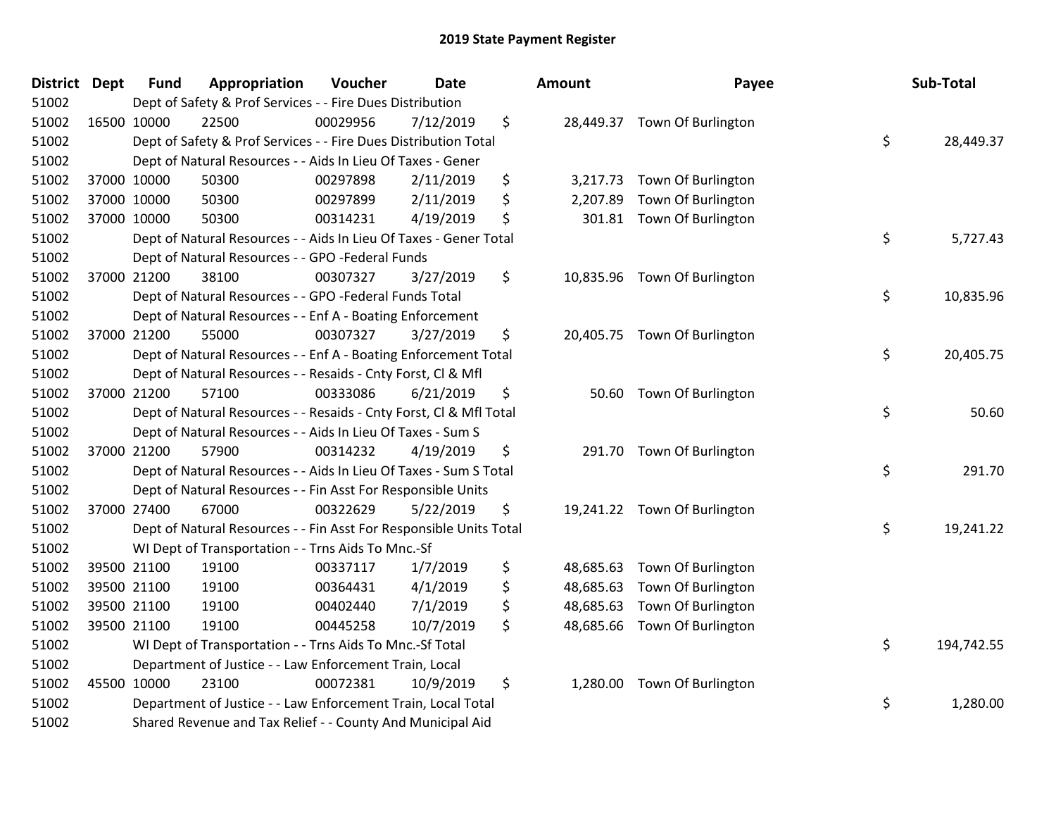## 2019 State Payment Register

| District | Dept | Fund | Appropriation | Voucher | Date | Amount | Payee | Sub-Total |
|---|---|---|---|---|---|---|---|---|
| 51002 | | Dept of Safety & Prof Services - - Fire Dues Distribution | | | | | | |
| 51002 | 16500 | 10000 | 22500 | 00029956 | 7/12/2019 | $ 28,449.37 | Town Of Burlington | |
| 51002 | | Dept of Safety & Prof Services - - Fire Dues Distribution Total | | | | | | $ 28,449.37 |
| 51002 | | Dept of Natural Resources - - Aids In Lieu Of Taxes - Gener | | | | | | |
| 51002 | 37000 | 10000 | 50300 | 00297898 | 2/11/2019 | $ 3,217.73 | Town Of Burlington | |
| 51002 | 37000 | 10000 | 50300 | 00297899 | 2/11/2019 | $ 2,207.89 | Town Of Burlington | |
| 51002 | 37000 | 10000 | 50300 | 00314231 | 4/19/2019 | $ 301.81 | Town Of Burlington | |
| 51002 | | Dept of Natural Resources - - Aids In Lieu Of Taxes - Gener Total | | | | | | $ 5,727.43 |
| 51002 | | Dept of Natural Resources - - GPO -Federal Funds | | | | | | |
| 51002 | 37000 | 21200 | 38100 | 00307327 | 3/27/2019 | $ 10,835.96 | Town Of Burlington | |
| 51002 | | Dept of Natural Resources - - GPO -Federal Funds Total | | | | | | $ 10,835.96 |
| 51002 | | Dept of Natural Resources - - Enf A - Boating Enforcement | | | | | | |
| 51002 | 37000 | 21200 | 55000 | 00307327 | 3/27/2019 | $ 20,405.75 | Town Of Burlington | |
| 51002 | | Dept of Natural Resources - - Enf A - Boating Enforcement Total | | | | | | $ 20,405.75 |
| 51002 | | Dept of Natural Resources - - Resaids - Cnty Forst, Cl & Mfl | | | | | | |
| 51002 | 37000 | 21200 | 57100 | 00333086 | 6/21/2019 | $ 50.60 | Town Of Burlington | |
| 51002 | | Dept of Natural Resources - - Resaids - Cnty Forst, Cl & Mfl Total | | | | | | $ 50.60 |
| 51002 | | Dept of Natural Resources - - Aids In Lieu Of Taxes - Sum S | | | | | | |
| 51002 | 37000 | 21200 | 57900 | 00314232 | 4/19/2019 | $ 291.70 | Town Of Burlington | |
| 51002 | | Dept of Natural Resources - - Aids In Lieu Of Taxes - Sum S Total | | | | | | $ 291.70 |
| 51002 | | Dept of Natural Resources - - Fin Asst For Responsible Units | | | | | | |
| 51002 | 37000 | 27400 | 67000 | 00322629 | 5/22/2019 | $ 19,241.22 | Town Of Burlington | |
| 51002 | | Dept of Natural Resources - - Fin Asst For Responsible Units Total | | | | | | $ 19,241.22 |
| 51002 | | WI Dept of Transportation - - Trns Aids To Mnc.-Sf | | | | | | |
| 51002 | 39500 | 21100 | 19100 | 00337117 | 1/7/2019 | $ 48,685.63 | Town Of Burlington | |
| 51002 | 39500 | 21100 | 19100 | 00364431 | 4/1/2019 | $ 48,685.63 | Town Of Burlington | |
| 51002 | 39500 | 21100 | 19100 | 00402440 | 7/1/2019 | $ 48,685.63 | Town Of Burlington | |
| 51002 | 39500 | 21100 | 19100 | 00445258 | 10/7/2019 | $ 48,685.66 | Town Of Burlington | |
| 51002 | | WI Dept of Transportation - - Trns Aids To Mnc.-Sf Total | | | | | | $ 194,742.55 |
| 51002 | | Department of Justice - - Law Enforcement Train, Local | | | | | | |
| 51002 | 45500 | 10000 | 23100 | 00072381 | 10/9/2019 | $ 1,280.00 | Town Of Burlington | |
| 51002 | | Department of Justice - - Law Enforcement Train, Local Total | | | | | | $ 1,280.00 |
| 51002 | | Shared Revenue and Tax Relief - - County And Municipal Aid | | | | | | |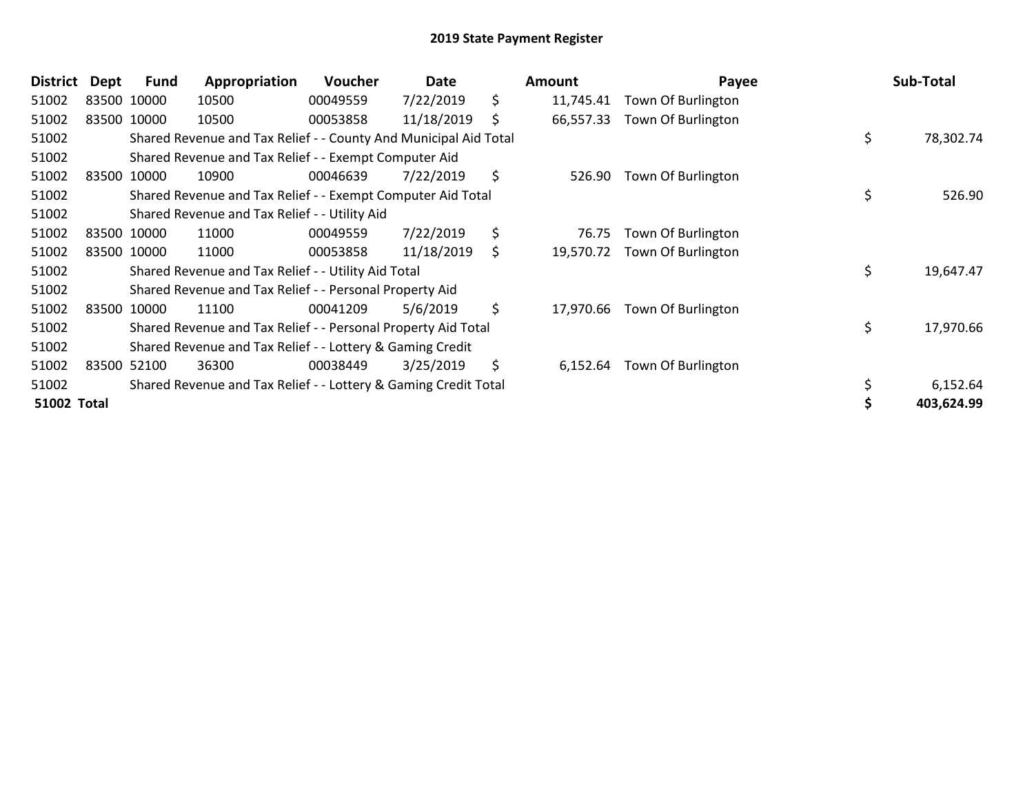# 2019 State Payment Register

| District | Dept | Fund | Appropriation | Voucher | Date | | Amount | Payee | | Sub-Total |
|---|---|---|---|---|---|---|---|---|---|---|
| 51002 | 83500 | 10000 | 10500 | 00049559 | 7/22/2019 | $ | 11,745.41 | Town Of Burlington | | |
| 51002 | 83500 | 10000 | 10500 | 00053858 | 11/18/2019 | $ | 66,557.33 | Town Of Burlington | | |
| 51002 | | Shared Revenue and Tax Relief - - County And Municipal Aid Total | | | | | | | $ | 78,302.74 |
| 51002 | | Shared Revenue and Tax Relief - - Exempt Computer Aid | | | | | | | | |
| 51002 | 83500 | 10000 | 10900 | 00046639 | 7/22/2019 | $ | 526.90 | Town Of Burlington | | |
| 51002 | | Shared Revenue and Tax Relief - - Exempt Computer Aid Total | | | | | | | $ | 526.90 |
| 51002 | | Shared Revenue and Tax Relief - - Utility Aid | | | | | | | | |
| 51002 | 83500 | 10000 | 11000 | 00049559 | 7/22/2019 | $ | 76.75 | Town Of Burlington | | |
| 51002 | 83500 | 10000 | 11000 | 00053858 | 11/18/2019 | $ | 19,570.72 | Town Of Burlington | | |
| 51002 | | Shared Revenue and Tax Relief - - Utility Aid Total | | | | | | | $ | 19,647.47 |
| 51002 | | Shared Revenue and Tax Relief - - Personal Property Aid | | | | | | | | |
| 51002 | 83500 | 10000 | 11100 | 00041209 | 5/6/2019 | $ | 17,970.66 | Town Of Burlington | | |
| 51002 | | Shared Revenue and Tax Relief - - Personal Property Aid Total | | | | | | | $ | 17,970.66 |
| 51002 | | Shared Revenue and Tax Relief - - Lottery & Gaming Credit | | | | | | | | |
| 51002 | 83500 | 52100 | 36300 | 00038449 | 3/25/2019 | $ | 6,152.64 | Town Of Burlington | | |
| 51002 | | Shared Revenue and Tax Relief - - Lottery & Gaming Credit Total | | | | | | | $ | 6,152.64 |
| **51002 Total** | | | | | | | | | **$** | **403,624.99** |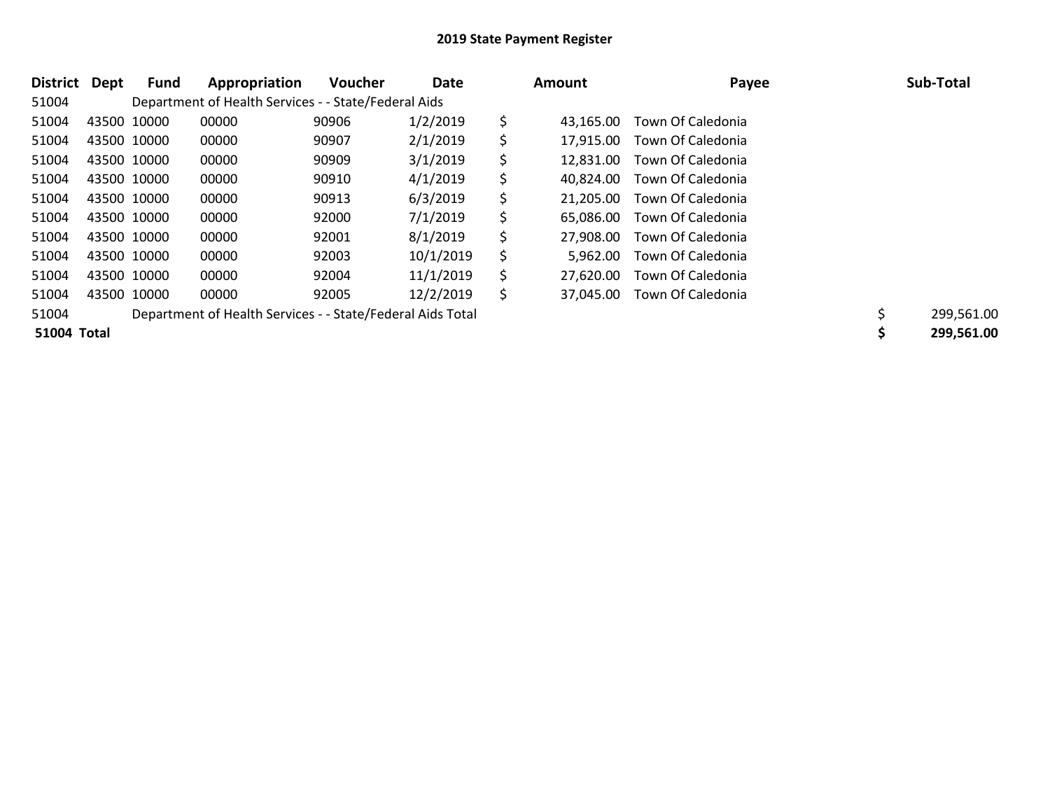## 2019 State Payment Register

| District | Dept | Fund | Appropriation | Voucher | Date | Amount | Payee | Sub-Total |
|---|---|---|---|---|---|---|---|---|
| 51004 | | Department of Health Services - - State/Federal Aids | | | | | | |
| 51004 | 43500 | 10000 | 00000 | 90906 | 1/2/2019 | $ 43,165.00 | Town Of Caledonia | |
| 51004 | 43500 | 10000 | 00000 | 90907 | 2/1/2019 | $ 17,915.00 | Town Of Caledonia | |
| 51004 | 43500 | 10000 | 00000 | 90909 | 3/1/2019 | $ 12,831.00 | Town Of Caledonia | |
| 51004 | 43500 | 10000 | 00000 | 90910 | 4/1/2019 | $ 40,824.00 | Town Of Caledonia | |
| 51004 | 43500 | 10000 | 00000 | 90913 | 6/3/2019 | $ 21,205.00 | Town Of Caledonia | |
| 51004 | 43500 | 10000 | 00000 | 92000 | 7/1/2019 | $ 65,086.00 | Town Of Caledonia | |
| 51004 | 43500 | 10000 | 00000 | 92001 | 8/1/2019 | $ 27,908.00 | Town Of Caledonia | |
| 51004 | 43500 | 10000 | 00000 | 92003 | 10/1/2019 | $ 5,962.00 | Town Of Caledonia | |
| 51004 | 43500 | 10000 | 00000 | 92004 | 11/1/2019 | $ 27,620.00 | Town Of Caledonia | |
| 51004 | 43500 | 10000 | 00000 | 92005 | 12/2/2019 | $ 37,045.00 | Town Of Caledonia | |
| 51004 | | Department of Health Services - - State/Federal Aids Total | | | | | | $ 299,561.00 |
| **51004 Total** | | | | | | | | **$ 299,561.00** |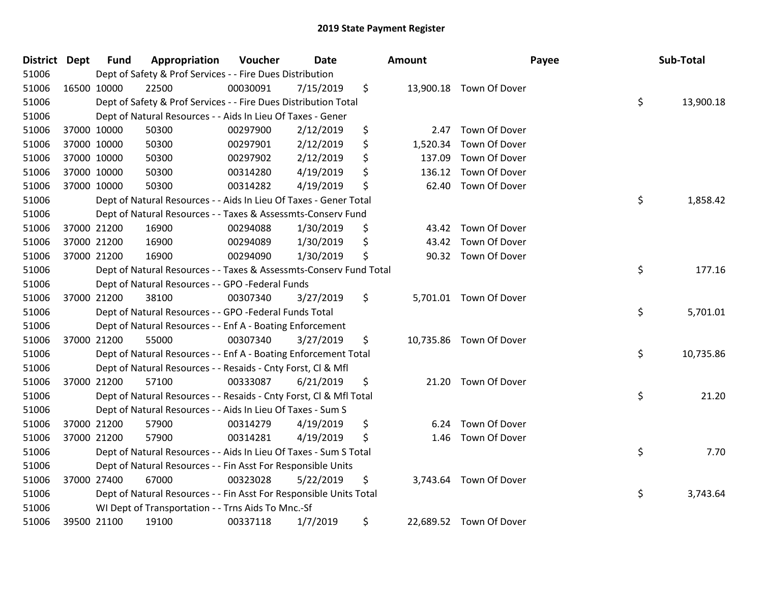# 2019 State Payment Register

| District | Dept | Fund | Appropriation | Voucher | Date | Amount | Payee | Sub-Total |
|---|---|---|---|---|---|---|---|---|
| 51006 | | Dept of Safety & Prof Services - - Fire Dues Distribution | | | | | | |
| 51006 | 16500 | 10000 | 22500 | 00030091 | 7/15/2019 | $ 13,900.18 | Town Of Dover | |
| 51006 | | Dept of Safety & Prof Services - - Fire Dues Distribution Total | | | | | | $ 13,900.18 |
| 51006 | | Dept of Natural Resources - - Aids In Lieu Of Taxes - Gener | | | | | | |
| 51006 | 37000 | 10000 | 50300 | 00297900 | 2/12/2019 | $ 2.47 | Town Of Dover | |
| 51006 | 37000 | 10000 | 50300 | 00297901 | 2/12/2019 | $ 1,520.34 | Town Of Dover | |
| 51006 | 37000 | 10000 | 50300 | 00297902 | 2/12/2019 | $ 137.09 | Town Of Dover | |
| 51006 | 37000 | 10000 | 50300 | 00314280 | 4/19/2019 | $ 136.12 | Town Of Dover | |
| 51006 | 37000 | 10000 | 50300 | 00314282 | 4/19/2019 | $ 62.40 | Town Of Dover | |
| 51006 | | Dept of Natural Resources - - Aids In Lieu Of Taxes - Gener Total | | | | | | $ 1,858.42 |
| 51006 | | Dept of Natural Resources - - Taxes & Assessmts-Conserv Fund | | | | | | |
| 51006 | 37000 | 21200 | 16900 | 00294088 | 1/30/2019 | $ 43.42 | Town Of Dover | |
| 51006 | 37000 | 21200 | 16900 | 00294089 | 1/30/2019 | $ 43.42 | Town Of Dover | |
| 51006 | 37000 | 21200 | 16900 | 00294090 | 1/30/2019 | $ 90.32 | Town Of Dover | |
| 51006 | | Dept of Natural Resources - - Taxes & Assessmts-Conserv Fund Total | | | | | | $ 177.16 |
| 51006 | | Dept of Natural Resources - - GPO -Federal Funds | | | | | | |
| 51006 | 37000 | 21200 | 38100 | 00307340 | 3/27/2019 | $ 5,701.01 | Town Of Dover | |
| 51006 | | Dept of Natural Resources - - GPO -Federal Funds Total | | | | | | $ 5,701.01 |
| 51006 | | Dept of Natural Resources - - Enf A - Boating Enforcement | | | | | | |
| 51006 | 37000 | 21200 | 55000 | 00307340 | 3/27/2019 | $ 10,735.86 | Town Of Dover | |
| 51006 | | Dept of Natural Resources - - Enf A - Boating Enforcement Total | | | | | | $ 10,735.86 |
| 51006 | | Dept of Natural Resources - - Resaids - Cnty Forst, Cl & Mfl | | | | | | |
| 51006 | 37000 | 21200 | 57100 | 00333087 | 6/21/2019 | $ 21.20 | Town Of Dover | |
| 51006 | | Dept of Natural Resources - - Resaids - Cnty Forst, Cl & Mfl Total | | | | | | $ 21.20 |
| 51006 | | Dept of Natural Resources - - Aids In Lieu Of Taxes - Sum S | | | | | | |
| 51006 | 37000 | 21200 | 57900 | 00314279 | 4/19/2019 | $ 6.24 | Town Of Dover | |
| 51006 | 37000 | 21200 | 57900 | 00314281 | 4/19/2019 | $ 1.46 | Town Of Dover | |
| 51006 | | Dept of Natural Resources - - Aids In Lieu Of Taxes - Sum S Total | | | | | | $ 7.70 |
| 51006 | | Dept of Natural Resources - - Fin Asst For Responsible Units | | | | | | |
| 51006 | 37000 | 27400 | 67000 | 00323028 | 5/22/2019 | $ 3,743.64 | Town Of Dover | |
| 51006 | | Dept of Natural Resources - - Fin Asst For Responsible Units Total | | | | | | $ 3,743.64 |
| 51006 | | WI Dept of Transportation - - Trns Aids To Mnc.-Sf | | | | | | |
| 51006 | 39500 | 21100 | 19100 | 00337118 | 1/7/2019 | $ 22,689.52 | Town Of Dover | |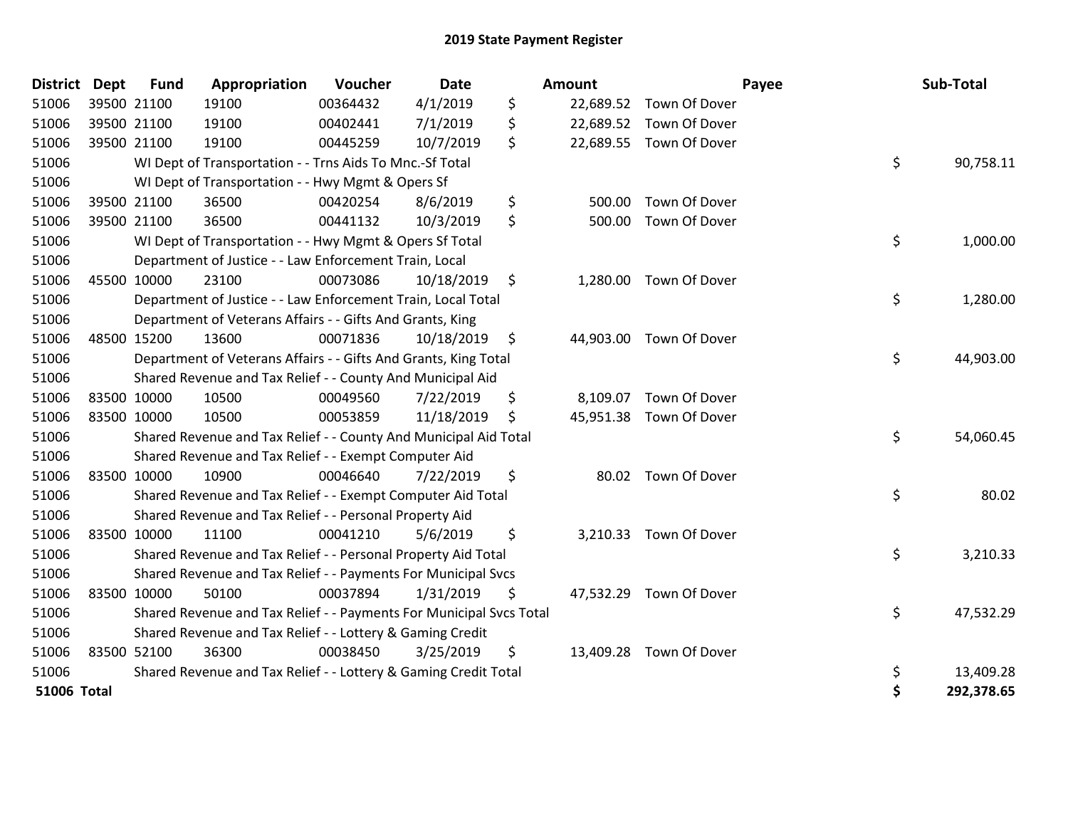# 2019 State Payment Register

| District | Dept | Fund | Appropriation | Voucher | Date | Amount | Payee | Sub-Total |
|---|---|---|---|---|---|---|---|---|
| 51006 | 39500 | 21100 | 19100 | 00364432 | 4/1/2019 | $ 22,689.52 | Town Of Dover | |
| 51006 | 39500 | 21100 | 19100 | 00402441 | 7/1/2019 | $ 22,689.52 | Town Of Dover | |
| 51006 | 39500 | 21100 | 19100 | 00445259 | 10/7/2019 | $ 22,689.55 | Town Of Dover | |
| 51006 | | WI Dept of Transportation - - Trns Aids To Mnc.-Sf Total | | | | | | $ 90,758.11 |
| 51006 | | WI Dept of Transportation - - Hwy Mgmt & Opers Sf | | | | | | |
| 51006 | 39500 | 21100 | 36500 | 00420254 | 8/6/2019 | $ 500.00 | Town Of Dover | |
| 51006 | 39500 | 21100 | 36500 | 00441132 | 10/3/2019 | $ 500.00 | Town Of Dover | |
| 51006 | | WI Dept of Transportation - - Hwy Mgmt & Opers Sf Total | | | | | | $ 1,000.00 |
| 51006 | | Department of Justice - - Law Enforcement Train, Local | | | | | | |
| 51006 | 45500 | 10000 | 23100 | 00073086 | 10/18/2019 | $ 1,280.00 | Town Of Dover | |
| 51006 | | Department of Justice - - Law Enforcement Train, Local Total | | | | | | $ 1,280.00 |
| 51006 | | Department of Veterans Affairs - - Gifts And Grants, King | | | | | | |
| 51006 | 48500 | 15200 | 13600 | 00071836 | 10/18/2019 | $ 44,903.00 | Town Of Dover | |
| 51006 | | Department of Veterans Affairs - - Gifts And Grants, King Total | | | | | | $ 44,903.00 |
| 51006 | | Shared Revenue and Tax Relief - - County And Municipal Aid | | | | | | |
| 51006 | 83500 | 10000 | 10500 | 00049560 | 7/22/2019 | $ 8,109.07 | Town Of Dover | |
| 51006 | 83500 | 10000 | 10500 | 00053859 | 11/18/2019 | $ 45,951.38 | Town Of Dover | |
| 51006 | | Shared Revenue and Tax Relief - - County And Municipal Aid Total | | | | | | $ 54,060.45 |
| 51006 | | Shared Revenue and Tax Relief - - Exempt Computer Aid | | | | | | |
| 51006 | 83500 | 10000 | 10900 | 00046640 | 7/22/2019 | $ 80.02 | Town Of Dover | |
| 51006 | | Shared Revenue and Tax Relief - - Exempt Computer Aid Total | | | | | | $ 80.02 |
| 51006 | | Shared Revenue and Tax Relief - - Personal Property Aid | | | | | | |
| 51006 | 83500 | 10000 | 11100 | 00041210 | 5/6/2019 | $ 3,210.33 | Town Of Dover | |
| 51006 | | Shared Revenue and Tax Relief - - Personal Property Aid Total | | | | | | $ 3,210.33 |
| 51006 | | Shared Revenue and Tax Relief - - Payments For Municipal Svcs | | | | | | |
| 51006 | 83500 | 10000 | 50100 | 00037894 | 1/31/2019 | $ 47,532.29 | Town Of Dover | |
| 51006 | | Shared Revenue and Tax Relief - - Payments For Municipal Svcs Total | | | | | | $ 47,532.29 |
| 51006 | | Shared Revenue and Tax Relief - - Lottery & Gaming Credit | | | | | | |
| 51006 | 83500 | 52100 | 36300 | 00038450 | 3/25/2019 | $ 13,409.28 | Town Of Dover | |
| 51006 | | Shared Revenue and Tax Relief - - Lottery & Gaming Credit Total | | | | | | $ 13,409.28 |
| **51006 Total** | | | | | | | | **$ 292,378.65** |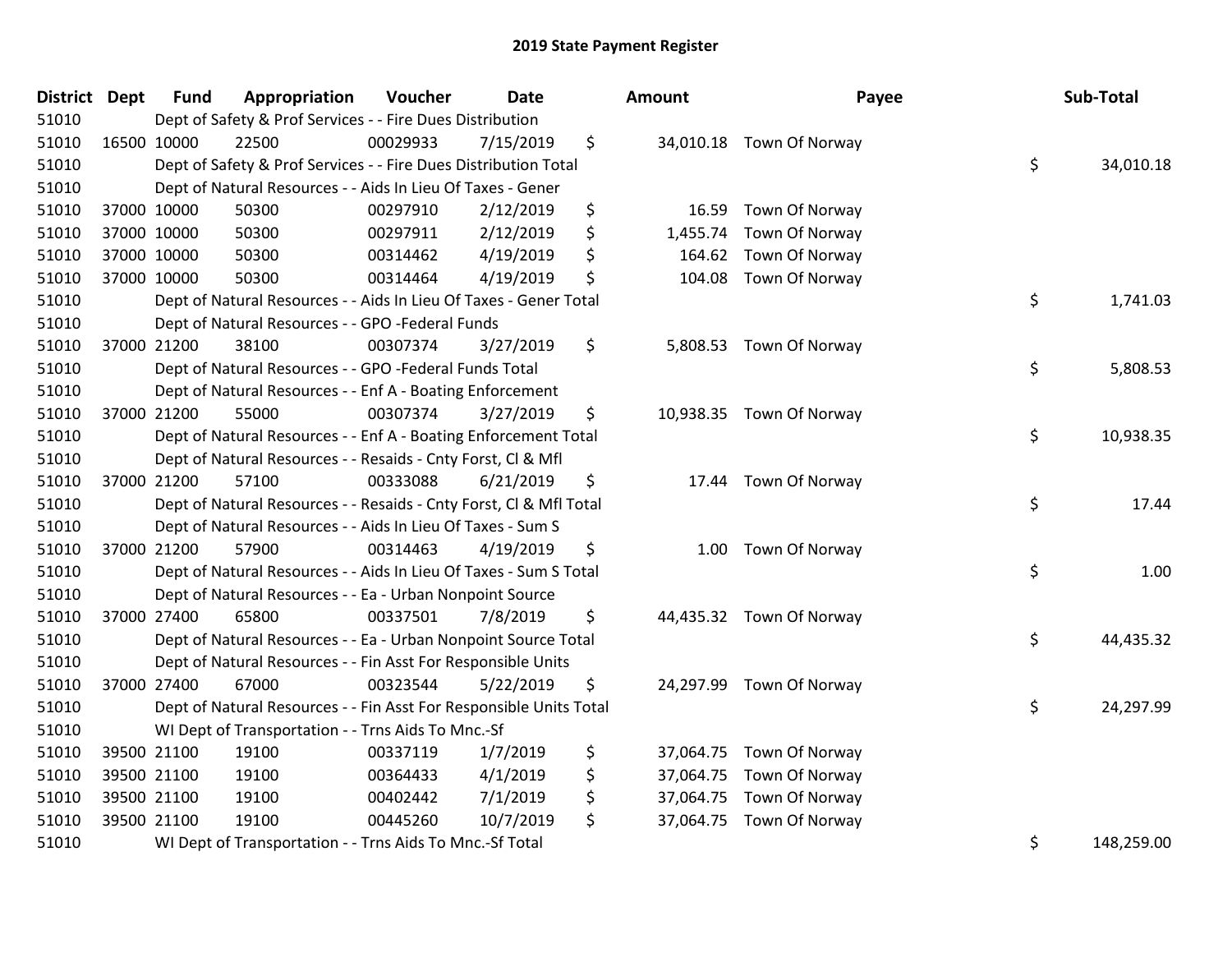# 2019 State Payment Register

| District | Dept | Fund | Appropriation | Voucher | Date | Amount | Payee | Sub-Total |
|---|---|---|---|---|---|---|---|---|
| 51010 | | Dept of Safety & Prof Services - - Fire Dues Distribution | | | | | | |
| 51010 | 16500 | 10000 | 22500 | 00029933 | 7/15/2019 | $ 34,010.18 | Town Of Norway | |
| 51010 | | Dept of Safety & Prof Services - - Fire Dues Distribution Total | | | | | | $ 34,010.18 |
| 51010 | | Dept of Natural Resources - - Aids In Lieu Of Taxes - Gener | | | | | | |
| 51010 | 37000 | 10000 | 50300 | 00297910 | 2/12/2019 | $ 16.59 | Town Of Norway | |
| 51010 | 37000 | 10000 | 50300 | 00297911 | 2/12/2019 | $ 1,455.74 | Town Of Norway | |
| 51010 | 37000 | 10000 | 50300 | 00314462 | 4/19/2019 | $ 164.62 | Town Of Norway | |
| 51010 | 37000 | 10000 | 50300 | 00314464 | 4/19/2019 | $ 104.08 | Town Of Norway | |
| 51010 | | Dept of Natural Resources - - Aids In Lieu Of Taxes - Gener Total | | | | | | $ 1,741.03 |
| 51010 | | Dept of Natural Resources - - GPO -Federal Funds | | | | | | |
| 51010 | 37000 | 21200 | 38100 | 00307374 | 3/27/2019 | $ 5,808.53 | Town Of Norway | |
| 51010 | | Dept of Natural Resources - - GPO -Federal Funds Total | | | | | | $ 5,808.53 |
| 51010 | | Dept of Natural Resources - - Enf A - Boating Enforcement | | | | | | |
| 51010 | 37000 | 21200 | 55000 | 00307374 | 3/27/2019 | $ 10,938.35 | Town Of Norway | |
| 51010 | | Dept of Natural Resources - - Enf A - Boating Enforcement Total | | | | | | $ 10,938.35 |
| 51010 | | Dept of Natural Resources - - Resaids - Cnty Forst, Cl & Mfl | | | | | | |
| 51010 | 37000 | 21200 | 57100 | 00333088 | 6/21/2019 | $ 17.44 | Town Of Norway | |
| 51010 | | Dept of Natural Resources - - Resaids - Cnty Forst, Cl & Mfl Total | | | | | | $ 17.44 |
| 51010 | | Dept of Natural Resources - - Aids In Lieu Of Taxes - Sum S | | | | | | |
| 51010 | 37000 | 21200 | 57900 | 00314463 | 4/19/2019 | $ 1.00 | Town Of Norway | |
| 51010 | | Dept of Natural Resources - - Aids In Lieu Of Taxes - Sum S Total | | | | | | $ 1.00 |
| 51010 | | Dept of Natural Resources - - Ea - Urban Nonpoint Source | | | | | | |
| 51010 | 37000 | 27400 | 65800 | 00337501 | 7/8/2019 | $ 44,435.32 | Town Of Norway | |
| 51010 | | Dept of Natural Resources - - Ea - Urban Nonpoint Source Total | | | | | | $ 44,435.32 |
| 51010 | | Dept of Natural Resources - - Fin Asst For Responsible Units | | | | | | |
| 51010 | 37000 | 27400 | 67000 | 00323544 | 5/22/2019 | $ 24,297.99 | Town Of Norway | |
| 51010 | | Dept of Natural Resources - - Fin Asst For Responsible Units Total | | | | | | $ 24,297.99 |
| 51010 | | WI Dept of Transportation - - Trns Aids To Mnc.-Sf | | | | | | |
| 51010 | 39500 | 21100 | 19100 | 00337119 | 1/7/2019 | $ 37,064.75 | Town Of Norway | |
| 51010 | 39500 | 21100 | 19100 | 00364433 | 4/1/2019 | $ 37,064.75 | Town Of Norway | |
| 51010 | 39500 | 21100 | 19100 | 00402442 | 7/1/2019 | $ 37,064.75 | Town Of Norway | |
| 51010 | 39500 | 21100 | 19100 | 00445260 | 10/7/2019 | $ 37,064.75 | Town Of Norway | |
| 51010 | | WI Dept of Transportation - - Trns Aids To Mnc.-Sf Total | | | | | | $ 148,259.00 |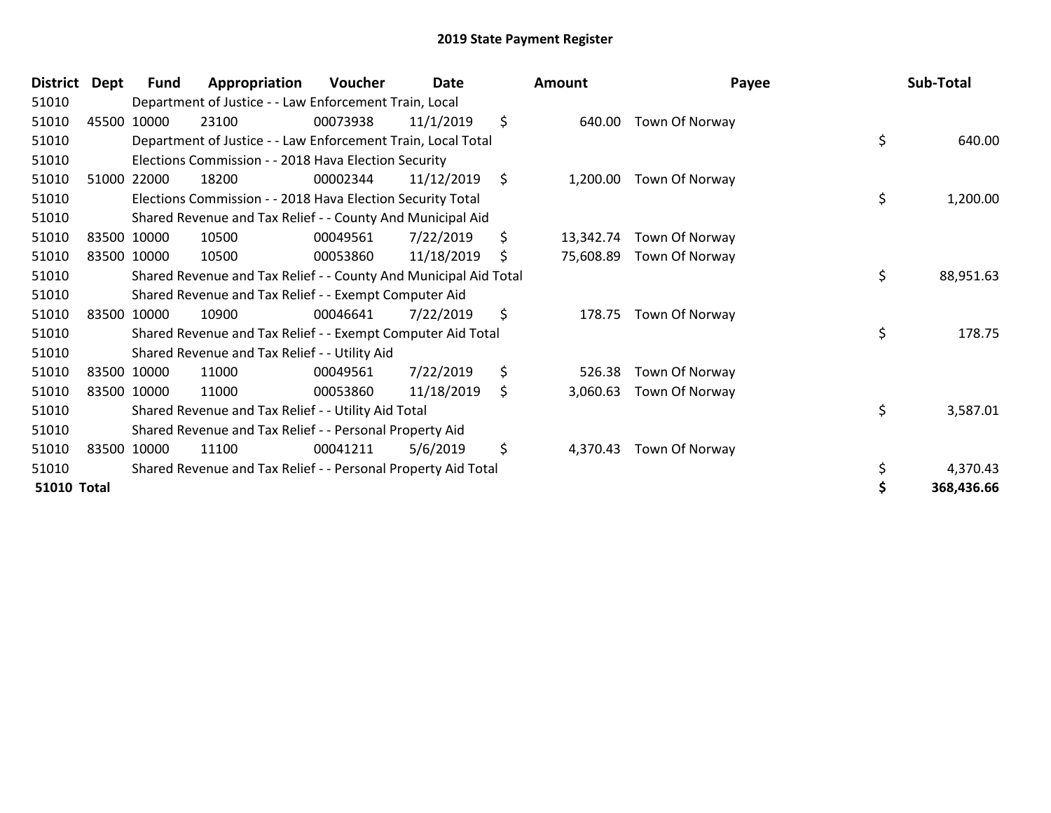# 2019 State Payment Register

| District | Dept | Fund | Appropriation | Voucher | Date | Amount | Payee | Sub-Total |
|---|---|---|---|---|---|---|---|---|
| 51010 | | Department of Justice - - Law Enforcement Train, Local | | | | | | |
| 51010 | 45500 | 10000 | 23100 | 00073938 | 11/1/2019 | $ 640.00 | Town Of Norway | |
| 51010 | | Department of Justice - - Law Enforcement Train, Local Total | | | | | | $ 640.00 |
| 51010 | | Elections Commission - - 2018 Hava Election Security | | | | | | |
| 51010 | 51000 | 22000 | 18200 | 00002344 | 11/12/2019 | $ 1,200.00 | Town Of Norway | |
| 51010 | | Elections Commission - - 2018 Hava Election Security Total | | | | | | $ 1,200.00 |
| 51010 | | Shared Revenue and Tax Relief - - County And Municipal Aid | | | | | | |
| 51010 | 83500 | 10000 | 10500 | 00049561 | 7/22/2019 | $ 13,342.74 | Town Of Norway | |
| 51010 | 83500 | 10000 | 10500 | 00053860 | 11/18/2019 | $ 75,608.89 | Town Of Norway | |
| 51010 | | Shared Revenue and Tax Relief - - County And Municipal Aid Total | | | | | | $ 88,951.63 |
| 51010 | | Shared Revenue and Tax Relief - - Exempt Computer Aid | | | | | | |
| 51010 | 83500 | 10000 | 10900 | 00046641 | 7/22/2019 | $ 178.75 | Town Of Norway | |
| 51010 | | Shared Revenue and Tax Relief - - Exempt Computer Aid Total | | | | | | $ 178.75 |
| 51010 | | Shared Revenue and Tax Relief - - Utility Aid | | | | | | |
| 51010 | 83500 | 10000 | 11000 | 00049561 | 7/22/2019 | $ 526.38 | Town Of Norway | |
| 51010 | 83500 | 10000 | 11000 | 00053860 | 11/18/2019 | $ 3,060.63 | Town Of Norway | |
| 51010 | | Shared Revenue and Tax Relief - - Utility Aid Total | | | | | | $ 3,587.01 |
| 51010 | | Shared Revenue and Tax Relief - - Personal Property Aid | | | | | | |
| 51010 | 83500 | 10000 | 11100 | 00041211 | 5/6/2019 | $ 4,370.43 | Town Of Norway | |
| 51010 | | Shared Revenue and Tax Relief - - Personal Property Aid Total | | | | | | $ 4,370.43 |
| **51010 Total** | | | | | | | | **$ 368,436.66** |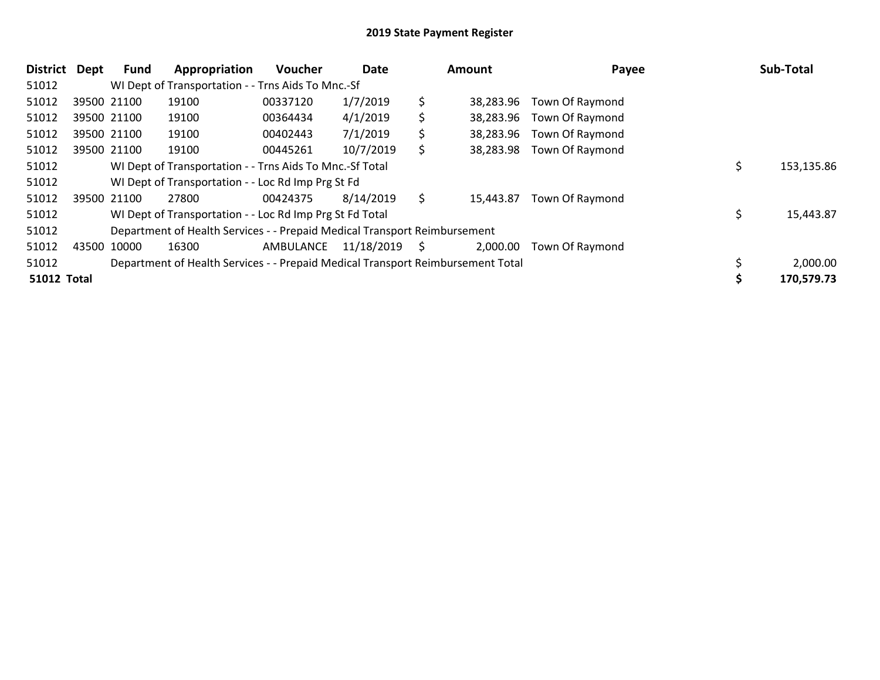# 2019 State Payment Register

| District | Dept | Fund | Appropriation | Voucher | Date | Amount | Payee | Sub-Total |
|---|---|---|---|---|---|---|---|---|
| 51012 | | WI Dept of Transportation - - Trns Aids To Mnc.-Sf | | | | | | |
| 51012 | 39500 | 21100 | 19100 | 00337120 | 1/7/2019 | $ 38,283.96 | Town Of Raymond | |
| 51012 | 39500 | 21100 | 19100 | 00364434 | 4/1/2019 | $ 38,283.96 | Town Of Raymond | |
| 51012 | 39500 | 21100 | 19100 | 00402443 | 7/1/2019 | $ 38,283.96 | Town Of Raymond | |
| 51012 | 39500 | 21100 | 19100 | 00445261 | 10/7/2019 | $ 38,283.98 | Town Of Raymond | |
| 51012 | | WI Dept of Transportation - - Trns Aids To Mnc.-Sf Total | | | | | | $ 153,135.86 |
| 51012 | | WI Dept of Transportation - - Loc Rd Imp Prg St Fd | | | | | | |
| 51012 | 39500 | 21100 | 27800 | 00424375 | 8/14/2019 | $ 15,443.87 | Town Of Raymond | |
| 51012 | | WI Dept of Transportation - - Loc Rd Imp Prg St Fd Total | | | | | | $ 15,443.87 |
| 51012 | | Department of Health Services - - Prepaid Medical Transport Reimbursement | | | | | | |
| 51012 | 43500 | 10000 | 16300 | AMBULANCE | 11/18/2019 | $ 2,000.00 | Town Of Raymond | |
| 51012 | | Department of Health Services - - Prepaid Medical Transport Reimbursement Total | | | | | | $ 2,000.00 |
| **51012 Total** | | | | | | | | **$ 170,579.73** |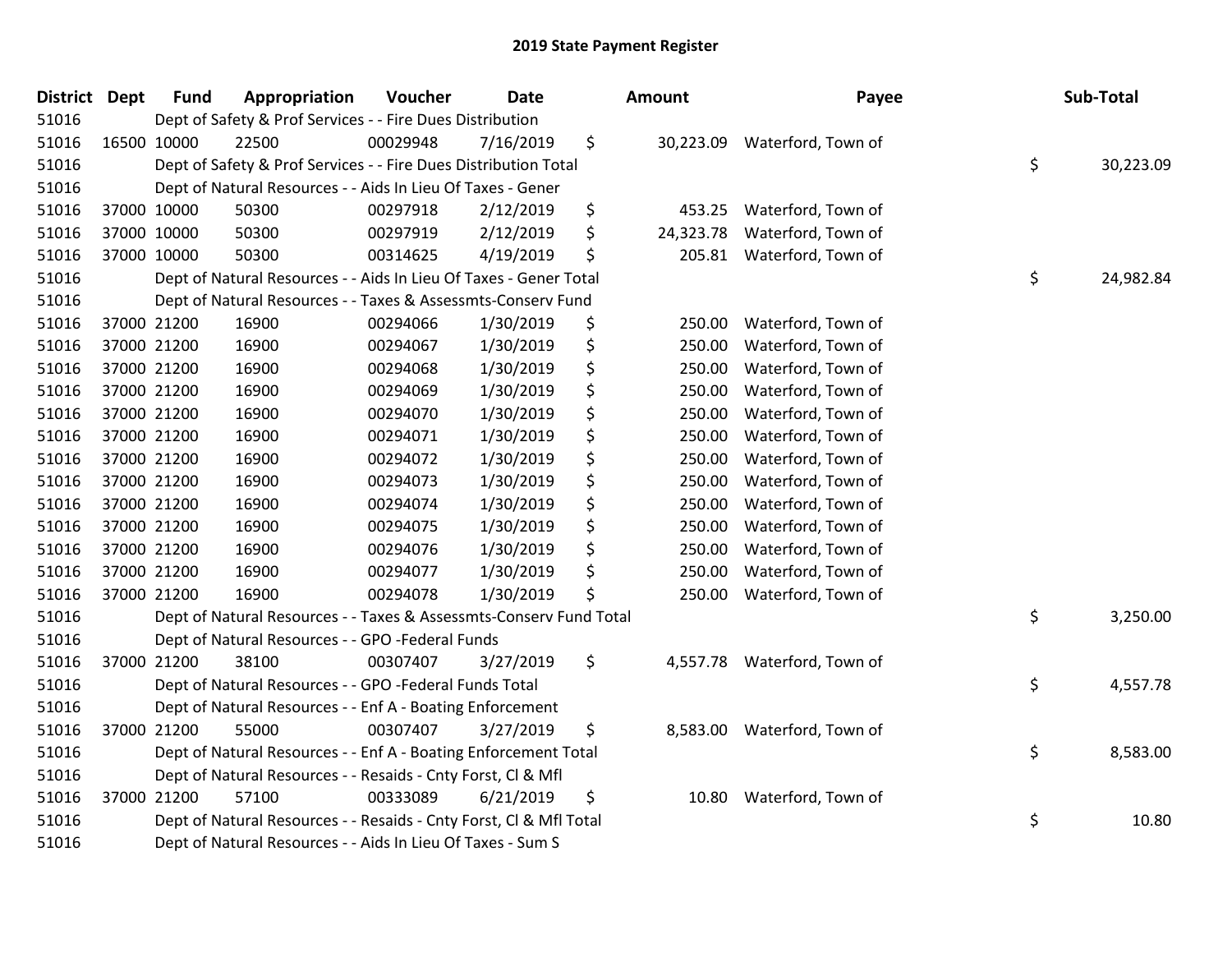## 2019 State Payment Register

| District | Dept | Fund | Appropriation | Voucher | Date | Amount | Payee | Sub-Total |
|---|---|---|---|---|---|---|---|---|
| 51016 | | Dept of Safety & Prof Services - - Fire Dues Distribution | | | | | | |
| 51016 | 16500 | 10000 | 22500 | 00029948 | 7/16/2019 | $ 30,223.09 | Waterford, Town of | |
| 51016 | | Dept of Safety & Prof Services - - Fire Dues Distribution Total | | | | | | $ 30,223.09 |
| 51016 | | Dept of Natural Resources - - Aids In Lieu Of Taxes - Gener | | | | | | |
| 51016 | 37000 | 10000 | 50300 | 00297918 | 2/12/2019 | $ 453.25 | Waterford, Town of | |
| 51016 | 37000 | 10000 | 50300 | 00297919 | 2/12/2019 | $ 24,323.78 | Waterford, Town of | |
| 51016 | 37000 | 10000 | 50300 | 00314625 | 4/19/2019 | $ 205.81 | Waterford, Town of | |
| 51016 | | Dept of Natural Resources - - Aids In Lieu Of Taxes - Gener Total | | | | | | $ 24,982.84 |
| 51016 | | Dept of Natural Resources - - Taxes & Assessmts-Conserv Fund | | | | | | |
| 51016 | 37000 | 21200 | 16900 | 00294066 | 1/30/2019 | $ 250.00 | Waterford, Town of | |
| 51016 | 37000 | 21200 | 16900 | 00294067 | 1/30/2019 | $ 250.00 | Waterford, Town of | |
| 51016 | 37000 | 21200 | 16900 | 00294068 | 1/30/2019 | $ 250.00 | Waterford, Town of | |
| 51016 | 37000 | 21200 | 16900 | 00294069 | 1/30/2019 | $ 250.00 | Waterford, Town of | |
| 51016 | 37000 | 21200 | 16900 | 00294070 | 1/30/2019 | $ 250.00 | Waterford, Town of | |
| 51016 | 37000 | 21200 | 16900 | 00294071 | 1/30/2019 | $ 250.00 | Waterford, Town of | |
| 51016 | 37000 | 21200 | 16900 | 00294072 | 1/30/2019 | $ 250.00 | Waterford, Town of | |
| 51016 | 37000 | 21200 | 16900 | 00294073 | 1/30/2019 | $ 250.00 | Waterford, Town of | |
| 51016 | 37000 | 21200 | 16900 | 00294074 | 1/30/2019 | $ 250.00 | Waterford, Town of | |
| 51016 | 37000 | 21200 | 16900 | 00294075 | 1/30/2019 | $ 250.00 | Waterford, Town of | |
| 51016 | 37000 | 21200 | 16900 | 00294076 | 1/30/2019 | $ 250.00 | Waterford, Town of | |
| 51016 | 37000 | 21200 | 16900 | 00294077 | 1/30/2019 | $ 250.00 | Waterford, Town of | |
| 51016 | 37000 | 21200 | 16900 | 00294078 | 1/30/2019 | $ 250.00 | Waterford, Town of | |
| 51016 | | Dept of Natural Resources - - Taxes & Assessmts-Conserv Fund Total | | | | | | $ 3,250.00 |
| 51016 | | Dept of Natural Resources - - GPO -Federal Funds | | | | | | |
| 51016 | 37000 | 21200 | 38100 | 00307407 | 3/27/2019 | $ 4,557.78 | Waterford, Town of | |
| 51016 | | Dept of Natural Resources - - GPO -Federal Funds Total | | | | | | $ 4,557.78 |
| 51016 | | Dept of Natural Resources - - Enf A - Boating Enforcement | | | | | | |
| 51016 | 37000 | 21200 | 55000 | 00307407 | 3/27/2019 | $ 8,583.00 | Waterford, Town of | |
| 51016 | | Dept of Natural Resources - - Enf A - Boating Enforcement Total | | | | | | $ 8,583.00 |
| 51016 | | Dept of Natural Resources - - Resaids - Cnty Forst, Cl & Mfl | | | | | | |
| 51016 | 37000 | 21200 | 57100 | 00333089 | 6/21/2019 | $ 10.80 | Waterford, Town of | |
| 51016 | | Dept of Natural Resources - - Resaids - Cnty Forst, Cl & Mfl Total | | | | | | $ 10.80 |
| 51016 | | Dept of Natural Resources - - Aids In Lieu Of Taxes - Sum S | | | | | | |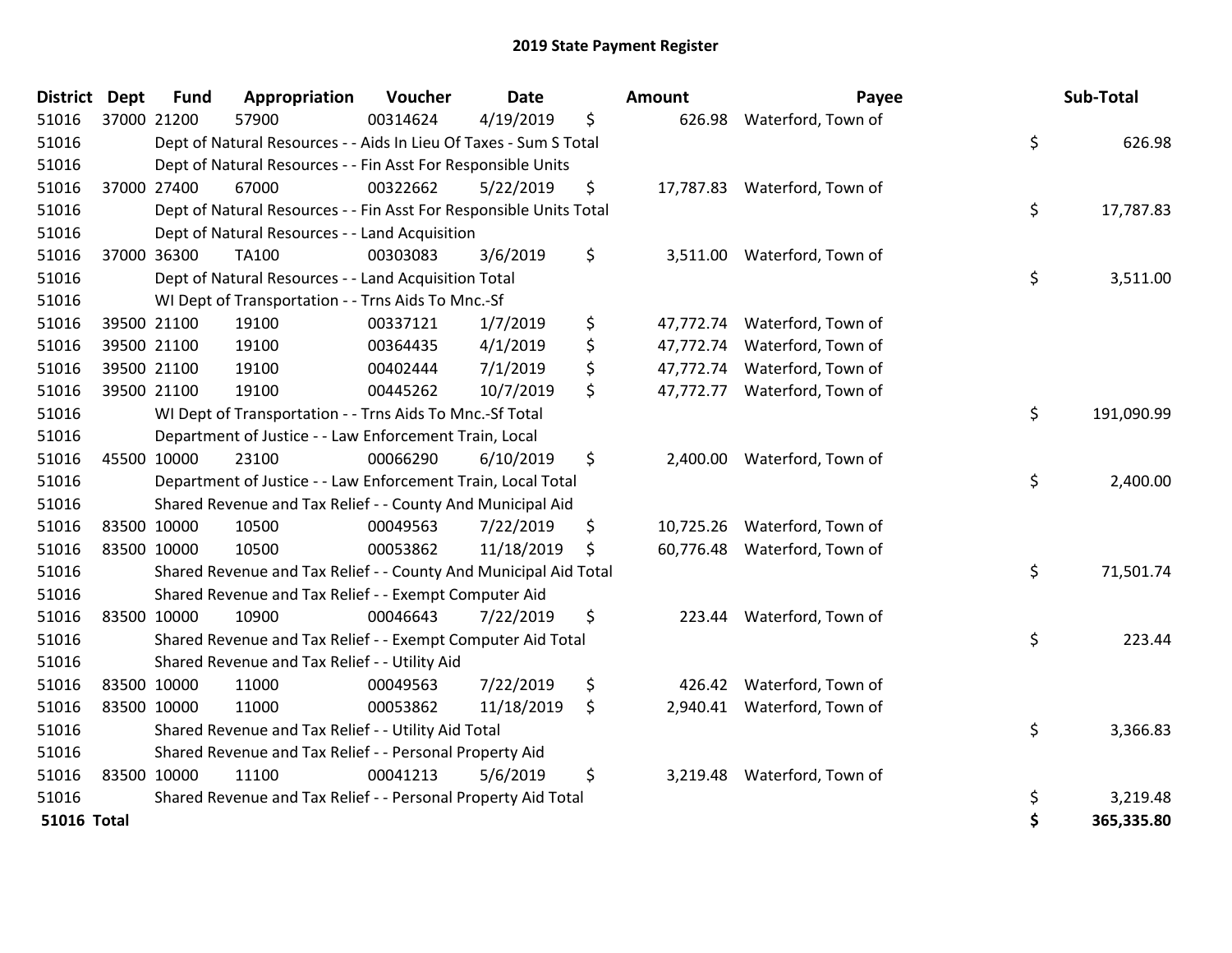# 2019 State Payment Register

| District | Dept | Fund | Appropriation | Voucher | Date | Amount | Payee | Sub-Total |
|---|---|---|---|---|---|---|---|---|
| 51016 | 37000 | 21200 | 57900 | 00314624 | 4/19/2019 | $ 626.98 | Waterford, Town of | |
| 51016 | | Dept of Natural Resources - - Aids In Lieu Of Taxes - Sum S Total | | | | | | $ 626.98 |
| 51016 | | Dept of Natural Resources - - Fin Asst For Responsible Units | | | | | | |
| 51016 | 37000 | 27400 | 67000 | 00322662 | 5/22/2019 | $ 17,787.83 | Waterford, Town of | |
| 51016 | | Dept of Natural Resources - - Fin Asst For Responsible Units Total | | | | | | $ 17,787.83 |
| 51016 | | Dept of Natural Resources - - Land Acquisition | | | | | | |
| 51016 | 37000 | 36300 | TA100 | 00303083 | 3/6/2019 | $ 3,511.00 | Waterford, Town of | |
| 51016 | | Dept of Natural Resources - - Land Acquisition Total | | | | | | $ 3,511.00 |
| 51016 | | WI Dept of Transportation - - Trns Aids To Mnc.-Sf | | | | | | |
| 51016 | 39500 | 21100 | 19100 | 00337121 | 1/7/2019 | $ 47,772.74 | Waterford, Town of | |
| 51016 | 39500 | 21100 | 19100 | 00364435 | 4/1/2019 | $ 47,772.74 | Waterford, Town of | |
| 51016 | 39500 | 21100 | 19100 | 00402444 | 7/1/2019 | $ 47,772.74 | Waterford, Town of | |
| 51016 | 39500 | 21100 | 19100 | 00445262 | 10/7/2019 | $ 47,772.77 | Waterford, Town of | |
| 51016 | | WI Dept of Transportation - - Trns Aids To Mnc.-Sf Total | | | | | | $ 191,090.99 |
| 51016 | | Department of Justice - - Law Enforcement Train, Local | | | | | | |
| 51016 | 45500 | 10000 | 23100 | 00066290 | 6/10/2019 | $ 2,400.00 | Waterford, Town of | |
| 51016 | | Department of Justice - - Law Enforcement Train, Local Total | | | | | | $ 2,400.00 |
| 51016 | | Shared Revenue and Tax Relief - - County And Municipal Aid | | | | | | |
| 51016 | 83500 | 10000 | 10500 | 00049563 | 7/22/2019 | $ 10,725.26 | Waterford, Town of | |
| 51016 | 83500 | 10000 | 10500 | 00053862 | 11/18/2019 | $ 60,776.48 | Waterford, Town of | |
| 51016 | | Shared Revenue and Tax Relief - - County And Municipal Aid Total | | | | | | $ 71,501.74 |
| 51016 | | Shared Revenue and Tax Relief - - Exempt Computer Aid | | | | | | |
| 51016 | 83500 | 10000 | 10900 | 00046643 | 7/22/2019 | $ 223.44 | Waterford, Town of | |
| 51016 | | Shared Revenue and Tax Relief - - Exempt Computer Aid Total | | | | | | $ 223.44 |
| 51016 | | Shared Revenue and Tax Relief - - Utility Aid | | | | | | |
| 51016 | 83500 | 10000 | 11000 | 00049563 | 7/22/2019 | $ 426.42 | Waterford, Town of | |
| 51016 | 83500 | 10000 | 11000 | 00053862 | 11/18/2019 | $ 2,940.41 | Waterford, Town of | |
| 51016 | | Shared Revenue and Tax Relief - - Utility Aid Total | | | | | | $ 3,366.83 |
| 51016 | | Shared Revenue and Tax Relief - - Personal Property Aid | | | | | | |
| 51016 | 83500 | 10000 | 11100 | 00041213 | 5/6/2019 | $ 3,219.48 | Waterford, Town of | |
| 51016 | | Shared Revenue and Tax Relief - - Personal Property Aid Total | | | | | | $ 3,219.48 |
| **51016 Total** | | | | | | | | **$ 365,335.80** |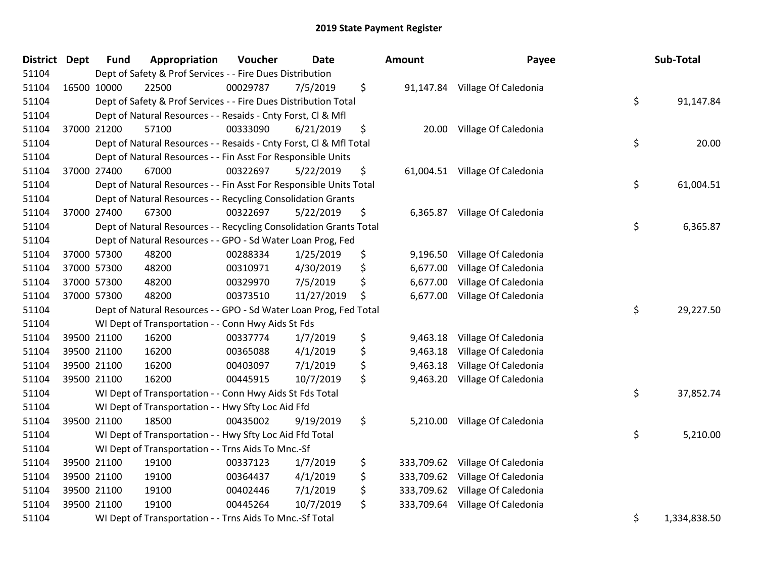# 2019 State Payment Register

| District | Dept | Fund | Appropriation | Voucher | Date | Amount | Payee | Sub-Total |
|---|---|---|---|---|---|---|---|---|
| 51104 | | Dept of Safety & Prof Services - - Fire Dues Distribution | | | | | | |
| 51104 | 16500 | 10000 | 22500 | 00029787 | 7/5/2019 | $ 91,147.84 | Village Of Caledonia | |
| 51104 | | Dept of Safety & Prof Services - - Fire Dues Distribution Total | | | | | | $ 91,147.84 |
| 51104 | | Dept of Natural Resources - - Resaids - Cnty Forst, Cl & Mfl | | | | | | |
| 51104 | 37000 | 21200 | 57100 | 00333090 | 6/21/2019 | $ 20.00 | Village Of Caledonia | |
| 51104 | | Dept of Natural Resources - - Resaids - Cnty Forst, Cl & Mfl Total | | | | | | $ 20.00 |
| 51104 | | Dept of Natural Resources - - Fin Asst For Responsible Units | | | | | | |
| 51104 | 37000 | 27400 | 67000 | 00322697 | 5/22/2019 | $ 61,004.51 | Village Of Caledonia | |
| 51104 | | Dept of Natural Resources - - Fin Asst For Responsible Units Total | | | | | | $ 61,004.51 |
| 51104 | | Dept of Natural Resources - - Recycling Consolidation Grants | | | | | | |
| 51104 | 37000 | 27400 | 67300 | 00322697 | 5/22/2019 | $ 6,365.87 | Village Of Caledonia | |
| 51104 | | Dept of Natural Resources - - Recycling Consolidation Grants Total | | | | | | $ 6,365.87 |
| 51104 | | Dept of Natural Resources - - GPO - Sd Water Loan Prog, Fed | | | | | | |
| 51104 | 37000 | 57300 | 48200 | 00288334 | 1/25/2019 | $ 9,196.50 | Village Of Caledonia | |
| 51104 | 37000 | 57300 | 48200 | 00310971 | 4/30/2019 | $ 6,677.00 | Village Of Caledonia | |
| 51104 | 37000 | 57300 | 48200 | 00329970 | 7/5/2019 | $ 6,677.00 | Village Of Caledonia | |
| 51104 | 37000 | 57300 | 48200 | 00373510 | 11/27/2019 | $ 6,677.00 | Village Of Caledonia | |
| 51104 | | Dept of Natural Resources - - GPO - Sd Water Loan Prog, Fed Total | | | | | | $ 29,227.50 |
| 51104 | | WI Dept of Transportation - - Conn Hwy Aids St Fds | | | | | | |
| 51104 | 39500 | 21100 | 16200 | 00337774 | 1/7/2019 | $ 9,463.18 | Village Of Caledonia | |
| 51104 | 39500 | 21100 | 16200 | 00365088 | 4/1/2019 | $ 9,463.18 | Village Of Caledonia | |
| 51104 | 39500 | 21100 | 16200 | 00403097 | 7/1/2019 | $ 9,463.18 | Village Of Caledonia | |
| 51104 | 39500 | 21100 | 16200 | 00445915 | 10/7/2019 | $ 9,463.20 | Village Of Caledonia | |
| 51104 | | WI Dept of Transportation - - Conn Hwy Aids St Fds Total | | | | | | $ 37,852.74 |
| 51104 | | WI Dept of Transportation - - Hwy Sfty Loc Aid Ffd | | | | | | |
| 51104 | 39500 | 21100 | 18500 | 00435002 | 9/19/2019 | $ 5,210.00 | Village Of Caledonia | |
| 51104 | | WI Dept of Transportation - - Hwy Sfty Loc Aid Ffd Total | | | | | | $ 5,210.00 |
| 51104 | | WI Dept of Transportation - - Trns Aids To Mnc.-Sf | | | | | | |
| 51104 | 39500 | 21100 | 19100 | 00337123 | 1/7/2019 | $ 333,709.62 | Village Of Caledonia | |
| 51104 | 39500 | 21100 | 19100 | 00364437 | 4/1/2019 | $ 333,709.62 | Village Of Caledonia | |
| 51104 | 39500 | 21100 | 19100 | 00402446 | 7/1/2019 | $ 333,709.62 | Village Of Caledonia | |
| 51104 | 39500 | 21100 | 19100 | 00445264 | 10/7/2019 | $ 333,709.64 | Village Of Caledonia | |
| 51104 | | WI Dept of Transportation - - Trns Aids To Mnc.-Sf Total | | | | | | $ 1,334,838.50 |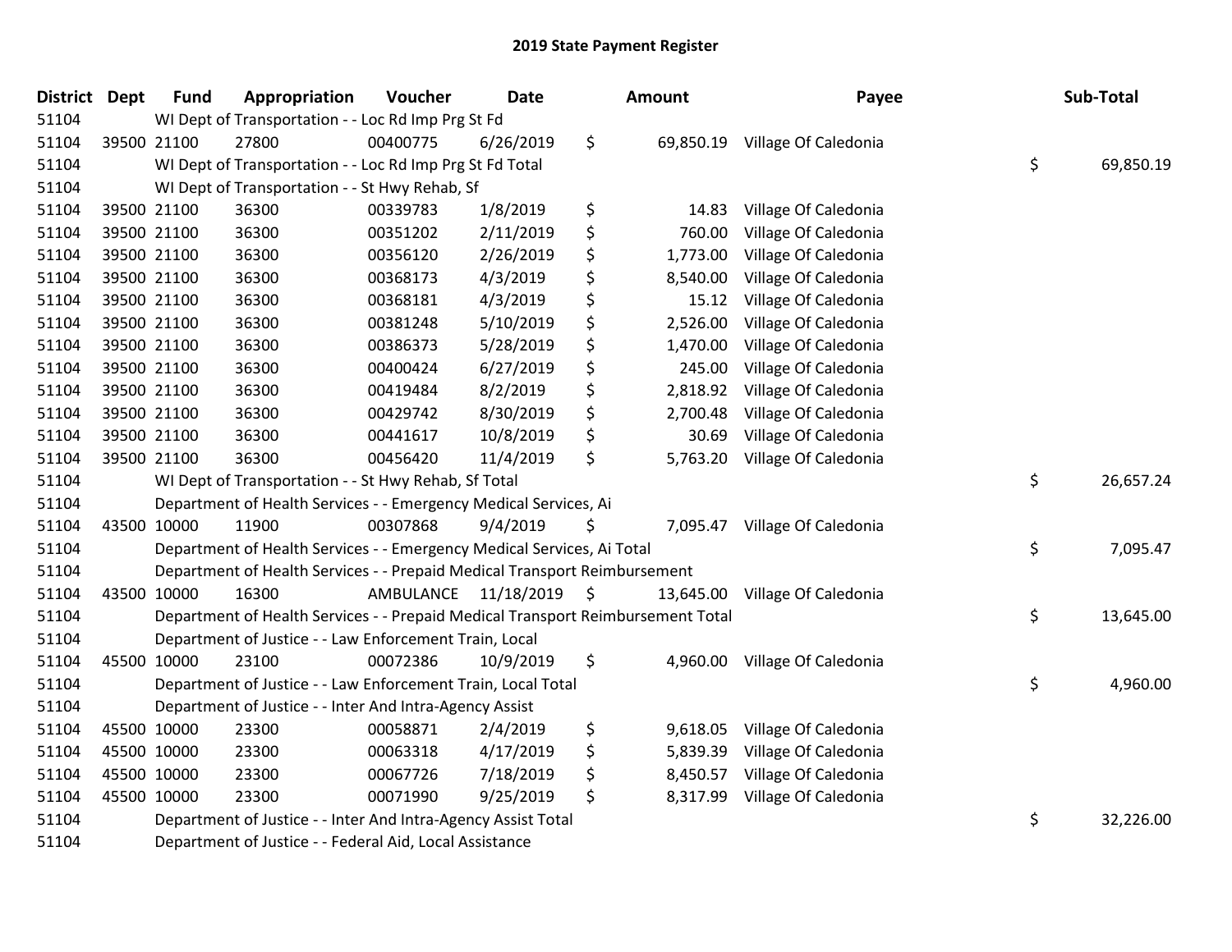# 2019 State Payment Register

| District | Dept | Fund | Appropriation | Voucher | Date | Amount | Payee | Sub-Total |
|---|---|---|---|---|---|---|---|---|
| 51104 | | WI Dept of Transportation - - Loc Rd Imp Prg St Fd | | | | | | |
| 51104 | 39500 | 21100 | 27800 | 00400775 | 6/26/2019 | $ 69,850.19 | Village Of Caledonia | |
| 51104 | | WI Dept of Transportation - - Loc Rd Imp Prg St Fd Total | | | | | | $ 69,850.19 |
| 51104 | | WI Dept of Transportation - - St Hwy Rehab, Sf | | | | | | |
| 51104 | 39500 | 21100 | 36300 | 00339783 | 1/8/2019 | $ 14.83 | Village Of Caledonia | |
| 51104 | 39500 | 21100 | 36300 | 00351202 | 2/11/2019 | $ 760.00 | Village Of Caledonia | |
| 51104 | 39500 | 21100 | 36300 | 00356120 | 2/26/2019 | $ 1,773.00 | Village Of Caledonia | |
| 51104 | 39500 | 21100 | 36300 | 00368173 | 4/3/2019 | $ 8,540.00 | Village Of Caledonia | |
| 51104 | 39500 | 21100 | 36300 | 00368181 | 4/3/2019 | $ 15.12 | Village Of Caledonia | |
| 51104 | 39500 | 21100 | 36300 | 00381248 | 5/10/2019 | $ 2,526.00 | Village Of Caledonia | |
| 51104 | 39500 | 21100 | 36300 | 00386373 | 5/28/2019 | $ 1,470.00 | Village Of Caledonia | |
| 51104 | 39500 | 21100 | 36300 | 00400424 | 6/27/2019 | $ 245.00 | Village Of Caledonia | |
| 51104 | 39500 | 21100 | 36300 | 00419484 | 8/2/2019 | $ 2,818.92 | Village Of Caledonia | |
| 51104 | 39500 | 21100 | 36300 | 00429742 | 8/30/2019 | $ 2,700.48 | Village Of Caledonia | |
| 51104 | 39500 | 21100 | 36300 | 00441617 | 10/8/2019 | $ 30.69 | Village Of Caledonia | |
| 51104 | 39500 | 21100 | 36300 | 00456420 | 11/4/2019 | $ 5,763.20 | Village Of Caledonia | |
| 51104 | | WI Dept of Transportation - - St Hwy Rehab, Sf Total | | | | | | $ 26,657.24 |
| 51104 | | Department of Health Services - - Emergency Medical Services, Ai | | | | | | |
| 51104 | 43500 | 10000 | 11900 | 00307868 | 9/4/2019 | $ 7,095.47 | Village Of Caledonia | |
| 51104 | | Department of Health Services - - Emergency Medical Services, Ai Total | | | | | | $ 7,095.47 |
| 51104 | | Department of Health Services - - Prepaid Medical Transport Reimbursement | | | | | | |
| 51104 | 43500 | 10000 | 16300 | AMBULANCE | 11/18/2019 | $ 13,645.00 | Village Of Caledonia | |
| 51104 | | Department of Health Services - - Prepaid Medical Transport Reimbursement Total | | | | | | $ 13,645.00 |
| 51104 | | Department of Justice - - Law Enforcement Train, Local | | | | | | |
| 51104 | 45500 | 10000 | 23100 | 00072386 | 10/9/2019 | $ 4,960.00 | Village Of Caledonia | |
| 51104 | | Department of Justice - - Law Enforcement Train, Local Total | | | | | | $ 4,960.00 |
| 51104 | | Department of Justice - - Inter And Intra-Agency Assist | | | | | | |
| 51104 | 45500 | 10000 | 23300 | 00058871 | 2/4/2019 | $ 9,618.05 | Village Of Caledonia | |
| 51104 | 45500 | 10000 | 23300 | 00063318 | 4/17/2019 | $ 5,839.39 | Village Of Caledonia | |
| 51104 | 45500 | 10000 | 23300 | 00067726 | 7/18/2019 | $ 8,450.57 | Village Of Caledonia | |
| 51104 | 45500 | 10000 | 23300 | 00071990 | 9/25/2019 | $ 8,317.99 | Village Of Caledonia | |
| 51104 | | Department of Justice - - Inter And Intra-Agency Assist Total | | | | | | $ 32,226.00 |
| 51104 | | Department of Justice - - Federal Aid, Local Assistance | | | | | | |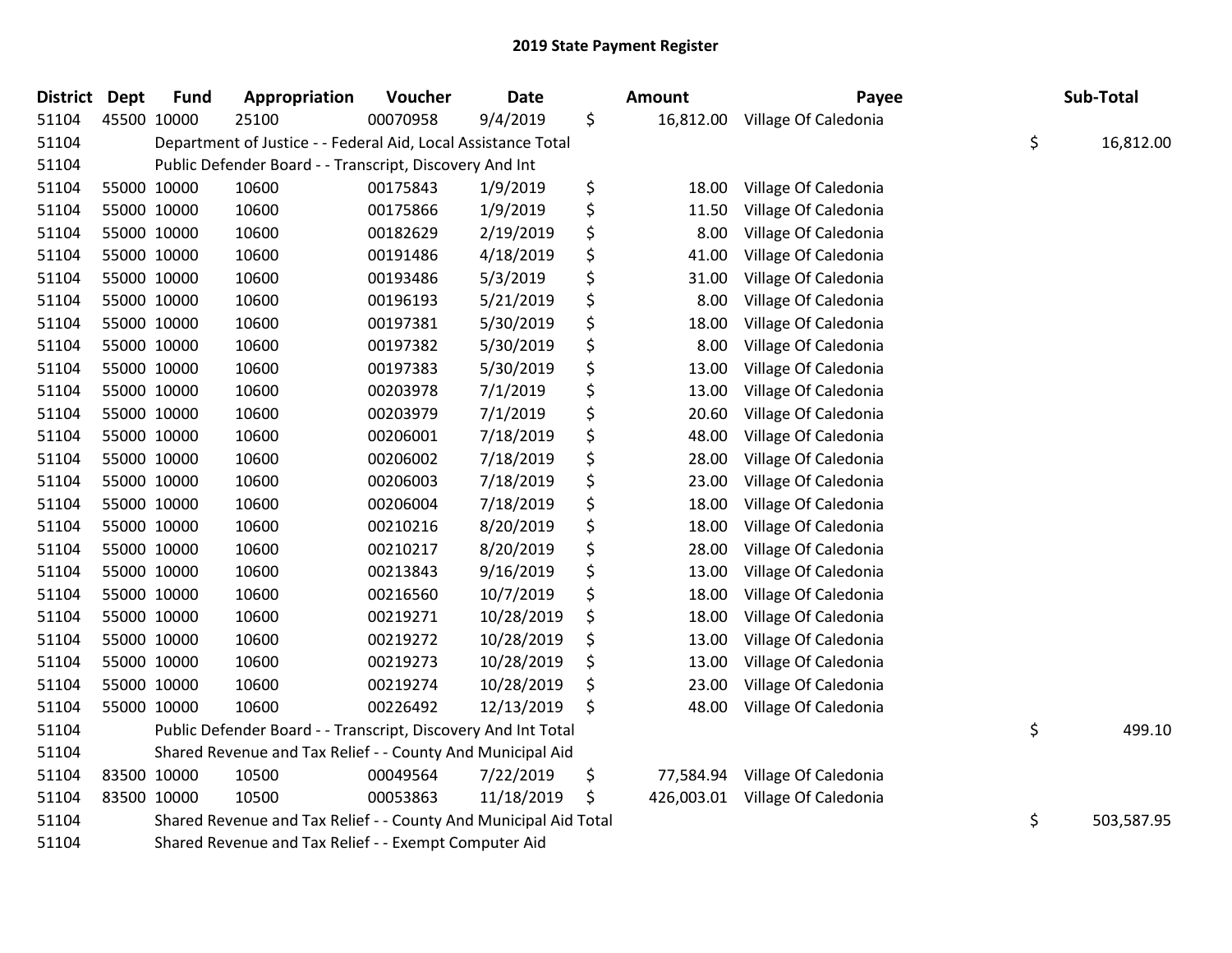# 2019 State Payment Register

| District | Dept | Fund | Appropriation | Voucher | Date | Amount | Payee | Sub-Total |
|---|---|---|---|---|---|---|---|---|
| 51104 | 45500 | 10000 | 25100 | 00070958 | 9/4/2019 | $ 16,812.00 | Village Of Caledonia | |
| 51104 | | Department of Justice - - Federal Aid, Local Assistance Total | | | | | | $ 16,812.00 |
| 51104 | | Public Defender Board - - Transcript, Discovery And Int | | | | | | |
| 51104 | 55000 | 10000 | 10600 | 00175843 | 1/9/2019 | $ 18.00 | Village Of Caledonia | |
| 51104 | 55000 | 10000 | 10600 | 00175866 | 1/9/2019 | $ 11.50 | Village Of Caledonia | |
| 51104 | 55000 | 10000 | 10600 | 00182629 | 2/19/2019 | $ 8.00 | Village Of Caledonia | |
| 51104 | 55000 | 10000 | 10600 | 00191486 | 4/18/2019 | $ 41.00 | Village Of Caledonia | |
| 51104 | 55000 | 10000 | 10600 | 00193486 | 5/3/2019 | $ 31.00 | Village Of Caledonia | |
| 51104 | 55000 | 10000 | 10600 | 00196193 | 5/21/2019 | $ 8.00 | Village Of Caledonia | |
| 51104 | 55000 | 10000 | 10600 | 00197381 | 5/30/2019 | $ 18.00 | Village Of Caledonia | |
| 51104 | 55000 | 10000 | 10600 | 00197382 | 5/30/2019 | $ 8.00 | Village Of Caledonia | |
| 51104 | 55000 | 10000 | 10600 | 00197383 | 5/30/2019 | $ 13.00 | Village Of Caledonia | |
| 51104 | 55000 | 10000 | 10600 | 00203978 | 7/1/2019 | $ 13.00 | Village Of Caledonia | |
| 51104 | 55000 | 10000 | 10600 | 00203979 | 7/1/2019 | $ 20.60 | Village Of Caledonia | |
| 51104 | 55000 | 10000 | 10600 | 00206001 | 7/18/2019 | $ 48.00 | Village Of Caledonia | |
| 51104 | 55000 | 10000 | 10600 | 00206002 | 7/18/2019 | $ 28.00 | Village Of Caledonia | |
| 51104 | 55000 | 10000 | 10600 | 00206003 | 7/18/2019 | $ 23.00 | Village Of Caledonia | |
| 51104 | 55000 | 10000 | 10600 | 00206004 | 7/18/2019 | $ 18.00 | Village Of Caledonia | |
| 51104 | 55000 | 10000 | 10600 | 00210216 | 8/20/2019 | $ 18.00 | Village Of Caledonia | |
| 51104 | 55000 | 10000 | 10600 | 00210217 | 8/20/2019 | $ 28.00 | Village Of Caledonia | |
| 51104 | 55000 | 10000 | 10600 | 00213843 | 9/16/2019 | $ 13.00 | Village Of Caledonia | |
| 51104 | 55000 | 10000 | 10600 | 00216560 | 10/7/2019 | $ 18.00 | Village Of Caledonia | |
| 51104 | 55000 | 10000 | 10600 | 00219271 | 10/28/2019 | $ 18.00 | Village Of Caledonia | |
| 51104 | 55000 | 10000 | 10600 | 00219272 | 10/28/2019 | $ 13.00 | Village Of Caledonia | |
| 51104 | 55000 | 10000 | 10600 | 00219273 | 10/28/2019 | $ 13.00 | Village Of Caledonia | |
| 51104 | 55000 | 10000 | 10600 | 00219274 | 10/28/2019 | $ 23.00 | Village Of Caledonia | |
| 51104 | 55000 | 10000 | 10600 | 00226492 | 12/13/2019 | $ 48.00 | Village Of Caledonia | |
| 51104 | | Public Defender Board - - Transcript, Discovery And Int Total | | | | | | $ 499.10 |
| 51104 | | Shared Revenue and Tax Relief - - County And Municipal Aid | | | | | | |
| 51104 | 83500 | 10000 | 10500 | 00049564 | 7/22/2019 | $ 77,584.94 | Village Of Caledonia | |
| 51104 | 83500 | 10000 | 10500 | 00053863 | 11/18/2019 | $ 426,003.01 | Village Of Caledonia | |
| 51104 | | Shared Revenue and Tax Relief - - County And Municipal Aid Total | | | | | | $ 503,587.95 |
| 51104 | | Shared Revenue and Tax Relief - - Exempt Computer Aid | | | | | | |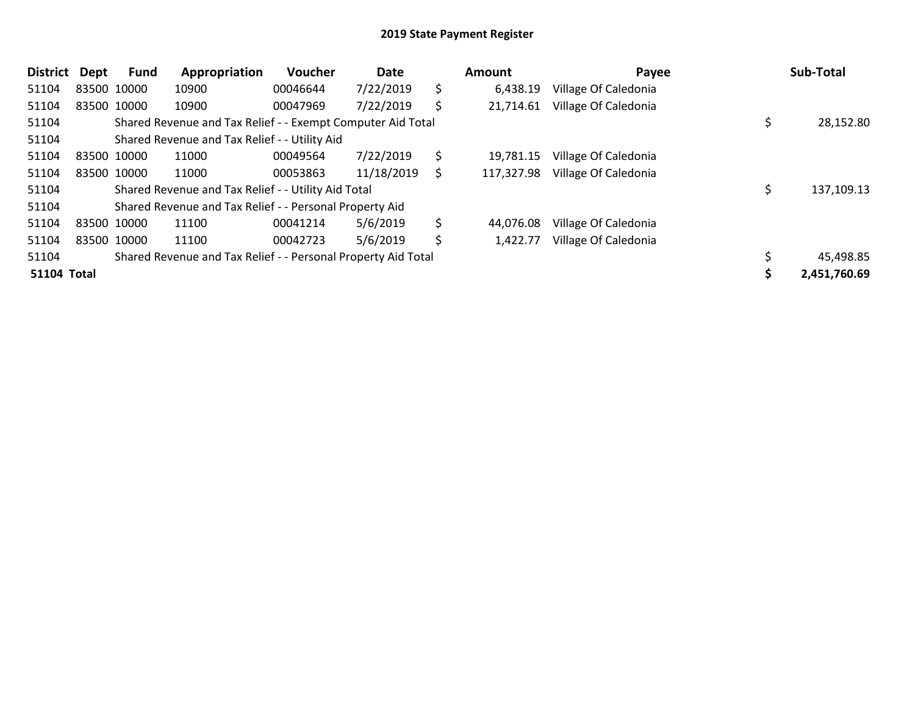## 2019 State Payment Register

| District | Dept | Fund | Appropriation | Voucher | Date | | Amount | Payee | | Sub-Total |
|---|---|---|---|---|---|---|---|---|---|---|
| 51104 | 83500 | 10000 | 10900 | 00046644 | 7/22/2019 | $ | 6,438.19 | Village Of Caledonia | | |
| 51104 | 83500 | 10000 | 10900 | 00047969 | 7/22/2019 | $ | 21,714.61 | Village Of Caledonia | | |
| 51104 | | Shared Revenue and Tax Relief - - Exempt Computer Aid Total | | | | | | | $ | 28,152.80 |
| 51104 | | Shared Revenue and Tax Relief - - Utility Aid | | | | | | | | |
| 51104 | 83500 | 10000 | 11000 | 00049564 | 7/22/2019 | $ | 19,781.15 | Village Of Caledonia | | |
| 51104 | 83500 | 10000 | 11000 | 00053863 | 11/18/2019 | $ | 117,327.98 | Village Of Caledonia | | |
| 51104 | | Shared Revenue and Tax Relief - - Utility Aid Total | | | | | | | $ | 137,109.13 |
| 51104 | | Shared Revenue and Tax Relief - - Personal Property Aid | | | | | | | | |
| 51104 | 83500 | 10000 | 11100 | 00041214 | 5/6/2019 | $ | 44,076.08 | Village Of Caledonia | | |
| 51104 | 83500 | 10000 | 11100 | 00042723 | 5/6/2019 | $ | 1,422.77 | Village Of Caledonia | | |
| 51104 | | Shared Revenue and Tax Relief - - Personal Property Aid Total | | | | | | | $ | 45,498.85 |
| **51104 Total** | | | | | | | | | **$** | **2,451,760.69** |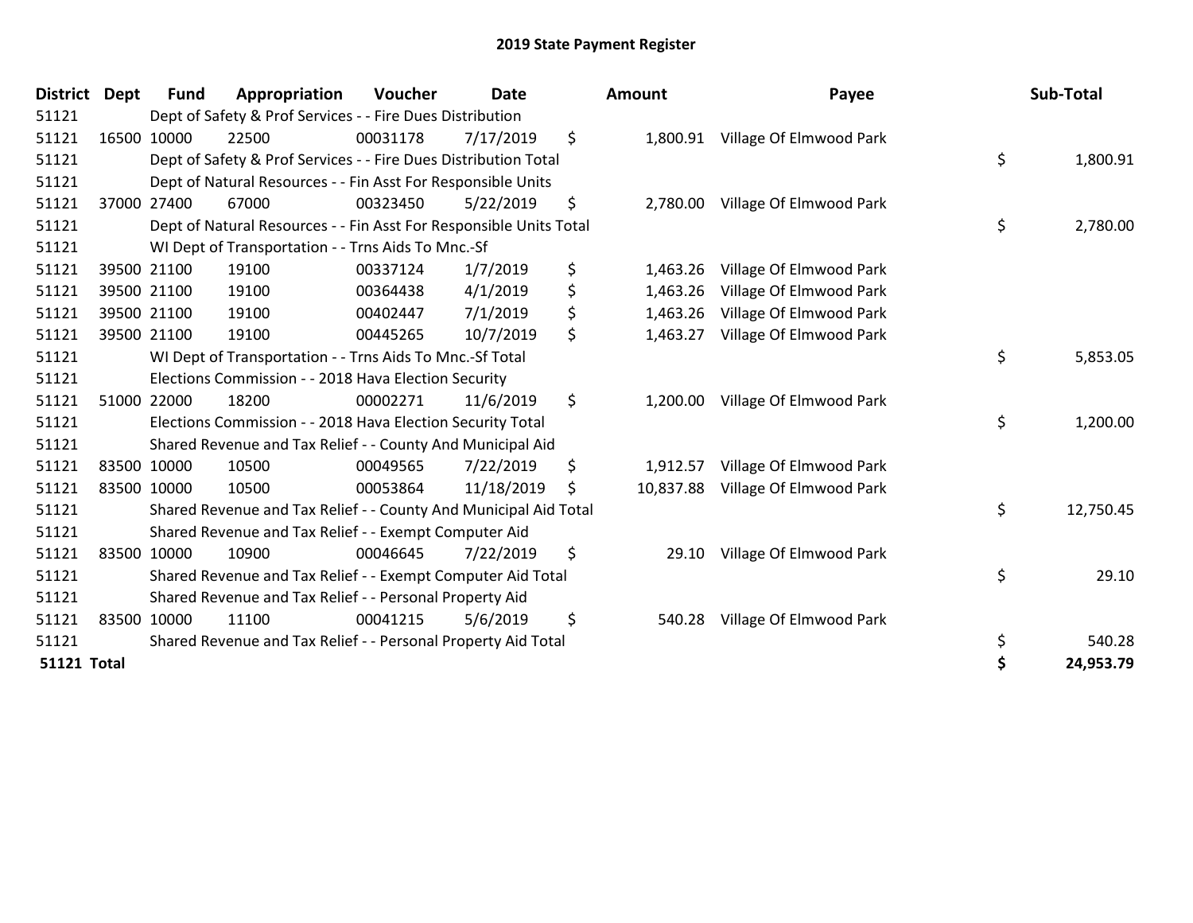# 2019 State Payment Register

| District | Dept | Fund | Appropriation | Voucher | Date | Amount | Payee | Sub-Total |
|---|---|---|---|---|---|---|---|---|
| 51121 | | Dept of Safety & Prof Services - - Fire Dues Distribution | | | | | | |
| 51121 | 16500 | 10000 | 22500 | 00031178 | 7/17/2019 | $ 1,800.91 | Village Of Elmwood Park | |
| 51121 | | Dept of Safety & Prof Services - - Fire Dues Distribution Total | | | | | | $ 1,800.91 |
| 51121 | | Dept of Natural Resources - - Fin Asst For Responsible Units | | | | | | |
| 51121 | 37000 | 27400 | 67000 | 00323450 | 5/22/2019 | $ 2,780.00 | Village Of Elmwood Park | |
| 51121 | | Dept of Natural Resources - - Fin Asst For Responsible Units Total | | | | | | $ 2,780.00 |
| 51121 | | WI Dept of Transportation - - Trns Aids To Mnc.-Sf | | | | | | |
| 51121 | 39500 | 21100 | 19100 | 00337124 | 1/7/2019 | $ 1,463.26 | Village Of Elmwood Park | |
| 51121 | 39500 | 21100 | 19100 | 00364438 | 4/1/2019 | $ 1,463.26 | Village Of Elmwood Park | |
| 51121 | 39500 | 21100 | 19100 | 00402447 | 7/1/2019 | $ 1,463.26 | Village Of Elmwood Park | |
| 51121 | 39500 | 21100 | 19100 | 00445265 | 10/7/2019 | $ 1,463.27 | Village Of Elmwood Park | |
| 51121 | | WI Dept of Transportation - - Trns Aids To Mnc.-Sf Total | | | | | | $ 5,853.05 |
| 51121 | | Elections Commission - - 2018 Hava Election Security | | | | | | |
| 51121 | 51000 | 22000 | 18200 | 00002271 | 11/6/2019 | $ 1,200.00 | Village Of Elmwood Park | |
| 51121 | | Elections Commission - - 2018 Hava Election Security Total | | | | | | $ 1,200.00 |
| 51121 | | Shared Revenue and Tax Relief - - County And Municipal Aid | | | | | | |
| 51121 | 83500 | 10000 | 10500 | 00049565 | 7/22/2019 | $ 1,912.57 | Village Of Elmwood Park | |
| 51121 | 83500 | 10000 | 10500 | 00053864 | 11/18/2019 | $ 10,837.88 | Village Of Elmwood Park | |
| 51121 | | Shared Revenue and Tax Relief - - County And Municipal Aid Total | | | | | | $ 12,750.45 |
| 51121 | | Shared Revenue and Tax Relief - - Exempt Computer Aid | | | | | | |
| 51121 | 83500 | 10000 | 10900 | 00046645 | 7/22/2019 | $ 29.10 | Village Of Elmwood Park | |
| 51121 | | Shared Revenue and Tax Relief - - Exempt Computer Aid Total | | | | | | $ 29.10 |
| 51121 | | Shared Revenue and Tax Relief - - Personal Property Aid | | | | | | |
| 51121 | 83500 | 10000 | 11100 | 00041215 | 5/6/2019 | $ 540.28 | Village Of Elmwood Park | |
| 51121 | | Shared Revenue and Tax Relief - - Personal Property Aid Total | | | | | | $ 540.28 |
| **51121 Total** | | | | | | | | **$ 24,953.79** |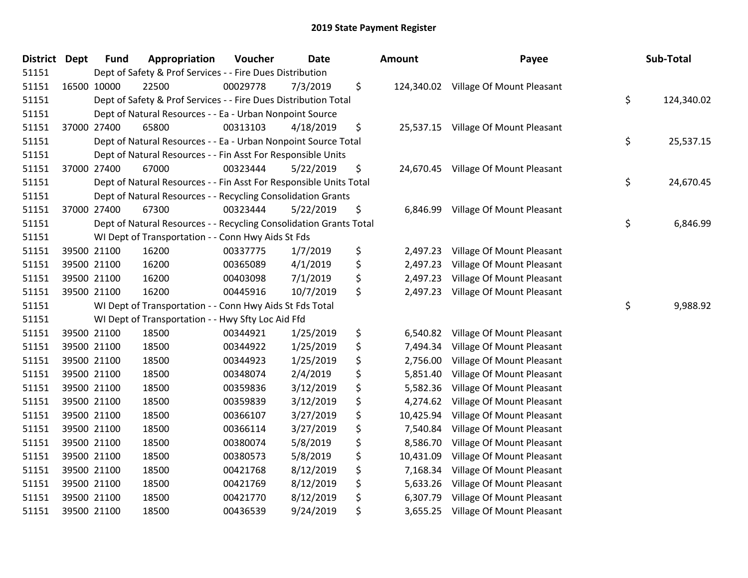# 2019 State Payment Register

| District | Dept | Fund | Appropriation | Voucher | Date | Amount | Payee | Sub-Total |
|---|---|---|---|---|---|---|---|---|
| 51151 | | Dept of Safety & Prof Services - - Fire Dues Distribution | | | | | | |
| 51151 | 16500 | 10000 | 22500 | 00029778 | 7/3/2019 | $ 124,340.02 | Village Of Mount Pleasant | |
| 51151 | | Dept of Safety & Prof Services - - Fire Dues Distribution Total | | | | | | $ 124,340.02 |
| 51151 | | Dept of Natural Resources - - Ea - Urban Nonpoint Source | | | | | | |
| 51151 | 37000 | 27400 | 65800 | 00313103 | 4/18/2019 | $ 25,537.15 | Village Of Mount Pleasant | |
| 51151 | | Dept of Natural Resources - - Ea - Urban Nonpoint Source Total | | | | | | $ 25,537.15 |
| 51151 | | Dept of Natural Resources - - Fin Asst For Responsible Units | | | | | | |
| 51151 | 37000 | 27400 | 67000 | 00323444 | 5/22/2019 | $ 24,670.45 | Village Of Mount Pleasant | |
| 51151 | | Dept of Natural Resources - - Fin Asst For Responsible Units Total | | | | | | $ 24,670.45 |
| 51151 | | Dept of Natural Resources - - Recycling Consolidation Grants | | | | | | |
| 51151 | 37000 | 27400 | 67300 | 00323444 | 5/22/2019 | $ 6,846.99 | Village Of Mount Pleasant | |
| 51151 | | Dept of Natural Resources - - Recycling Consolidation Grants Total | | | | | | $ 6,846.99 |
| 51151 | | WI Dept of Transportation - - Conn Hwy Aids St Fds | | | | | | |
| 51151 | 39500 | 21100 | 16200 | 00337775 | 1/7/2019 | $ 2,497.23 | Village Of Mount Pleasant | |
| 51151 | 39500 | 21100 | 16200 | 00365089 | 4/1/2019 | $ 2,497.23 | Village Of Mount Pleasant | |
| 51151 | 39500 | 21100 | 16200 | 00403098 | 7/1/2019 | $ 2,497.23 | Village Of Mount Pleasant | |
| 51151 | 39500 | 21100 | 16200 | 00445916 | 10/7/2019 | $ 2,497.23 | Village Of Mount Pleasant | |
| 51151 | | WI Dept of Transportation - - Conn Hwy Aids St Fds Total | | | | | | $ 9,988.92 |
| 51151 | | WI Dept of Transportation - - Hwy Sfty Loc Aid Ffd | | | | | | |
| 51151 | 39500 | 21100 | 18500 | 00344921 | 1/25/2019 | $ 6,540.82 | Village Of Mount Pleasant | |
| 51151 | 39500 | 21100 | 18500 | 00344922 | 1/25/2019 | $ 7,494.34 | Village Of Mount Pleasant | |
| 51151 | 39500 | 21100 | 18500 | 00344923 | 1/25/2019 | $ 2,756.00 | Village Of Mount Pleasant | |
| 51151 | 39500 | 21100 | 18500 | 00348074 | 2/4/2019 | $ 5,851.40 | Village Of Mount Pleasant | |
| 51151 | 39500 | 21100 | 18500 | 00359836 | 3/12/2019 | $ 5,582.36 | Village Of Mount Pleasant | |
| 51151 | 39500 | 21100 | 18500 | 00359839 | 3/12/2019 | $ 4,274.62 | Village Of Mount Pleasant | |
| 51151 | 39500 | 21100 | 18500 | 00366107 | 3/27/2019 | $ 10,425.94 | Village Of Mount Pleasant | |
| 51151 | 39500 | 21100 | 18500 | 00366114 | 3/27/2019 | $ 7,540.84 | Village Of Mount Pleasant | |
| 51151 | 39500 | 21100 | 18500 | 00380074 | 5/8/2019 | $ 8,586.70 | Village Of Mount Pleasant | |
| 51151 | 39500 | 21100 | 18500 | 00380573 | 5/8/2019 | $ 10,431.09 | Village Of Mount Pleasant | |
| 51151 | 39500 | 21100 | 18500 | 00421768 | 8/12/2019 | $ 7,168.34 | Village Of Mount Pleasant | |
| 51151 | 39500 | 21100 | 18500 | 00421769 | 8/12/2019 | $ 5,633.26 | Village Of Mount Pleasant | |
| 51151 | 39500 | 21100 | 18500 | 00421770 | 8/12/2019 | $ 6,307.79 | Village Of Mount Pleasant | |
| 51151 | 39500 | 21100 | 18500 | 00436539 | 9/24/2019 | $ 3,655.25 | Village Of Mount Pleasant | |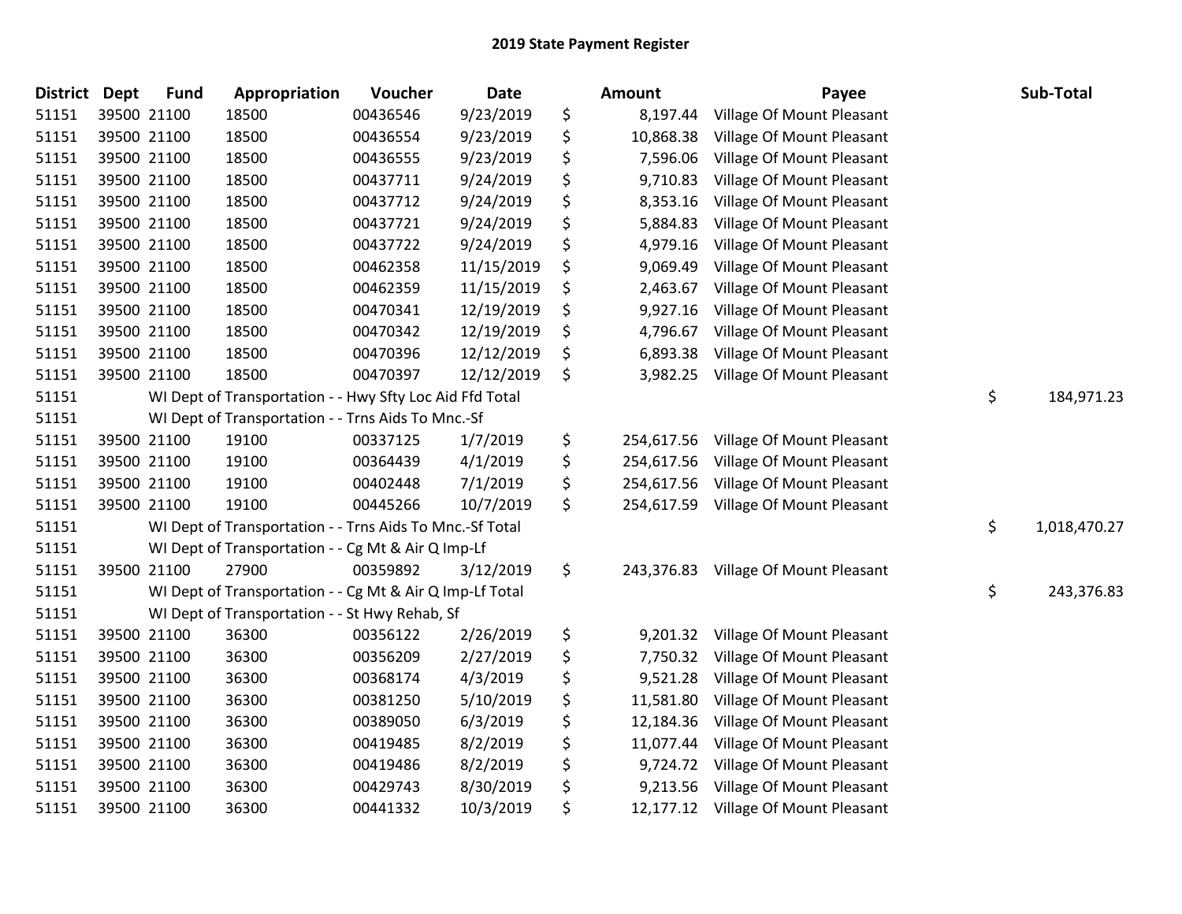## 2019 State Payment Register

| District | Dept | Fund | Appropriation | Voucher | Date | Amount | Payee | Sub-Total |
|---|---|---|---|---|---|---|---|---|
| 51151 | 39500 | 21100 | 18500 | 00436546 | 9/23/2019 | $ 8,197.44 | Village Of Mount Pleasant | |
| 51151 | 39500 | 21100 | 18500 | 00436554 | 9/23/2019 | $ 10,868.38 | Village Of Mount Pleasant | |
| 51151 | 39500 | 21100 | 18500 | 00436555 | 9/23/2019 | $ 7,596.06 | Village Of Mount Pleasant | |
| 51151 | 39500 | 21100 | 18500 | 00437711 | 9/24/2019 | $ 9,710.83 | Village Of Mount Pleasant | |
| 51151 | 39500 | 21100 | 18500 | 00437712 | 9/24/2019 | $ 8,353.16 | Village Of Mount Pleasant | |
| 51151 | 39500 | 21100 | 18500 | 00437721 | 9/24/2019 | $ 5,884.83 | Village Of Mount Pleasant | |
| 51151 | 39500 | 21100 | 18500 | 00437722 | 9/24/2019 | $ 4,979.16 | Village Of Mount Pleasant | |
| 51151 | 39500 | 21100 | 18500 | 00462358 | 11/15/2019 | $ 9,069.49 | Village Of Mount Pleasant | |
| 51151 | 39500 | 21100 | 18500 | 00462359 | 11/15/2019 | $ 2,463.67 | Village Of Mount Pleasant | |
| 51151 | 39500 | 21100 | 18500 | 00470341 | 12/19/2019 | $ 9,927.16 | Village Of Mount Pleasant | |
| 51151 | 39500 | 21100 | 18500 | 00470342 | 12/19/2019 | $ 4,796.67 | Village Of Mount Pleasant | |
| 51151 | 39500 | 21100 | 18500 | 00470396 | 12/12/2019 | $ 6,893.38 | Village Of Mount Pleasant | |
| 51151 | 39500 | 21100 | 18500 | 00470397 | 12/12/2019 | $ 3,982.25 | Village Of Mount Pleasant | |
| 51151 | | WI Dept of Transportation - - Hwy Sfty Loc Aid Ffd Total | | | | | | $ 184,971.23 |
| 51151 | | WI Dept of Transportation - - Trns Aids To Mnc.-Sf | | | | | | |
| 51151 | 39500 | 21100 | 19100 | 00337125 | 1/7/2019 | $ 254,617.56 | Village Of Mount Pleasant | |
| 51151 | 39500 | 21100 | 19100 | 00364439 | 4/1/2019 | $ 254,617.56 | Village Of Mount Pleasant | |
| 51151 | 39500 | 21100 | 19100 | 00402448 | 7/1/2019 | $ 254,617.56 | Village Of Mount Pleasant | |
| 51151 | 39500 | 21100 | 19100 | 00445266 | 10/7/2019 | $ 254,617.59 | Village Of Mount Pleasant | |
| 51151 | | WI Dept of Transportation - - Trns Aids To Mnc.-Sf Total | | | | | | $ 1,018,470.27 |
| 51151 | | WI Dept of Transportation - - Cg Mt & Air Q Imp-Lf | | | | | | |
| 51151 | 39500 | 21100 | 27900 | 00359892 | 3/12/2019 | $ 243,376.83 | Village Of Mount Pleasant | |
| 51151 | | WI Dept of Transportation - - Cg Mt & Air Q Imp-Lf Total | | | | | | $ 243,376.83 |
| 51151 | | WI Dept of Transportation - - St Hwy Rehab, Sf | | | | | | |
| 51151 | 39500 | 21100 | 36300 | 00356122 | 2/26/2019 | $ 9,201.32 | Village Of Mount Pleasant | |
| 51151 | 39500 | 21100 | 36300 | 00356209 | 2/27/2019 | $ 7,750.32 | Village Of Mount Pleasant | |
| 51151 | 39500 | 21100 | 36300 | 00368174 | 4/3/2019 | $ 9,521.28 | Village Of Mount Pleasant | |
| 51151 | 39500 | 21100 | 36300 | 00381250 | 5/10/2019 | $ 11,581.80 | Village Of Mount Pleasant | |
| 51151 | 39500 | 21100 | 36300 | 00389050 | 6/3/2019 | $ 12,184.36 | Village Of Mount Pleasant | |
| 51151 | 39500 | 21100 | 36300 | 00419485 | 8/2/2019 | $ 11,077.44 | Village Of Mount Pleasant | |
| 51151 | 39500 | 21100 | 36300 | 00419486 | 8/2/2019 | $ 9,724.72 | Village Of Mount Pleasant | |
| 51151 | 39500 | 21100 | 36300 | 00429743 | 8/30/2019 | $ 9,213.56 | Village Of Mount Pleasant | |
| 51151 | 39500 | 21100 | 36300 | 00441332 | 10/3/2019 | $ 12,177.12 | Village Of Mount Pleasant | |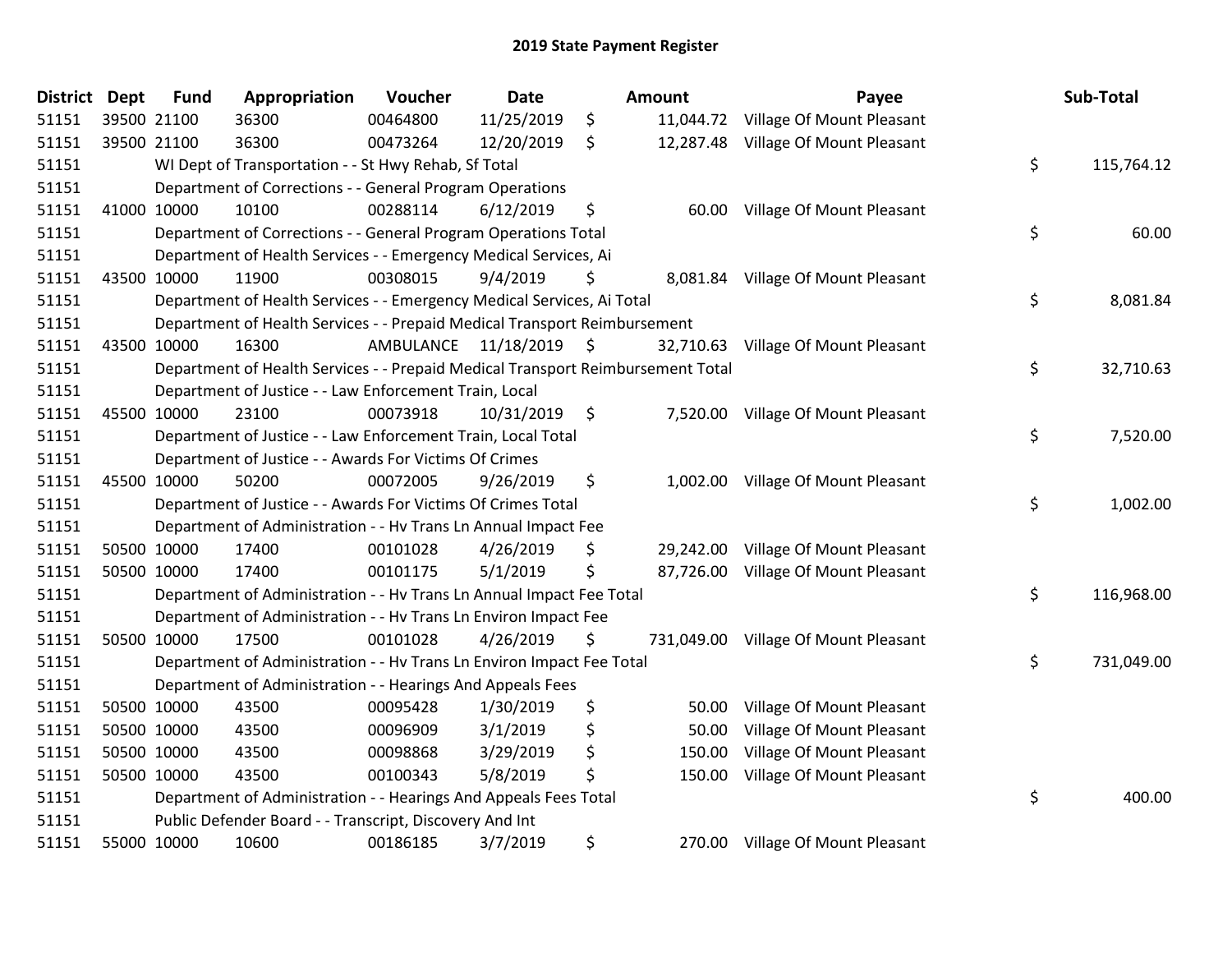# 2019 State Payment Register

| District | Dept | Fund | Appropriation | Voucher | Date | Amount | Payee | Sub-Total |
|---|---|---|---|---|---|---|---|---|
| 51151 | 39500 | 21100 | 36300 | 00464800 | 11/25/2019 | $ 11,044.72 | Village Of Mount Pleasant | |
| 51151 | 39500 | 21100 | 36300 | 00473264 | 12/20/2019 | $ 12,287.48 | Village Of Mount Pleasant | |
| 51151 | | WI Dept of Transportation - - St Hwy Rehab, Sf Total | | | | | | $ 115,764.12 |
| 51151 | | Department of Corrections - - General Program Operations | | | | | | |
| 51151 | 41000 | 10000 | 10100 | 00288114 | 6/12/2019 | $ 60.00 | Village Of Mount Pleasant | |
| 51151 | | Department of Corrections - - General Program Operations Total | | | | | | $ 60.00 |
| 51151 | | Department of Health Services - - Emergency Medical Services, Ai | | | | | | |
| 51151 | 43500 | 10000 | 11900 | 00308015 | 9/4/2019 | $ 8,081.84 | Village Of Mount Pleasant | |
| 51151 | | Department of Health Services - - Emergency Medical Services, Ai Total | | | | | | $ 8,081.84 |
| 51151 | | Department of Health Services - - Prepaid Medical Transport Reimbursement | | | | | | |
| 51151 | 43500 | 10000 | 16300 | AMBULANCE | 11/18/2019 | $ 32,710.63 | Village Of Mount Pleasant | |
| 51151 | | Department of Health Services - - Prepaid Medical Transport Reimbursement Total | | | | | | $ 32,710.63 |
| 51151 | | Department of Justice - - Law Enforcement Train, Local | | | | | | |
| 51151 | 45500 | 10000 | 23100 | 00073918 | 10/31/2019 | $ 7,520.00 | Village Of Mount Pleasant | |
| 51151 | | Department of Justice - - Law Enforcement Train, Local Total | | | | | | $ 7,520.00 |
| 51151 | | Department of Justice - - Awards For Victims Of Crimes | | | | | | |
| 51151 | 45500 | 10000 | 50200 | 00072005 | 9/26/2019 | $ 1,002.00 | Village Of Mount Pleasant | |
| 51151 | | Department of Justice - - Awards For Victims Of Crimes Total | | | | | | $ 1,002.00 |
| 51151 | | Department of Administration - - Hv Trans Ln Annual Impact Fee | | | | | | |
| 51151 | 50500 | 10000 | 17400 | 00101028 | 4/26/2019 | $ 29,242.00 | Village Of Mount Pleasant | |
| 51151 | 50500 | 10000 | 17400 | 00101175 | 5/1/2019 | $ 87,726.00 | Village Of Mount Pleasant | |
| 51151 | | Department of Administration - - Hv Trans Ln Annual Impact Fee Total | | | | | | $ 116,968.00 |
| 51151 | | Department of Administration - - Hv Trans Ln Environ Impact Fee | | | | | | |
| 51151 | 50500 | 10000 | 17500 | 00101028 | 4/26/2019 | $ 731,049.00 | Village Of Mount Pleasant | |
| 51151 | | Department of Administration - - Hv Trans Ln Environ Impact Fee Total | | | | | | $ 731,049.00 |
| 51151 | | Department of Administration - - Hearings And Appeals Fees | | | | | | |
| 51151 | 50500 | 10000 | 43500 | 00095428 | 1/30/2019 | $ 50.00 | Village Of Mount Pleasant | |
| 51151 | 50500 | 10000 | 43500 | 00096909 | 3/1/2019 | $ 50.00 | Village Of Mount Pleasant | |
| 51151 | 50500 | 10000 | 43500 | 00098868 | 3/29/2019 | $ 150.00 | Village Of Mount Pleasant | |
| 51151 | 50500 | 10000 | 43500 | 00100343 | 5/8/2019 | $ 150.00 | Village Of Mount Pleasant | |
| 51151 | | Department of Administration - - Hearings And Appeals Fees Total | | | | | | $ 400.00 |
| 51151 | | Public Defender Board - - Transcript, Discovery And Int | | | | | | |
| 51151 | 55000 | 10000 | 10600 | 00186185 | 3/7/2019 | $ 270.00 | Village Of Mount Pleasant | |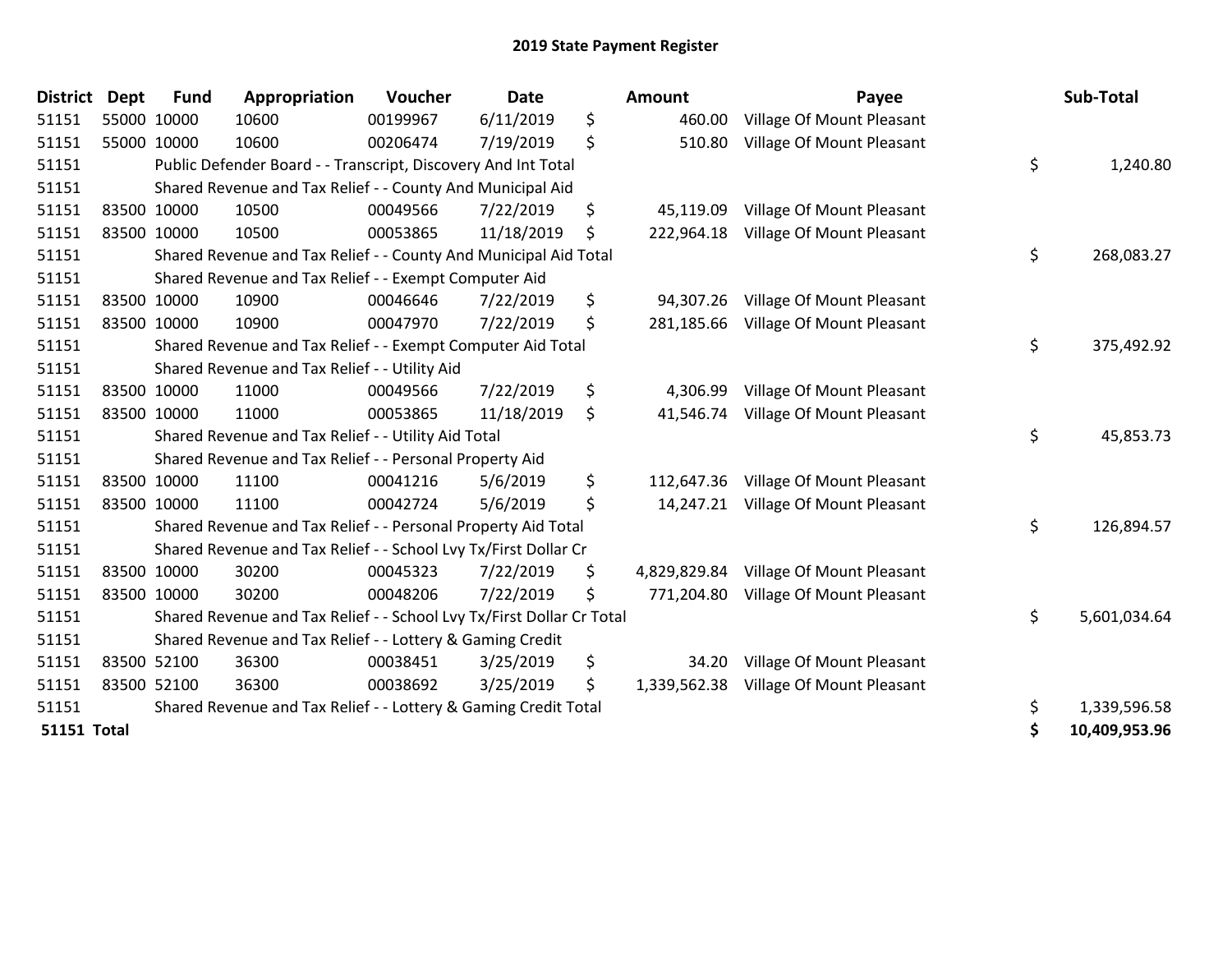## 2019 State Payment Register

| District | Dept | Fund | Appropriation | Voucher | Date | | Amount | Payee | | Sub-Total |
|---|---|---|---|---|---|---|---|---|---|---|
| 51151 | 55000 | 10000 | 10600 | 00199967 | 6/11/2019 | $ | 460.00 | Village Of Mount Pleasant | | |
| 51151 | 55000 | 10000 | 10600 | 00206474 | 7/19/2019 | $ | 510.80 | Village Of Mount Pleasant | | |
| 51151 | | Public Defender Board - - Transcript, Discovery And Int Total | | | | | | | $ | 1,240.80 |
| 51151 | | Shared Revenue and Tax Relief - - County And Municipal Aid | | | | | | | | |
| 51151 | 83500 | 10000 | 10500 | 00049566 | 7/22/2019 | $ | 45,119.09 | Village Of Mount Pleasant | | |
| 51151 | 83500 | 10000 | 10500 | 00053865 | 11/18/2019 | $ | 222,964.18 | Village Of Mount Pleasant | | |
| 51151 | | Shared Revenue and Tax Relief - - County And Municipal Aid Total | | | | | | | $ | 268,083.27 |
| 51151 | | Shared Revenue and Tax Relief - - Exempt Computer Aid | | | | | | | | |
| 51151 | 83500 | 10000 | 10900 | 00046646 | 7/22/2019 | $ | 94,307.26 | Village Of Mount Pleasant | | |
| 51151 | 83500 | 10000 | 10900 | 00047970 | 7/22/2019 | $ | 281,185.66 | Village Of Mount Pleasant | | |
| 51151 | | Shared Revenue and Tax Relief - - Exempt Computer Aid Total | | | | | | | $ | 375,492.92 |
| 51151 | | Shared Revenue and Tax Relief - - Utility Aid | | | | | | | | |
| 51151 | 83500 | 10000 | 11000 | 00049566 | 7/22/2019 | $ | 4,306.99 | Village Of Mount Pleasant | | |
| 51151 | 83500 | 10000 | 11000 | 00053865 | 11/18/2019 | $ | 41,546.74 | Village Of Mount Pleasant | | |
| 51151 | | Shared Revenue and Tax Relief - - Utility Aid Total | | | | | | | $ | 45,853.73 |
| 51151 | | Shared Revenue and Tax Relief - - Personal Property Aid | | | | | | | | |
| 51151 | 83500 | 10000 | 11100 | 00041216 | 5/6/2019 | $ | 112,647.36 | Village Of Mount Pleasant | | |
| 51151 | 83500 | 10000 | 11100 | 00042724 | 5/6/2019 | $ | 14,247.21 | Village Of Mount Pleasant | | |
| 51151 | | Shared Revenue and Tax Relief - - Personal Property Aid Total | | | | | | | $ | 126,894.57 |
| 51151 | | Shared Revenue and Tax Relief - - School Lvy Tx/First Dollar Cr | | | | | | | | |
| 51151 | 83500 | 10000 | 30200 | 00045323 | 7/22/2019 | $ | 4,829,829.84 | Village Of Mount Pleasant | | |
| 51151 | 83500 | 10000 | 30200 | 00048206 | 7/22/2019 | $ | 771,204.80 | Village Of Mount Pleasant | | |
| 51151 | | Shared Revenue and Tax Relief - - School Lvy Tx/First Dollar Cr Total | | | | | | | $ | 5,601,034.64 |
| 51151 | | Shared Revenue and Tax Relief - - Lottery & Gaming Credit | | | | | | | | |
| 51151 | 83500 | 52100 | 36300 | 00038451 | 3/25/2019 | $ | 34.20 | Village Of Mount Pleasant | | |
| 51151 | 83500 | 52100 | 36300 | 00038692 | 3/25/2019 | $ | 1,339,562.38 | Village Of Mount Pleasant | | |
| 51151 | | Shared Revenue and Tax Relief - - Lottery & Gaming Credit Total | | | | | | | $ | 1,339,596.58 |
| **51151 Total** | | | | | | | | | **$** | **10,409,953.96** |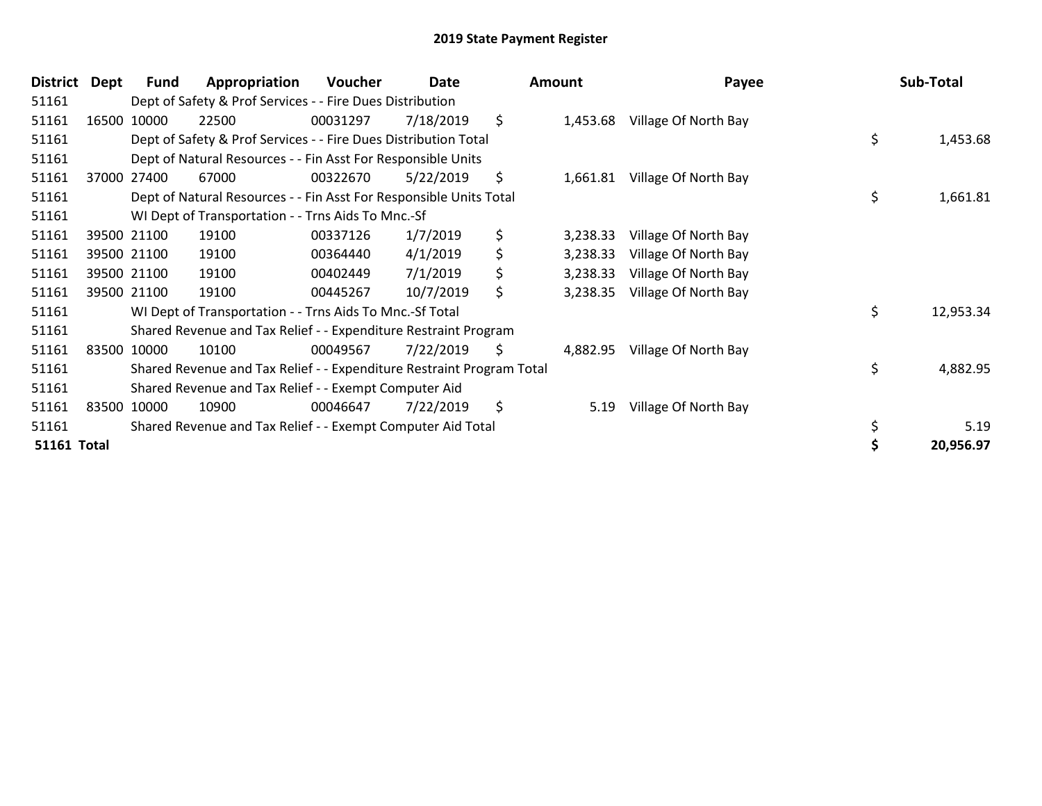## 2019 State Payment Register

| District | Dept | Fund | Appropriation | Voucher | Date | Amount | Payee | Sub-Total |
|---|---|---|---|---|---|---|---|---|
| 51161 | | Dept of Safety & Prof Services - - Fire Dues Distribution | | | | | | |
| 51161 | 16500 | 10000 | 22500 | 00031297 | 7/18/2019 | $ 1,453.68 | Village Of North Bay | |
| 51161 | | Dept of Safety & Prof Services - - Fire Dues Distribution Total | | | | | | $ 1,453.68 |
| 51161 | | Dept of Natural Resources - - Fin Asst For Responsible Units | | | | | | |
| 51161 | 37000 | 27400 | 67000 | 00322670 | 5/22/2019 | $ 1,661.81 | Village Of North Bay | |
| 51161 | | Dept of Natural Resources - - Fin Asst For Responsible Units Total | | | | | | $ 1,661.81 |
| 51161 | | WI Dept of Transportation - - Trns Aids To Mnc.-Sf | | | | | | |
| 51161 | 39500 | 21100 | 19100 | 00337126 | 1/7/2019 | $ 3,238.33 | Village Of North Bay | |
| 51161 | 39500 | 21100 | 19100 | 00364440 | 4/1/2019 | $ 3,238.33 | Village Of North Bay | |
| 51161 | 39500 | 21100 | 19100 | 00402449 | 7/1/2019 | $ 3,238.33 | Village Of North Bay | |
| 51161 | 39500 | 21100 | 19100 | 00445267 | 10/7/2019 | $ 3,238.35 | Village Of North Bay | |
| 51161 | | WI Dept of Transportation - - Trns Aids To Mnc.-Sf Total | | | | | | $ 12,953.34 |
| 51161 | | Shared Revenue and Tax Relief - - Expenditure Restraint Program | | | | | | |
| 51161 | 83500 | 10000 | 10100 | 00049567 | 7/22/2019 | $ 4,882.95 | Village Of North Bay | |
| 51161 | | Shared Revenue and Tax Relief - - Expenditure Restraint Program Total | | | | | | $ 4,882.95 |
| 51161 | | Shared Revenue and Tax Relief - - Exempt Computer Aid | | | | | | |
| 51161 | 83500 | 10000 | 10900 | 00046647 | 7/22/2019 | $ 5.19 | Village Of North Bay | |
| 51161 | | Shared Revenue and Tax Relief - - Exempt Computer Aid Total | | | | | | $ 5.19 |
| **51161 Total** | | | | | | | | **$ 20,956.97** |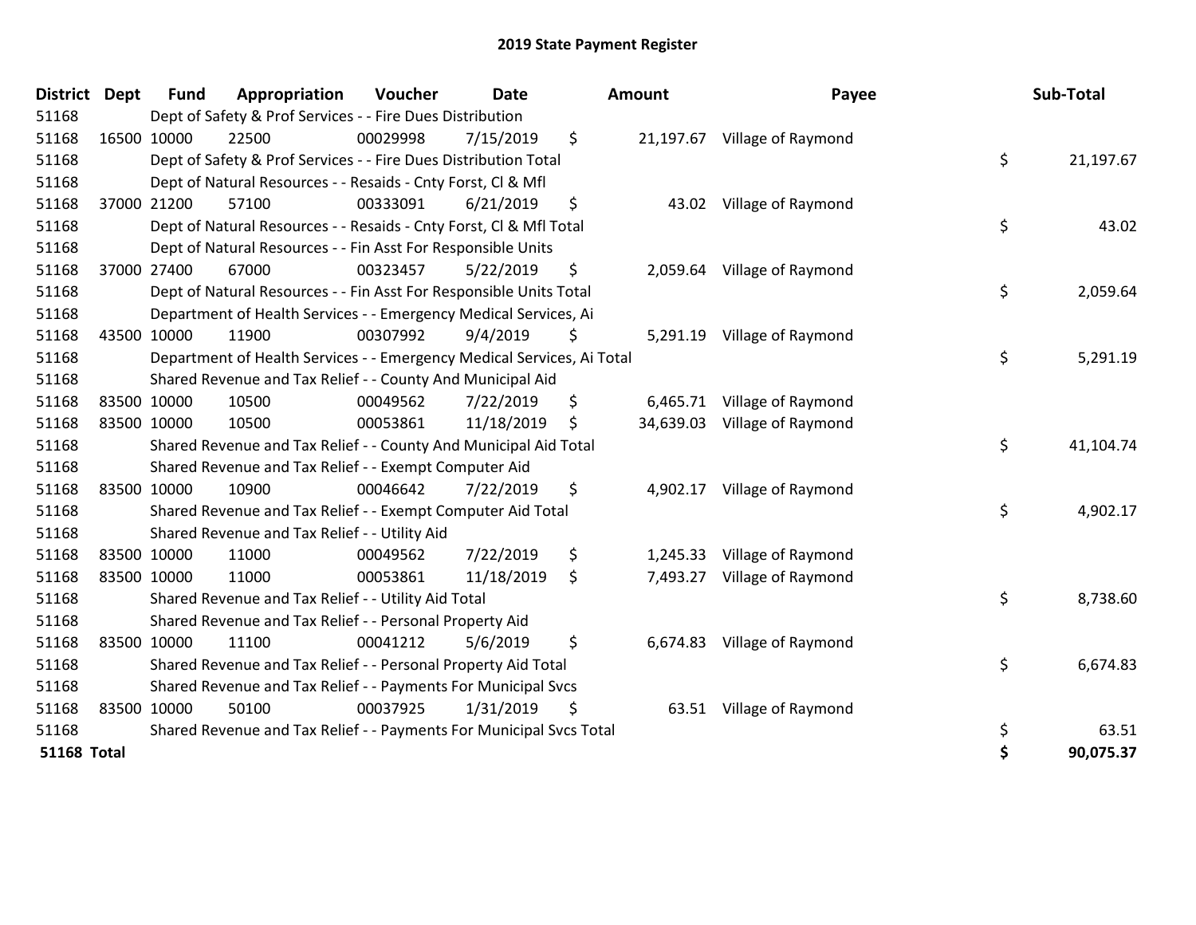# 2019 State Payment Register

| District | Dept | Fund | Appropriation | Voucher | Date | Amount | Payee | Sub-Total |
|---|---|---|---|---|---|---|---|---|
| 51168 | | Dept of Safety & Prof Services - - Fire Dues Distribution | | | | | | |
| 51168 | 16500 | 10000 | 22500 | 00029998 | 7/15/2019 | $ 21,197.67 | Village of Raymond | |
| 51168 | | Dept of Safety & Prof Services - - Fire Dues Distribution Total | | | | | | $ 21,197.67 |
| 51168 | | Dept of Natural Resources - - Resaids - Cnty Forst, Cl & Mfl | | | | | | |
| 51168 | 37000 | 21200 | 57100 | 00333091 | 6/21/2019 | $ 43.02 | Village of Raymond | |
| 51168 | | Dept of Natural Resources - - Resaids - Cnty Forst, Cl & Mfl Total | | | | | | $ 43.02 |
| 51168 | | Dept of Natural Resources - - Fin Asst For Responsible Units | | | | | | |
| 51168 | 37000 | 27400 | 67000 | 00323457 | 5/22/2019 | $ 2,059.64 | Village of Raymond | |
| 51168 | | Dept of Natural Resources - - Fin Asst For Responsible Units Total | | | | | | $ 2,059.64 |
| 51168 | | Department of Health Services - - Emergency Medical Services, Ai | | | | | | |
| 51168 | 43500 | 10000 | 11900 | 00307992 | 9/4/2019 | $ 5,291.19 | Village of Raymond | |
| 51168 | | Department of Health Services - - Emergency Medical Services, Ai Total | | | | | | $ 5,291.19 |
| 51168 | | Shared Revenue and Tax Relief - - County And Municipal Aid | | | | | | |
| 51168 | 83500 | 10000 | 10500 | 00049562 | 7/22/2019 | $ 6,465.71 | Village of Raymond | |
| 51168 | 83500 | 10000 | 10500 | 00053861 | 11/18/2019 | $ 34,639.03 | Village of Raymond | |
| 51168 | | Shared Revenue and Tax Relief - - County And Municipal Aid Total | | | | | | $ 41,104.74 |
| 51168 | | Shared Revenue and Tax Relief - - Exempt Computer Aid | | | | | | |
| 51168 | 83500 | 10000 | 10900 | 00046642 | 7/22/2019 | $ 4,902.17 | Village of Raymond | |
| 51168 | | Shared Revenue and Tax Relief - - Exempt Computer Aid Total | | | | | | $ 4,902.17 |
| 51168 | | Shared Revenue and Tax Relief - - Utility Aid | | | | | | |
| 51168 | 83500 | 10000 | 11000 | 00049562 | 7/22/2019 | $ 1,245.33 | Village of Raymond | |
| 51168 | 83500 | 10000 | 11000 | 00053861 | 11/18/2019 | $ 7,493.27 | Village of Raymond | |
| 51168 | | Shared Revenue and Tax Relief - - Utility Aid Total | | | | | | $ 8,738.60 |
| 51168 | | Shared Revenue and Tax Relief - - Personal Property Aid | | | | | | |
| 51168 | 83500 | 10000 | 11100 | 00041212 | 5/6/2019 | $ 6,674.83 | Village of Raymond | |
| 51168 | | Shared Revenue and Tax Relief - - Personal Property Aid Total | | | | | | $ 6,674.83 |
| 51168 | | Shared Revenue and Tax Relief - - Payments For Municipal Svcs | | | | | | |
| 51168 | 83500 | 10000 | 50100 | 00037925 | 1/31/2019 | $ 63.51 | Village of Raymond | |
| 51168 | | Shared Revenue and Tax Relief - - Payments For Municipal Svcs Total | | | | | | $ 63.51 |
| **51168 Total** | | | | | | | | **$ 90,075.37** |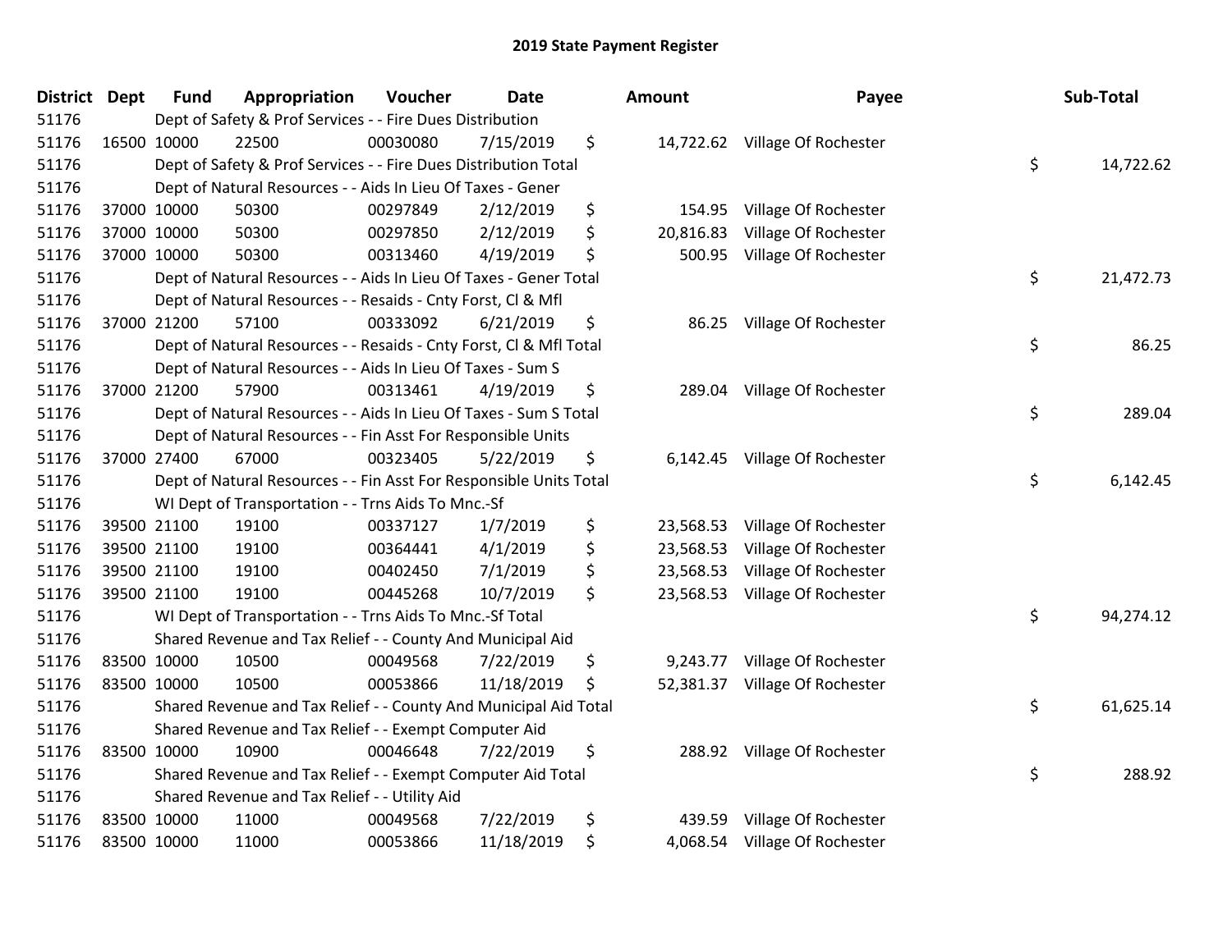# 2019 State Payment Register

| District | Dept | Fund | Appropriation | Voucher | Date | Amount | Payee | Sub-Total |
|---|---|---|---|---|---|---|---|---|
| 51176 | | Dept of Safety & Prof Services - - Fire Dues Distribution | | | | | | |
| 51176 | 16500 | 10000 | 22500 | 00030080 | 7/15/2019 | $ 14,722.62 | Village Of Rochester | |
| 51176 | | Dept of Safety & Prof Services - - Fire Dues Distribution Total | | | | | | $ 14,722.62 |
| 51176 | | Dept of Natural Resources - - Aids In Lieu Of Taxes - Gener | | | | | | |
| 51176 | 37000 | 10000 | 50300 | 00297849 | 2/12/2019 | $ 154.95 | Village Of Rochester | |
| 51176 | 37000 | 10000 | 50300 | 00297850 | 2/12/2019 | $ 20,816.83 | Village Of Rochester | |
| 51176 | 37000 | 10000 | 50300 | 00313460 | 4/19/2019 | $ 500.95 | Village Of Rochester | |
| 51176 | | Dept of Natural Resources - - Aids In Lieu Of Taxes - Gener Total | | | | | | $ 21,472.73 |
| 51176 | | Dept of Natural Resources - - Resaids - Cnty Forst, Cl & Mfl | | | | | | |
| 51176 | 37000 | 21200 | 57100 | 00333092 | 6/21/2019 | $ 86.25 | Village Of Rochester | |
| 51176 | | Dept of Natural Resources - - Resaids - Cnty Forst, Cl & Mfl Total | | | | | | $ 86.25 |
| 51176 | | Dept of Natural Resources - - Aids In Lieu Of Taxes - Sum S | | | | | | |
| 51176 | 37000 | 21200 | 57900 | 00313461 | 4/19/2019 | $ 289.04 | Village Of Rochester | |
| 51176 | | Dept of Natural Resources - - Aids In Lieu Of Taxes - Sum S Total | | | | | | $ 289.04 |
| 51176 | | Dept of Natural Resources - - Fin Asst For Responsible Units | | | | | | |
| 51176 | 37000 | 27400 | 67000 | 00323405 | 5/22/2019 | $ 6,142.45 | Village Of Rochester | |
| 51176 | | Dept of Natural Resources - - Fin Asst For Responsible Units Total | | | | | | $ 6,142.45 |
| 51176 | | WI Dept of Transportation - - Trns Aids To Mnc.-Sf | | | | | | |
| 51176 | 39500 | 21100 | 19100 | 00337127 | 1/7/2019 | $ 23,568.53 | Village Of Rochester | |
| 51176 | 39500 | 21100 | 19100 | 00364441 | 4/1/2019 | $ 23,568.53 | Village Of Rochester | |
| 51176 | 39500 | 21100 | 19100 | 00402450 | 7/1/2019 | $ 23,568.53 | Village Of Rochester | |
| 51176 | 39500 | 21100 | 19100 | 00445268 | 10/7/2019 | $ 23,568.53 | Village Of Rochester | |
| 51176 | | WI Dept of Transportation - - Trns Aids To Mnc.-Sf Total | | | | | | $ 94,274.12 |
| 51176 | | Shared Revenue and Tax Relief - - County And Municipal Aid | | | | | | |
| 51176 | 83500 | 10000 | 10500 | 00049568 | 7/22/2019 | $ 9,243.77 | Village Of Rochester | |
| 51176 | 83500 | 10000 | 10500 | 00053866 | 11/18/2019 | $ 52,381.37 | Village Of Rochester | |
| 51176 | | Shared Revenue and Tax Relief - - County And Municipal Aid Total | | | | | | $ 61,625.14 |
| 51176 | | Shared Revenue and Tax Relief - - Exempt Computer Aid | | | | | | |
| 51176 | 83500 | 10000 | 10900 | 00046648 | 7/22/2019 | $ 288.92 | Village Of Rochester | |
| 51176 | | Shared Revenue and Tax Relief - - Exempt Computer Aid Total | | | | | | $ 288.92 |
| 51176 | | Shared Revenue and Tax Relief - - Utility Aid | | | | | | |
| 51176 | 83500 | 10000 | 11000 | 00049568 | 7/22/2019 | $ 439.59 | Village Of Rochester | |
| 51176 | 83500 | 10000 | 11000 | 00053866 | 11/18/2019 | $ 4,068.54 | Village Of Rochester | |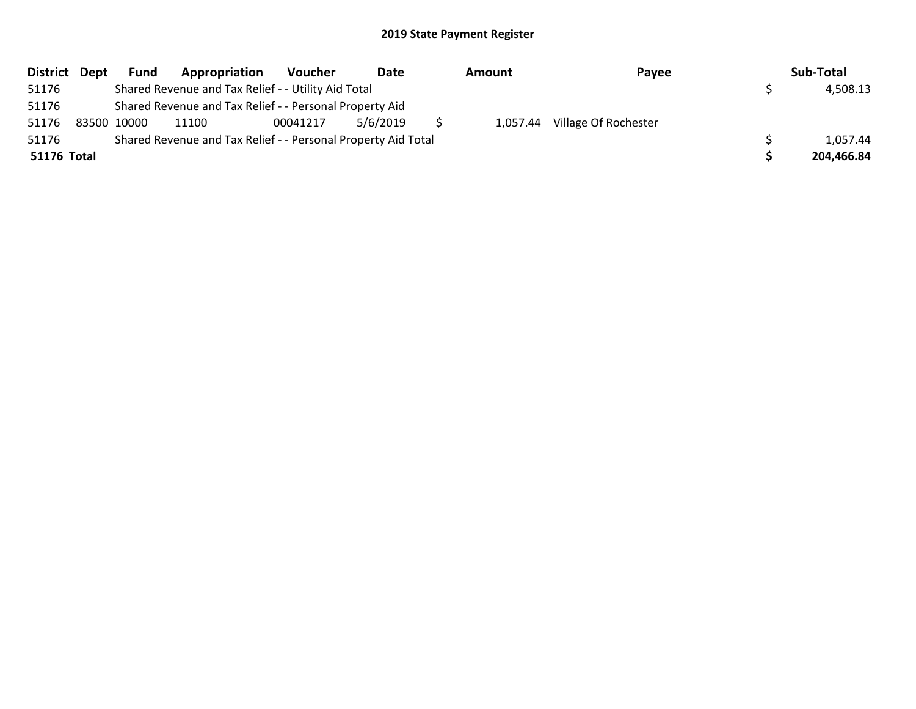# 2019 State Payment Register

| District | Dept | Fund | Appropriation | Voucher | Date | Amount | Payee | Sub-Total |
|---|---|---|---|---|---|---|---|---|
| 51176 | | Shared Revenue and Tax Relief - - Utility Aid Total | | | | | | $ 4,508.13 |
| 51176 | | Shared Revenue and Tax Relief - - Personal Property Aid | | | | | | |
| 51176 | 83500 | 10000 | 11100 | 00041217 | 5/6/2019 | $ 1,057.44 | Village Of Rochester | |
| 51176 | | Shared Revenue and Tax Relief - - Personal Property Aid Total | | | | | | $ 1,057.44 |
| **51176** | **Total** | | | | | | | **$ 204,466.84** |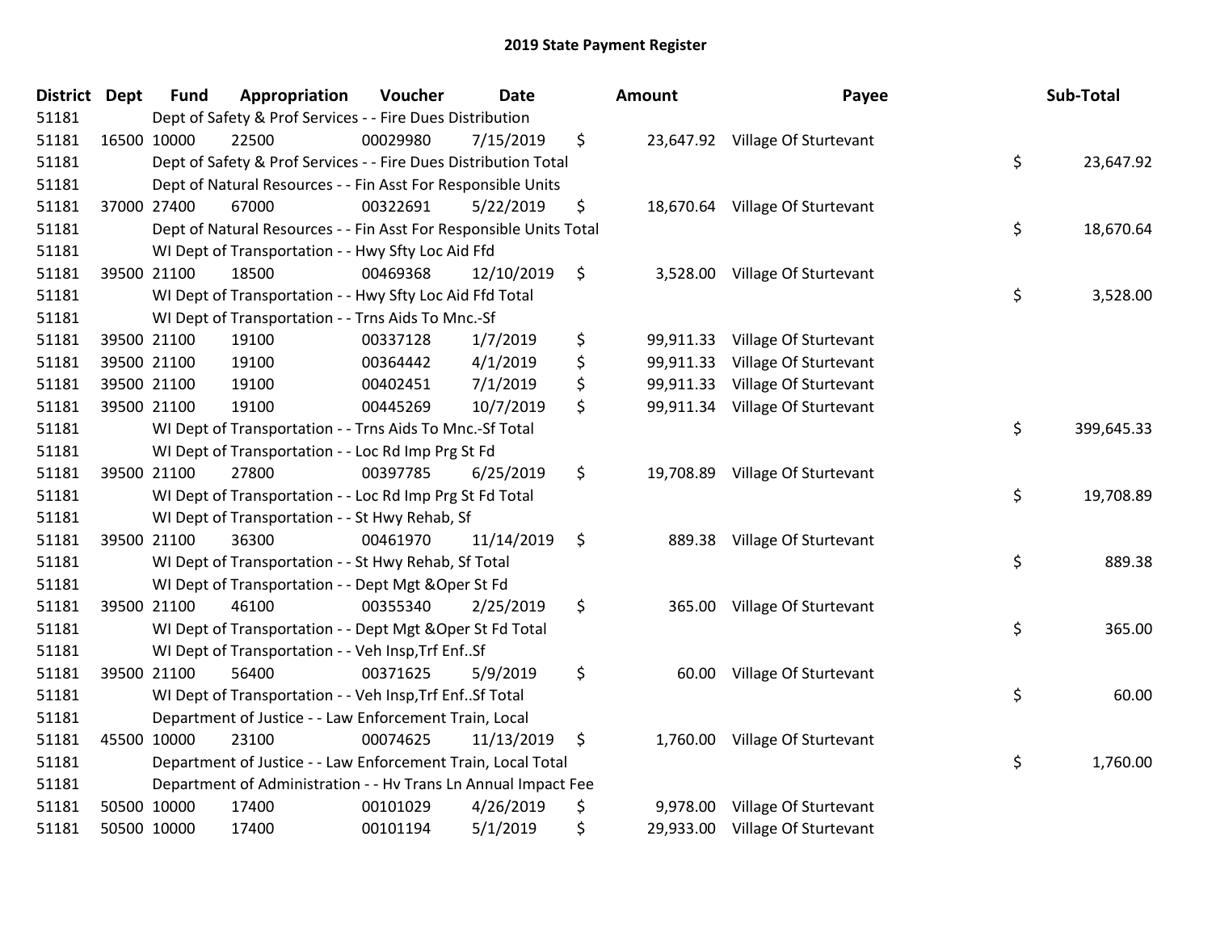# 2019 State Payment Register

| District | Dept | Fund | Appropriation | Voucher | Date | Amount | Payee | Sub-Total |
|---|---|---|---|---|---|---|---|---|
| 51181 | | Dept of Safety & Prof Services - - Fire Dues Distribution | | | | | | |
| 51181 | 16500 | 10000 | 22500 | 00029980 | 7/15/2019 | $ 23,647.92 | Village Of Sturtevant | |
| 51181 | | Dept of Safety & Prof Services - - Fire Dues Distribution Total | | | | | | $ 23,647.92 |
| 51181 | | Dept of Natural Resources - - Fin Asst For Responsible Units | | | | | | |
| 51181 | 37000 | 27400 | 67000 | 00322691 | 5/22/2019 | $ 18,670.64 | Village Of Sturtevant | |
| 51181 | | Dept of Natural Resources - - Fin Asst For Responsible Units Total | | | | | | $ 18,670.64 |
| 51181 | | WI Dept of Transportation - - Hwy Sfty Loc Aid Ffd | | | | | | |
| 51181 | 39500 | 21100 | 18500 | 00469368 | 12/10/2019 | $ 3,528.00 | Village Of Sturtevant | |
| 51181 | | WI Dept of Transportation - - Hwy Sfty Loc Aid Ffd Total | | | | | | $ 3,528.00 |
| 51181 | | WI Dept of Transportation - - Trns Aids To Mnc.-Sf | | | | | | |
| 51181 | 39500 | 21100 | 19100 | 00337128 | 1/7/2019 | $ 99,911.33 | Village Of Sturtevant | |
| 51181 | 39500 | 21100 | 19100 | 00364442 | 4/1/2019 | $ 99,911.33 | Village Of Sturtevant | |
| 51181 | 39500 | 21100 | 19100 | 00402451 | 7/1/2019 | $ 99,911.33 | Village Of Sturtevant | |
| 51181 | 39500 | 21100 | 19100 | 00445269 | 10/7/2019 | $ 99,911.34 | Village Of Sturtevant | |
| 51181 | | WI Dept of Transportation - - Trns Aids To Mnc.-Sf Total | | | | | | $ 399,645.33 |
| 51181 | | WI Dept of Transportation - - Loc Rd Imp Prg St Fd | | | | | | |
| 51181 | 39500 | 21100 | 27800 | 00397785 | 6/25/2019 | $ 19,708.89 | Village Of Sturtevant | |
| 51181 | | WI Dept of Transportation - - Loc Rd Imp Prg St Fd Total | | | | | | $ 19,708.89 |
| 51181 | | WI Dept of Transportation - - St Hwy Rehab, Sf | | | | | | |
| 51181 | 39500 | 21100 | 36300 | 00461970 | 11/14/2019 | $ 889.38 | Village Of Sturtevant | |
| 51181 | | WI Dept of Transportation - - St Hwy Rehab, Sf Total | | | | | | $ 889.38 |
| 51181 | | WI Dept of Transportation - - Dept Mgt &Oper St Fd | | | | | | |
| 51181 | 39500 | 21100 | 46100 | 00355340 | 2/25/2019 | $ 365.00 | Village Of Sturtevant | |
| 51181 | | WI Dept of Transportation - - Dept Mgt &Oper St Fd Total | | | | | | $ 365.00 |
| 51181 | | WI Dept of Transportation - - Veh Insp,Trf Enf..Sf | | | | | | |
| 51181 | 39500 | 21100 | 56400 | 00371625 | 5/9/2019 | $ 60.00 | Village Of Sturtevant | |
| 51181 | | WI Dept of Transportation - - Veh Insp,Trf Enf..Sf Total | | | | | | $ 60.00 |
| 51181 | | Department of Justice - - Law Enforcement Train, Local | | | | | | |
| 51181 | 45500 | 10000 | 23100 | 00074625 | 11/13/2019 | $ 1,760.00 | Village Of Sturtevant | |
| 51181 | | Department of Justice - - Law Enforcement Train, Local Total | | | | | | $ 1,760.00 |
| 51181 | | Department of Administration - - Hv Trans Ln Annual Impact Fee | | | | | | |
| 51181 | 50500 | 10000 | 17400 | 00101029 | 4/26/2019 | $ 9,978.00 | Village Of Sturtevant | |
| 51181 | 50500 | 10000 | 17400 | 00101194 | 5/1/2019 | $ 29,933.00 | Village Of Sturtevant | |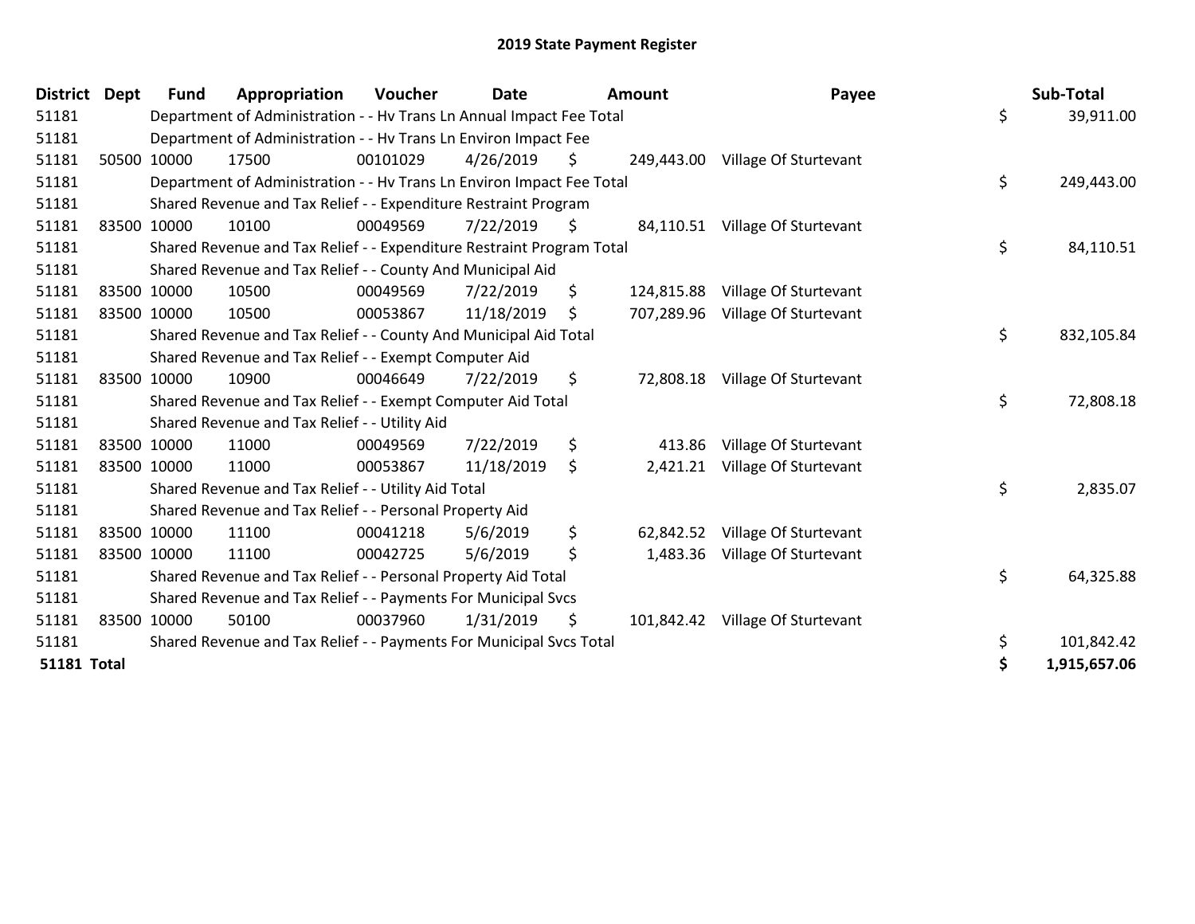# 2019 State Payment Register

| District | Dept | Fund | Appropriation | Voucher | Date | Amount | Payee | Sub-Total |
|---|---|---|---|---|---|---|---|---|
| 51181 | | Department of Administration - - Hv Trans Ln Annual Impact Fee Total | | | | | | $ 39,911.00 |
| 51181 | | Department of Administration - - Hv Trans Ln Environ Impact Fee | | | | | | |
| 51181 | 50500 | 10000 | 17500 | 00101029 | 4/26/2019 | $ 249,443.00 | Village Of Sturtevant | |
| 51181 | | Department of Administration - - Hv Trans Ln Environ Impact Fee Total | | | | | | $ 249,443.00 |
| 51181 | | Shared Revenue and Tax Relief - - Expenditure Restraint Program | | | | | | |
| 51181 | 83500 | 10000 | 10100 | 00049569 | 7/22/2019 | $ 84,110.51 | Village Of Sturtevant | |
| 51181 | | Shared Revenue and Tax Relief - - Expenditure Restraint Program Total | | | | | | $ 84,110.51 |
| 51181 | | Shared Revenue and Tax Relief - - County And Municipal Aid | | | | | | |
| 51181 | 83500 | 10000 | 10500 | 00049569 | 7/22/2019 | $ 124,815.88 | Village Of Sturtevant | |
| 51181 | 83500 | 10000 | 10500 | 00053867 | 11/18/2019 | $ 707,289.96 | Village Of Sturtevant | |
| 51181 | | Shared Revenue and Tax Relief - - County And Municipal Aid Total | | | | | | $ 832,105.84 |
| 51181 | | Shared Revenue and Tax Relief - - Exempt Computer Aid | | | | | | |
| 51181 | 83500 | 10000 | 10900 | 00046649 | 7/22/2019 | $ 72,808.18 | Village Of Sturtevant | |
| 51181 | | Shared Revenue and Tax Relief - - Exempt Computer Aid Total | | | | | | $ 72,808.18 |
| 51181 | | Shared Revenue and Tax Relief - - Utility Aid | | | | | | |
| 51181 | 83500 | 10000 | 11000 | 00049569 | 7/22/2019 | $ 413.86 | Village Of Sturtevant | |
| 51181 | 83500 | 10000 | 11000 | 00053867 | 11/18/2019 | $ 2,421.21 | Village Of Sturtevant | |
| 51181 | | Shared Revenue and Tax Relief - - Utility Aid Total | | | | | | $ 2,835.07 |
| 51181 | | Shared Revenue and Tax Relief - - Personal Property Aid | | | | | | |
| 51181 | 83500 | 10000 | 11100 | 00041218 | 5/6/2019 | $ 62,842.52 | Village Of Sturtevant | |
| 51181 | 83500 | 10000 | 11100 | 00042725 | 5/6/2019 | $ 1,483.36 | Village Of Sturtevant | |
| 51181 | | Shared Revenue and Tax Relief - - Personal Property Aid Total | | | | | | $ 64,325.88 |
| 51181 | | Shared Revenue and Tax Relief - - Payments For Municipal Svcs | | | | | | |
| 51181 | 83500 | 10000 | 50100 | 00037960 | 1/31/2019 | $ 101,842.42 | Village Of Sturtevant | |
| 51181 | | Shared Revenue and Tax Relief - - Payments For Municipal Svcs Total | | | | | | $ 101,842.42 |
| **51181 Total** | | | | | | | | **$ 1,915,657.06** |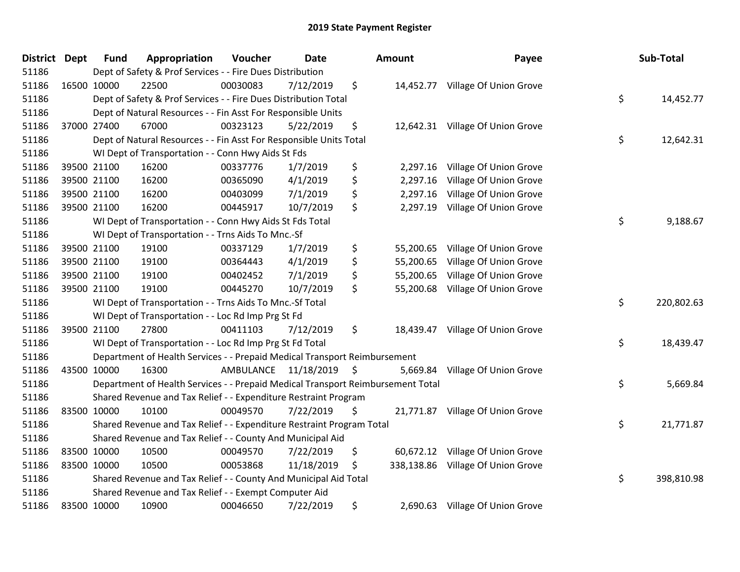# 2019 State Payment Register

| District | Dept | Fund | Appropriation | Voucher | Date | Amount | Payee | Sub-Total |
|---|---|---|---|---|---|---|---|---|
| 51186 | Dept of Safety & Prof Services - - Fire Dues Distribution | | | | | | | |
| 51186 | 16500 | 10000 | 22500 | 00030083 | 7/12/2019 | $ 14,452.77 | Village Of Union Grove | |
| 51186 | Dept of Safety & Prof Services - - Fire Dues Distribution Total | | | | | | | $ 14,452.77 |
| 51186 | Dept of Natural Resources - - Fin Asst For Responsible Units | | | | | | | |
| 51186 | 37000 | 27400 | 67000 | 00323123 | 5/22/2019 | $ 12,642.31 | Village Of Union Grove | |
| 51186 | Dept of Natural Resources - - Fin Asst For Responsible Units Total | | | | | | | $ 12,642.31 |
| 51186 | WI Dept of Transportation - - Conn Hwy Aids St Fds | | | | | | | |
| 51186 | 39500 | 21100 | 16200 | 00337776 | 1/7/2019 | $ 2,297.16 | Village Of Union Grove | |
| 51186 | 39500 | 21100 | 16200 | 00365090 | 4/1/2019 | $ 2,297.16 | Village Of Union Grove | |
| 51186 | 39500 | 21100 | 16200 | 00403099 | 7/1/2019 | $ 2,297.16 | Village Of Union Grove | |
| 51186 | 39500 | 21100 | 16200 | 00445917 | 10/7/2019 | $ 2,297.19 | Village Of Union Grove | |
| 51186 | WI Dept of Transportation - - Conn Hwy Aids St Fds Total | | | | | | | $ 9,188.67 |
| 51186 | WI Dept of Transportation - - Trns Aids To Mnc.-Sf | | | | | | | |
| 51186 | 39500 | 21100 | 19100 | 00337129 | 1/7/2019 | $ 55,200.65 | Village Of Union Grove | |
| 51186 | 39500 | 21100 | 19100 | 00364443 | 4/1/2019 | $ 55,200.65 | Village Of Union Grove | |
| 51186 | 39500 | 21100 | 19100 | 00402452 | 7/1/2019 | $ 55,200.65 | Village Of Union Grove | |
| 51186 | 39500 | 21100 | 19100 | 00445270 | 10/7/2019 | $ 55,200.68 | Village Of Union Grove | |
| 51186 | WI Dept of Transportation - - Trns Aids To Mnc.-Sf Total | | | | | | | $ 220,802.63 |
| 51186 | WI Dept of Transportation - - Loc Rd Imp Prg St Fd | | | | | | | |
| 51186 | 39500 | 21100 | 27800 | 00411103 | 7/12/2019 | $ 18,439.47 | Village Of Union Grove | |
| 51186 | WI Dept of Transportation - - Loc Rd Imp Prg St Fd Total | | | | | | | $ 18,439.47 |
| 51186 | Department of Health Services - - Prepaid Medical Transport Reimbursement | | | | | | | |
| 51186 | 43500 | 10000 | 16300 | AMBULANCE | 11/18/2019 | $ 5,669.84 | Village Of Union Grove | |
| 51186 | Department of Health Services - - Prepaid Medical Transport Reimbursement Total | | | | | | | $ 5,669.84 |
| 51186 | Shared Revenue and Tax Relief - - Expenditure Restraint Program | | | | | | | |
| 51186 | 83500 | 10000 | 10100 | 00049570 | 7/22/2019 | $ 21,771.87 | Village Of Union Grove | |
| 51186 | Shared Revenue and Tax Relief - - Expenditure Restraint Program Total | | | | | | | $ 21,771.87 |
| 51186 | Shared Revenue and Tax Relief - - County And Municipal Aid | | | | | | | |
| 51186 | 83500 | 10000 | 10500 | 00049570 | 7/22/2019 | $ 60,672.12 | Village Of Union Grove | |
| 51186 | 83500 | 10000 | 10500 | 00053868 | 11/18/2019 | $ 338,138.86 | Village Of Union Grove | |
| 51186 | Shared Revenue and Tax Relief - - County And Municipal Aid Total | | | | | | | $ 398,810.98 |
| 51186 | Shared Revenue and Tax Relief - - Exempt Computer Aid | | | | | | | |
| 51186 | 83500 | 10000 | 10900 | 00046650 | 7/22/2019 | $ 2,690.63 | Village Of Union Grove | |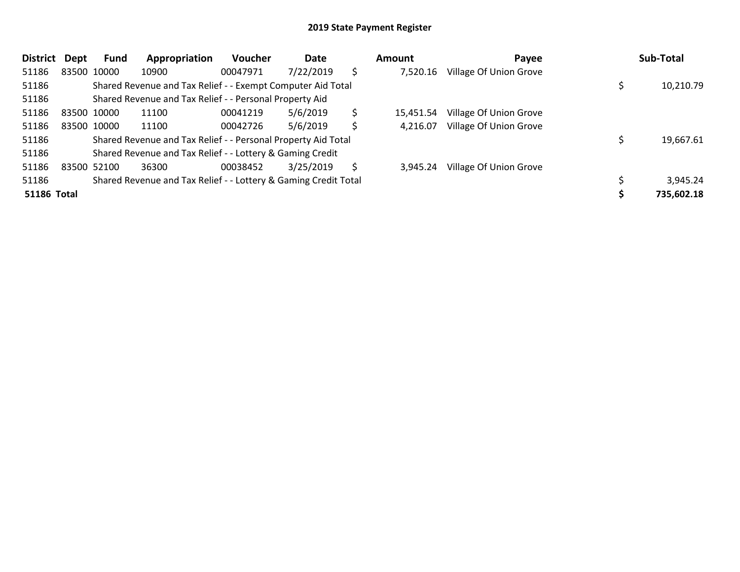# 2019 State Payment Register

| District | Dept | Fund | Appropriation | Voucher | Date | Amount | Payee | Sub-Total |
|---|---|---|---|---|---|---|---|---|
| 51186 | 83500 | 10000 | 10900 | 00047971 | 7/22/2019 | $ 7,520.16 | Village Of Union Grove | |
| 51186 | | Shared Revenue and Tax Relief - - Exempt Computer Aid Total | | | | | | $ 10,210.79 |
| 51186 | | Shared Revenue and Tax Relief - - Personal Property Aid | | | | | | |
| 51186 | 83500 | 10000 | 11100 | 00041219 | 5/6/2019 | $ 15,451.54 | Village Of Union Grove | |
| 51186 | 83500 | 10000 | 11100 | 00042726 | 5/6/2019 | $ 4,216.07 | Village Of Union Grove | |
| 51186 | | Shared Revenue and Tax Relief - - Personal Property Aid Total | | | | | | $ 19,667.61 |
| 51186 | | Shared Revenue and Tax Relief - - Lottery & Gaming Credit | | | | | | |
| 51186 | 83500 | 52100 | 36300 | 00038452 | 3/25/2019 | $ 3,945.24 | Village Of Union Grove | |
| 51186 | | Shared Revenue and Tax Relief - - Lottery & Gaming Credit Total | | | | | | $ 3,945.24 |
| **51186 Total** | | | | | | | | **$ 735,602.18** |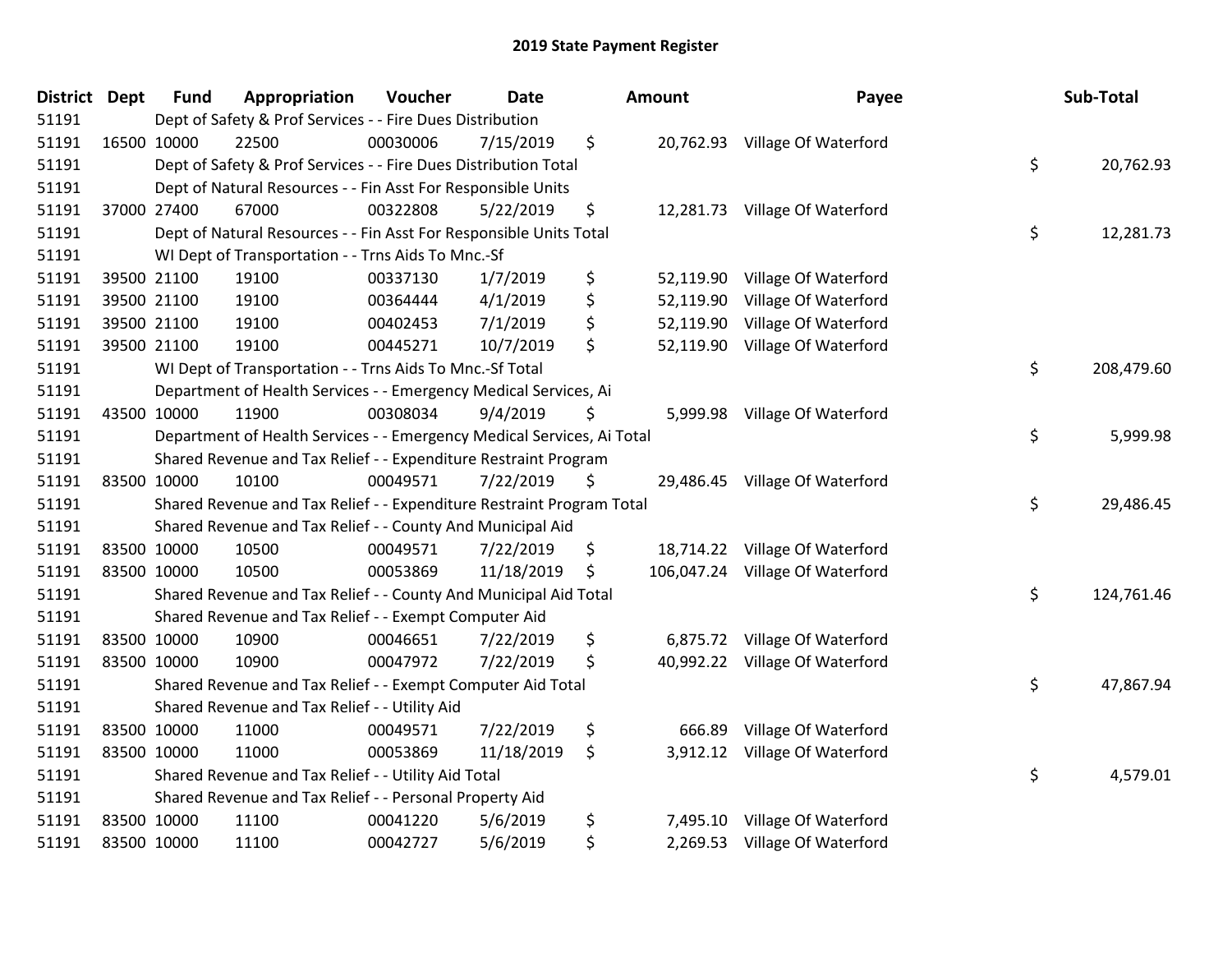## 2019 State Payment Register

| District | Dept | Fund | Appropriation | Voucher | Date | Amount | Payee | Sub-Total |
|---|---|---|---|---|---|---|---|---|
| 51191 | | Dept of Safety & Prof Services - - Fire Dues Distribution | | | | | | |
| 51191 | 16500 | 10000 | 22500 | 00030006 | 7/15/2019 | $ 20,762.93 | Village Of Waterford | |
| 51191 | | Dept of Safety & Prof Services - - Fire Dues Distribution Total | | | | | | $ 20,762.93 |
| 51191 | | Dept of Natural Resources - - Fin Asst For Responsible Units | | | | | | |
| 51191 | 37000 | 27400 | 67000 | 00322808 | 5/22/2019 | $ 12,281.73 | Village Of Waterford | |
| 51191 | | Dept of Natural Resources - - Fin Asst For Responsible Units Total | | | | | | $ 12,281.73 |
| 51191 | | WI Dept of Transportation - - Trns Aids To Mnc.-Sf | | | | | | |
| 51191 | 39500 | 21100 | 19100 | 00337130 | 1/7/2019 | $ 52,119.90 | Village Of Waterford | |
| 51191 | 39500 | 21100 | 19100 | 00364444 | 4/1/2019 | $ 52,119.90 | Village Of Waterford | |
| 51191 | 39500 | 21100 | 19100 | 00402453 | 7/1/2019 | $ 52,119.90 | Village Of Waterford | |
| 51191 | 39500 | 21100 | 19100 | 00445271 | 10/7/2019 | $ 52,119.90 | Village Of Waterford | |
| 51191 | | WI Dept of Transportation - - Trns Aids To Mnc.-Sf Total | | | | | | $ 208,479.60 |
| 51191 | | Department of Health Services - - Emergency Medical Services, Ai | | | | | | |
| 51191 | 43500 | 10000 | 11900 | 00308034 | 9/4/2019 | $ 5,999.98 | Village Of Waterford | |
| 51191 | | Department of Health Services - - Emergency Medical Services, Ai Total | | | | | | $ 5,999.98 |
| 51191 | | Shared Revenue and Tax Relief - - Expenditure Restraint Program | | | | | | |
| 51191 | 83500 | 10000 | 10100 | 00049571 | 7/22/2019 | $ 29,486.45 | Village Of Waterford | |
| 51191 | | Shared Revenue and Tax Relief - - Expenditure Restraint Program Total | | | | | | $ 29,486.45 |
| 51191 | | Shared Revenue and Tax Relief - - County And Municipal Aid | | | | | | |
| 51191 | 83500 | 10000 | 10500 | 00049571 | 7/22/2019 | $ 18,714.22 | Village Of Waterford | |
| 51191 | 83500 | 10000 | 10500 | 00053869 | 11/18/2019 | $ 106,047.24 | Village Of Waterford | |
| 51191 | | Shared Revenue and Tax Relief - - County And Municipal Aid Total | | | | | | $ 124,761.46 |
| 51191 | | Shared Revenue and Tax Relief - - Exempt Computer Aid | | | | | | |
| 51191 | 83500 | 10000 | 10900 | 00046651 | 7/22/2019 | $ 6,875.72 | Village Of Waterford | |
| 51191 | 83500 | 10000 | 10900 | 00047972 | 7/22/2019 | $ 40,992.22 | Village Of Waterford | |
| 51191 | | Shared Revenue and Tax Relief - - Exempt Computer Aid Total | | | | | | $ 47,867.94 |
| 51191 | | Shared Revenue and Tax Relief - - Utility Aid | | | | | | |
| 51191 | 83500 | 10000 | 11000 | 00049571 | 7/22/2019 | $ 666.89 | Village Of Waterford | |
| 51191 | 83500 | 10000 | 11000 | 00053869 | 11/18/2019 | $ 3,912.12 | Village Of Waterford | |
| 51191 | | Shared Revenue and Tax Relief - - Utility Aid Total | | | | | | $ 4,579.01 |
| 51191 | | Shared Revenue and Tax Relief - - Personal Property Aid | | | | | | |
| 51191 | 83500 | 10000 | 11100 | 00041220 | 5/6/2019 | $ 7,495.10 | Village Of Waterford | |
| 51191 | 83500 | 10000 | 11100 | 00042727 | 5/6/2019 | $ 2,269.53 | Village Of Waterford | |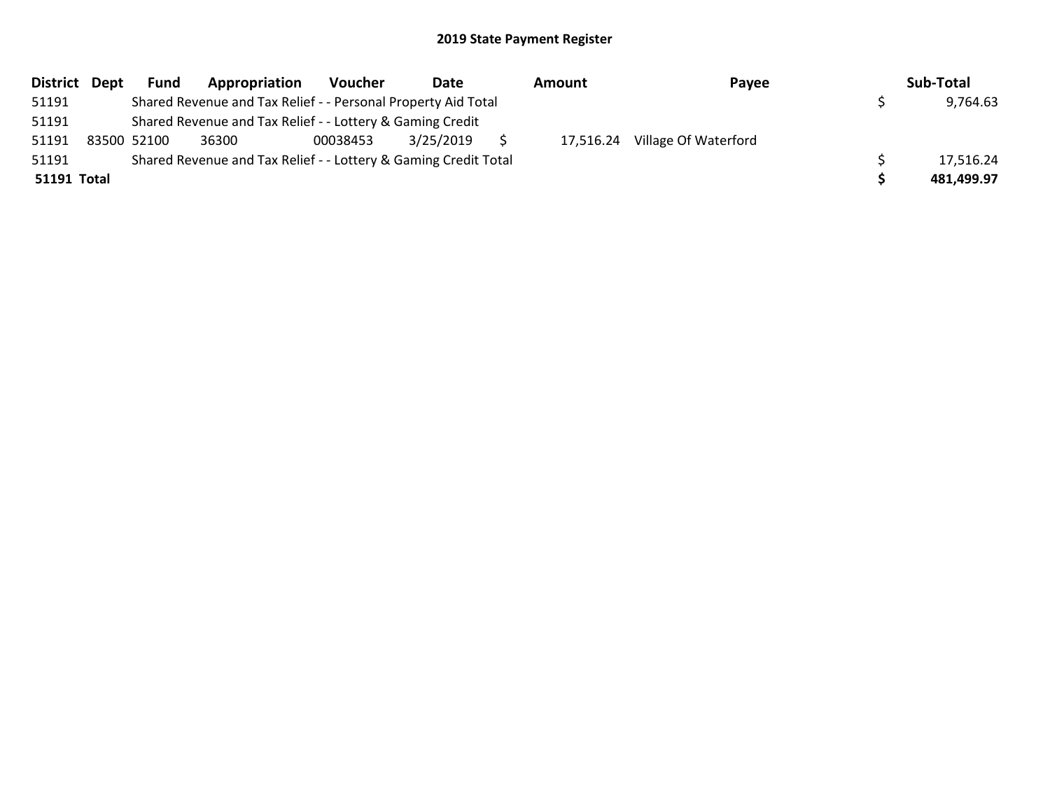# 2019 State Payment Register

| District | Dept | Fund | Appropriation | Voucher | Date | Amount | Payee | Sub-Total |
|---|---|---|---|---|---|---|---|---|
| 51191 | | Shared Revenue and Tax Relief - - Personal Property Aid Total | | | | | | $ 9,764.63 |
| 51191 | | Shared Revenue and Tax Relief - - Lottery & Gaming Credit | | | | | | |
| 51191 | 83500 | 52100 | 36300 | 00038453 | 3/25/2019 | $ 17,516.24 | Village Of Waterford | |
| 51191 | | Shared Revenue and Tax Relief - - Lottery & Gaming Credit Total | | | | | | $ 17,516.24 |
| **51191** | **Total** | | | | | | | **$ 481,499.97** |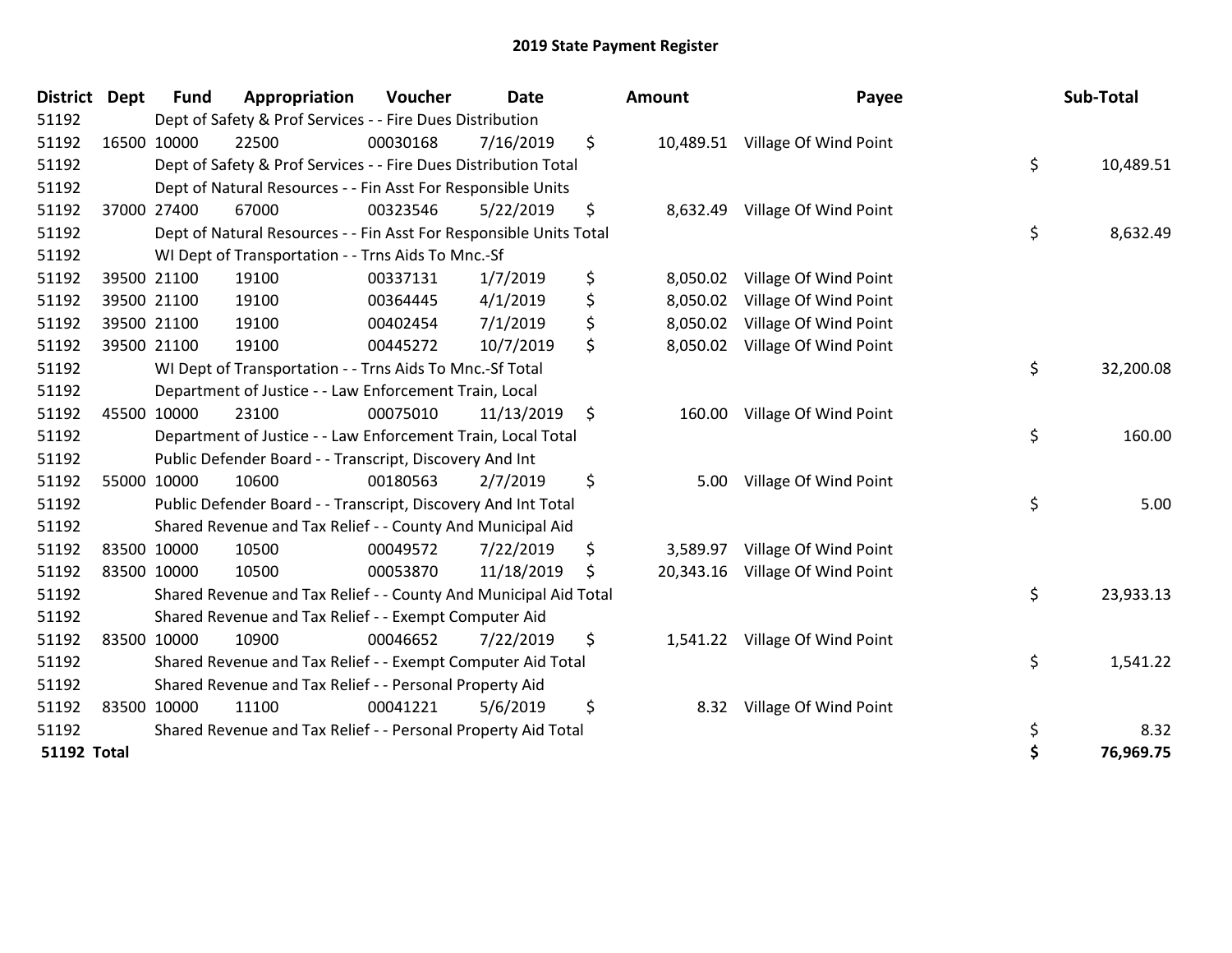# 2019 State Payment Register

| District | Dept | Fund | Appropriation | Voucher | Date | Amount | Payee | Sub-Total |
|---|---|---|---|---|---|---|---|---|
| 51192 | | Dept of Safety & Prof Services - - Fire Dues Distribution | | | | | | |
| 51192 | 16500 | 10000 | 22500 | 00030168 | 7/16/2019 | $ 10,489.51 | Village Of Wind Point | |
| 51192 | | Dept of Safety & Prof Services - - Fire Dues Distribution Total | | | | | | $ 10,489.51 |
| 51192 | | Dept of Natural Resources - - Fin Asst For Responsible Units | | | | | | |
| 51192 | 37000 | 27400 | 67000 | 00323546 | 5/22/2019 | $ 8,632.49 | Village Of Wind Point | |
| 51192 | | Dept of Natural Resources - - Fin Asst For Responsible Units Total | | | | | | $ 8,632.49 |
| 51192 | | WI Dept of Transportation - - Trns Aids To Mnc.-Sf | | | | | | |
| 51192 | 39500 | 21100 | 19100 | 00337131 | 1/7/2019 | $ 8,050.02 | Village Of Wind Point | |
| 51192 | 39500 | 21100 | 19100 | 00364445 | 4/1/2019 | $ 8,050.02 | Village Of Wind Point | |
| 51192 | 39500 | 21100 | 19100 | 00402454 | 7/1/2019 | $ 8,050.02 | Village Of Wind Point | |
| 51192 | 39500 | 21100 | 19100 | 00445272 | 10/7/2019 | $ 8,050.02 | Village Of Wind Point | |
| 51192 | | WI Dept of Transportation - - Trns Aids To Mnc.-Sf Total | | | | | | $ 32,200.08 |
| 51192 | | Department of Justice - - Law Enforcement Train, Local | | | | | | |
| 51192 | 45500 | 10000 | 23100 | 00075010 | 11/13/2019 | $ 160.00 | Village Of Wind Point | |
| 51192 | | Department of Justice - - Law Enforcement Train, Local Total | | | | | | $ 160.00 |
| 51192 | | Public Defender Board - - Transcript, Discovery And Int | | | | | | |
| 51192 | 55000 | 10000 | 10600 | 00180563 | 2/7/2019 | $ 5.00 | Village Of Wind Point | |
| 51192 | | Public Defender Board - - Transcript, Discovery And Int Total | | | | | | $ 5.00 |
| 51192 | | Shared Revenue and Tax Relief - - County And Municipal Aid | | | | | | |
| 51192 | 83500 | 10000 | 10500 | 00049572 | 7/22/2019 | $ 3,589.97 | Village Of Wind Point | |
| 51192 | 83500 | 10000 | 10500 | 00053870 | 11/18/2019 | $ 20,343.16 | Village Of Wind Point | |
| 51192 | | Shared Revenue and Tax Relief - - County And Municipal Aid Total | | | | | | $ 23,933.13 |
| 51192 | | Shared Revenue and Tax Relief - - Exempt Computer Aid | | | | | | |
| 51192 | 83500 | 10000 | 10900 | 00046652 | 7/22/2019 | $ 1,541.22 | Village Of Wind Point | |
| 51192 | | Shared Revenue and Tax Relief - - Exempt Computer Aid Total | | | | | | $ 1,541.22 |
| 51192 | | Shared Revenue and Tax Relief - - Personal Property Aid | | | | | | |
| 51192 | 83500 | 10000 | 11100 | 00041221 | 5/6/2019 | $ 8.32 | Village Of Wind Point | |
| 51192 | | Shared Revenue and Tax Relief - - Personal Property Aid Total | | | | | | $ 8.32 |
| **51192 Total** | | | | | | | | **$ 76,969.75** |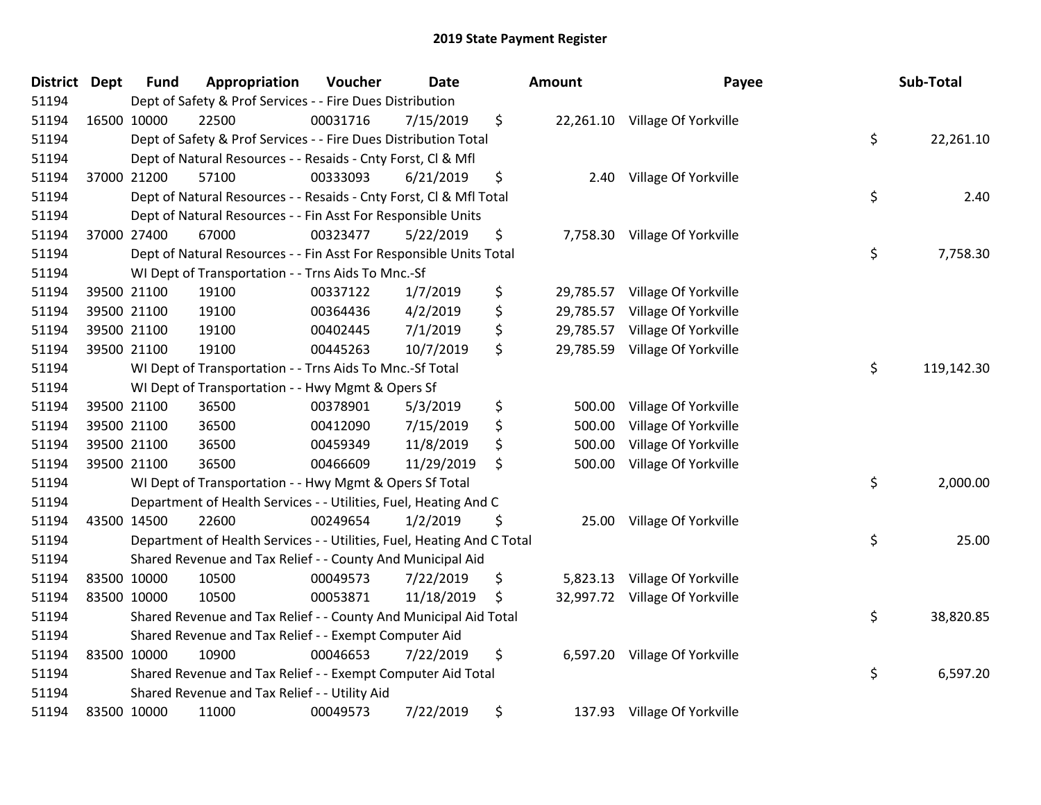# 2019 State Payment Register

| District | Dept | Fund | Appropriation | Voucher | Date | Amount | Payee | Sub-Total |
|---|---|---|---|---|---|---|---|---|
| 51194 | | Dept of Safety & Prof Services - - Fire Dues Distribution | | | | | | |
| 51194 | 16500 | 10000 | 22500 | 00031716 | 7/15/2019 | $ 22,261.10 | Village Of Yorkville | |
| 51194 | | Dept of Safety & Prof Services - - Fire Dues Distribution Total | | | | | | $ 22,261.10 |
| 51194 | | Dept of Natural Resources - - Resaids - Cnty Forst, Cl & Mfl | | | | | | |
| 51194 | 37000 | 21200 | 57100 | 00333093 | 6/21/2019 | $ 2.40 | Village Of Yorkville | |
| 51194 | | Dept of Natural Resources - - Resaids - Cnty Forst, Cl & Mfl Total | | | | | | $ 2.40 |
| 51194 | | Dept of Natural Resources - - Fin Asst For Responsible Units | | | | | | |
| 51194 | 37000 | 27400 | 67000 | 00323477 | 5/22/2019 | $ 7,758.30 | Village Of Yorkville | |
| 51194 | | Dept of Natural Resources - - Fin Asst For Responsible Units Total | | | | | | $ 7,758.30 |
| 51194 | | WI Dept of Transportation - - Trns Aids To Mnc.-Sf | | | | | | |
| 51194 | 39500 | 21100 | 19100 | 00337122 | 1/7/2019 | $ 29,785.57 | Village Of Yorkville | |
| 51194 | 39500 | 21100 | 19100 | 00364436 | 4/2/2019 | $ 29,785.57 | Village Of Yorkville | |
| 51194 | 39500 | 21100 | 19100 | 00402445 | 7/1/2019 | $ 29,785.57 | Village Of Yorkville | |
| 51194 | 39500 | 21100 | 19100 | 00445263 | 10/7/2019 | $ 29,785.59 | Village Of Yorkville | |
| 51194 | | WI Dept of Transportation - - Trns Aids To Mnc.-Sf Total | | | | | | $ 119,142.30 |
| 51194 | | WI Dept of Transportation - - Hwy Mgmt & Opers Sf | | | | | | |
| 51194 | 39500 | 21100 | 36500 | 00378901 | 5/3/2019 | $ 500.00 | Village Of Yorkville | |
| 51194 | 39500 | 21100 | 36500 | 00412090 | 7/15/2019 | $ 500.00 | Village Of Yorkville | |
| 51194 | 39500 | 21100 | 36500 | 00459349 | 11/8/2019 | $ 500.00 | Village Of Yorkville | |
| 51194 | 39500 | 21100 | 36500 | 00466609 | 11/29/2019 | $ 500.00 | Village Of Yorkville | |
| 51194 | | WI Dept of Transportation - - Hwy Mgmt & Opers Sf Total | | | | | | $ 2,000.00 |
| 51194 | | Department of Health Services - - Utilities, Fuel, Heating And C | | | | | | |
| 51194 | 43500 | 14500 | 22600 | 00249654 | 1/2/2019 | $ 25.00 | Village Of Yorkville | |
| 51194 | | Department of Health Services - - Utilities, Fuel, Heating And C Total | | | | | | $ 25.00 |
| 51194 | | Shared Revenue and Tax Relief - - County And Municipal Aid | | | | | | |
| 51194 | 83500 | 10000 | 10500 | 00049573 | 7/22/2019 | $ 5,823.13 | Village Of Yorkville | |
| 51194 | 83500 | 10000 | 10500 | 00053871 | 11/18/2019 | $ 32,997.72 | Village Of Yorkville | |
| 51194 | | Shared Revenue and Tax Relief - - County And Municipal Aid Total | | | | | | $ 38,820.85 |
| 51194 | | Shared Revenue and Tax Relief - - Exempt Computer Aid | | | | | | |
| 51194 | 83500 | 10000 | 10900 | 00046653 | 7/22/2019 | $ 6,597.20 | Village Of Yorkville | |
| 51194 | | Shared Revenue and Tax Relief - - Exempt Computer Aid Total | | | | | | $ 6,597.20 |
| 51194 | | Shared Revenue and Tax Relief - - Utility Aid | | | | | | |
| 51194 | 83500 | 10000 | 11000 | 00049573 | 7/22/2019 | $ 137.93 | Village Of Yorkville | |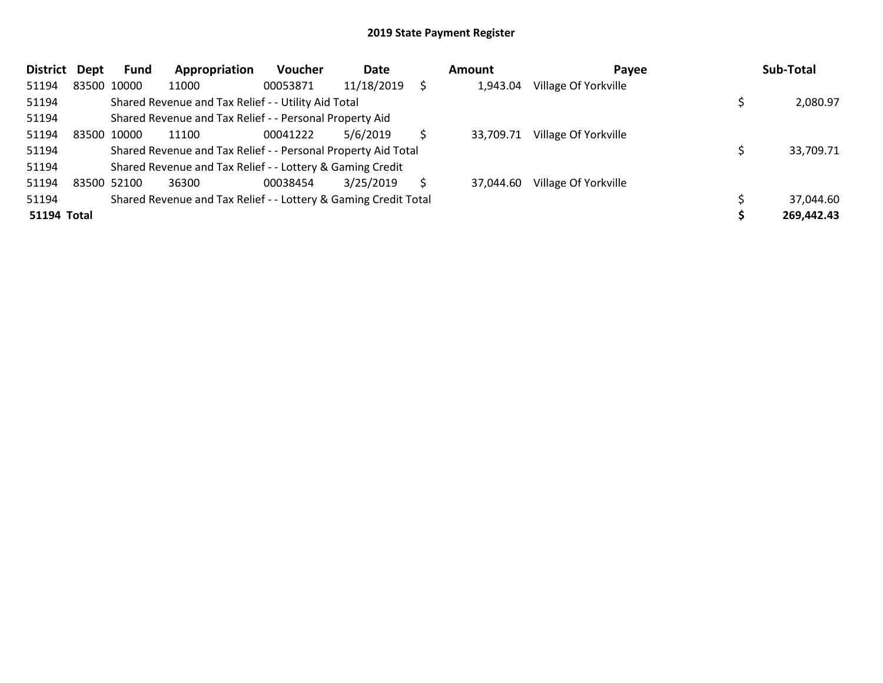# 2019 State Payment Register

| District | Dept | Fund | Appropriation | Voucher | Date | Amount | Payee | Sub-Total |
|---|---|---|---|---|---|---|---|---|
| 51194 | 83500 | 10000 | 11000 | 00053871 | 11/18/2019 | $ 1,943.04 | Village Of Yorkville | |
| 51194 | | Shared Revenue and Tax Relief - - Utility Aid Total | | | | | | $ 2,080.97 |
| 51194 | | Shared Revenue and Tax Relief - - Personal Property Aid | | | | | | |
| 51194 | 83500 | 10000 | 11100 | 00041222 | 5/6/2019 | $ 33,709.71 | Village Of Yorkville | |
| 51194 | | Shared Revenue and Tax Relief - - Personal Property Aid Total | | | | | | $ 33,709.71 |
| 51194 | | Shared Revenue and Tax Relief - - Lottery & Gaming Credit | | | | | | |
| 51194 | 83500 | 52100 | 36300 | 00038454 | 3/25/2019 | $ 37,044.60 | Village Of Yorkville | |
| 51194 | | Shared Revenue and Tax Relief - - Lottery & Gaming Credit Total | | | | | | $ 37,044.60 |
| **51194 Total** | | | | | | | | **$ 269,442.43** |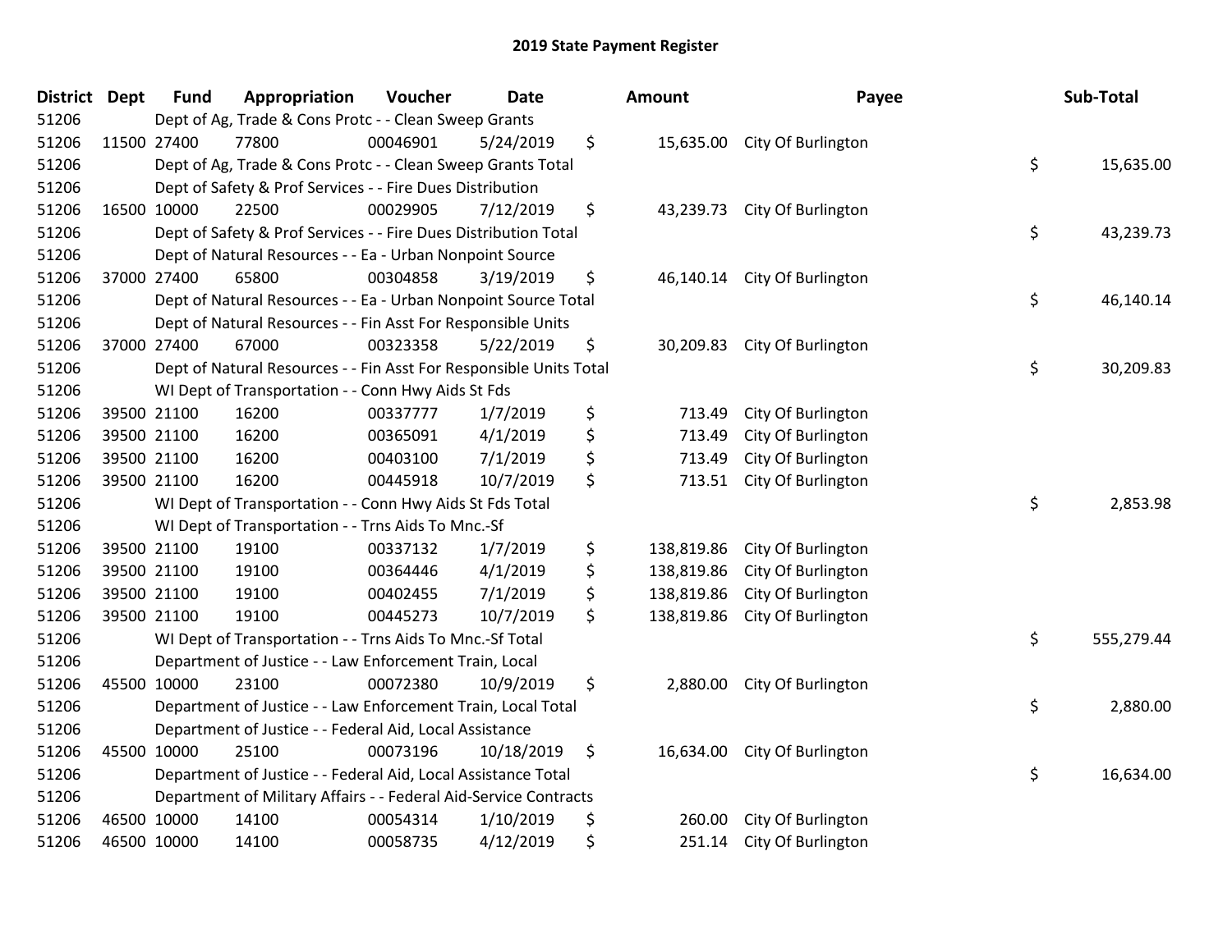# 2019 State Payment Register

| District | Dept | Fund | Appropriation | Voucher | Date | Amount | Payee | Sub-Total |
|---|---|---|---|---|---|---|---|---|
| 51206 | | Dept of Ag, Trade & Cons Protc - - Clean Sweep Grants | | | | | | |
| 51206 | 11500 | 27400 | 77800 | 00046901 | 5/24/2019 | $ 15,635.00 | City Of Burlington | |
| 51206 | | Dept of Ag, Trade & Cons Protc - - Clean Sweep Grants Total | | | | | | $ 15,635.00 |
| 51206 | | Dept of Safety & Prof Services - - Fire Dues Distribution | | | | | | |
| 51206 | 16500 | 10000 | 22500 | 00029905 | 7/12/2019 | $ 43,239.73 | City Of Burlington | |
| 51206 | | Dept of Safety & Prof Services - - Fire Dues Distribution Total | | | | | | $ 43,239.73 |
| 51206 | | Dept of Natural Resources - - Ea - Urban Nonpoint Source | | | | | | |
| 51206 | 37000 | 27400 | 65800 | 00304858 | 3/19/2019 | $ 46,140.14 | City Of Burlington | |
| 51206 | | Dept of Natural Resources - - Ea - Urban Nonpoint Source Total | | | | | | $ 46,140.14 |
| 51206 | | Dept of Natural Resources - - Fin Asst For Responsible Units | | | | | | |
| 51206 | 37000 | 27400 | 67000 | 00323358 | 5/22/2019 | $ 30,209.83 | City Of Burlington | |
| 51206 | | Dept of Natural Resources - - Fin Asst For Responsible Units Total | | | | | | $ 30,209.83 |
| 51206 | | WI Dept of Transportation - - Conn Hwy Aids St Fds | | | | | | |
| 51206 | 39500 | 21100 | 16200 | 00337777 | 1/7/2019 | $ 713.49 | City Of Burlington | |
| 51206 | 39500 | 21100 | 16200 | 00365091 | 4/1/2019 | $ 713.49 | City Of Burlington | |
| 51206 | 39500 | 21100 | 16200 | 00403100 | 7/1/2019 | $ 713.49 | City Of Burlington | |
| 51206 | 39500 | 21100 | 16200 | 00445918 | 10/7/2019 | $ 713.51 | City Of Burlington | |
| 51206 | | WI Dept of Transportation - - Conn Hwy Aids St Fds Total | | | | | | $ 2,853.98 |
| 51206 | | WI Dept of Transportation - - Trns Aids To Mnc.-Sf | | | | | | |
| 51206 | 39500 | 21100 | 19100 | 00337132 | 1/7/2019 | $ 138,819.86 | City Of Burlington | |
| 51206 | 39500 | 21100 | 19100 | 00364446 | 4/1/2019 | $ 138,819.86 | City Of Burlington | |
| 51206 | 39500 | 21100 | 19100 | 00402455 | 7/1/2019 | $ 138,819.86 | City Of Burlington | |
| 51206 | 39500 | 21100 | 19100 | 00445273 | 10/7/2019 | $ 138,819.86 | City Of Burlington | |
| 51206 | | WI Dept of Transportation - - Trns Aids To Mnc.-Sf Total | | | | | | $ 555,279.44 |
| 51206 | | Department of Justice - - Law Enforcement Train, Local | | | | | | |
| 51206 | 45500 | 10000 | 23100 | 00072380 | 10/9/2019 | $ 2,880.00 | City Of Burlington | |
| 51206 | | Department of Justice - - Law Enforcement Train, Local Total | | | | | | $ 2,880.00 |
| 51206 | | Department of Justice - - Federal Aid, Local Assistance | | | | | | |
| 51206 | 45500 | 10000 | 25100 | 00073196 | 10/18/2019 | $ 16,634.00 | City Of Burlington | |
| 51206 | | Department of Justice - - Federal Aid, Local Assistance Total | | | | | | $ 16,634.00 |
| 51206 | | Department of Military Affairs - - Federal Aid-Service Contracts | | | | | | |
| 51206 | 46500 | 10000 | 14100 | 00054314 | 1/10/2019 | $ 260.00 | City Of Burlington | |
| 51206 | 46500 | 10000 | 14100 | 00058735 | 4/12/2019 | $ 251.14 | City Of Burlington | |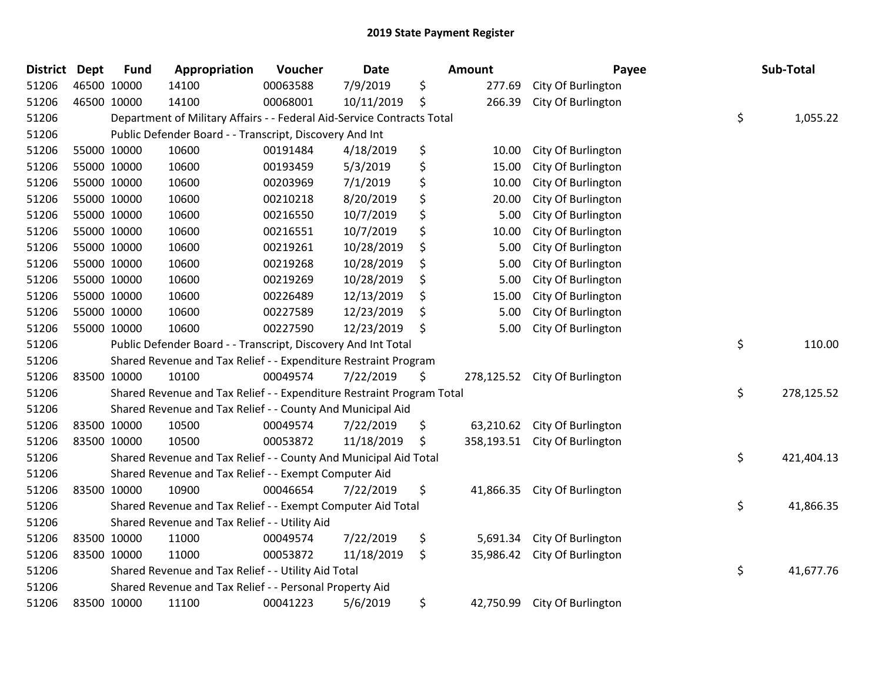## 2019 State Payment Register

| District | Dept | Fund | Appropriation | Voucher | Date | Amount | Payee | Sub-Total |
|---|---|---|---|---|---|---|---|---|
| 51206 | 46500 | 10000 | 14100 | 00063588 | 7/9/2019 | $ 277.69 | City Of Burlington | |
| 51206 | 46500 | 10000 | 14100 | 00068001 | 10/11/2019 | $ 266.39 | City Of Burlington | |
| 51206 | | Department of Military Affairs - - Federal Aid-Service Contracts Total | | | | | | $ 1,055.22 |
| 51206 | | Public Defender Board - - Transcript, Discovery And Int | | | | | | |
| 51206 | 55000 | 10000 | 10600 | 00191484 | 4/18/2019 | $ 10.00 | City Of Burlington | |
| 51206 | 55000 | 10000 | 10600 | 00193459 | 5/3/2019 | $ 15.00 | City Of Burlington | |
| 51206 | 55000 | 10000 | 10600 | 00203969 | 7/1/2019 | $ 10.00 | City Of Burlington | |
| 51206 | 55000 | 10000 | 10600 | 00210218 | 8/20/2019 | $ 20.00 | City Of Burlington | |
| 51206 | 55000 | 10000 | 10600 | 00216550 | 10/7/2019 | $ 5.00 | City Of Burlington | |
| 51206 | 55000 | 10000 | 10600 | 00216551 | 10/7/2019 | $ 10.00 | City Of Burlington | |
| 51206 | 55000 | 10000 | 10600 | 00219261 | 10/28/2019 | $ 5.00 | City Of Burlington | |
| 51206 | 55000 | 10000 | 10600 | 00219268 | 10/28/2019 | $ 5.00 | City Of Burlington | |
| 51206 | 55000 | 10000 | 10600 | 00219269 | 10/28/2019 | $ 5.00 | City Of Burlington | |
| 51206 | 55000 | 10000 | 10600 | 00226489 | 12/13/2019 | $ 15.00 | City Of Burlington | |
| 51206 | 55000 | 10000 | 10600 | 00227589 | 12/23/2019 | $ 5.00 | City Of Burlington | |
| 51206 | 55000 | 10000 | 10600 | 00227590 | 12/23/2019 | $ 5.00 | City Of Burlington | |
| 51206 | | Public Defender Board - - Transcript, Discovery And Int Total | | | | | | $ 110.00 |
| 51206 | | Shared Revenue and Tax Relief - - Expenditure Restraint Program | | | | | | |
| 51206 | 83500 | 10000 | 10100 | 00049574 | 7/22/2019 | $ 278,125.52 | City Of Burlington | |
| 51206 | | Shared Revenue and Tax Relief - - Expenditure Restraint Program Total | | | | | | $ 278,125.52 |
| 51206 | | Shared Revenue and Tax Relief - - County And Municipal Aid | | | | | | |
| 51206 | 83500 | 10000 | 10500 | 00049574 | 7/22/2019 | $ 63,210.62 | City Of Burlington | |
| 51206 | 83500 | 10000 | 10500 | 00053872 | 11/18/2019 | $ 358,193.51 | City Of Burlington | |
| 51206 | | Shared Revenue and Tax Relief - - County And Municipal Aid Total | | | | | | $ 421,404.13 |
| 51206 | | Shared Revenue and Tax Relief - - Exempt Computer Aid | | | | | | |
| 51206 | 83500 | 10000 | 10900 | 00046654 | 7/22/2019 | $ 41,866.35 | City Of Burlington | |
| 51206 | | Shared Revenue and Tax Relief - - Exempt Computer Aid Total | | | | | | $ 41,866.35 |
| 51206 | | Shared Revenue and Tax Relief - - Utility Aid | | | | | | |
| 51206 | 83500 | 10000 | 11000 | 00049574 | 7/22/2019 | $ 5,691.34 | City Of Burlington | |
| 51206 | 83500 | 10000 | 11000 | 00053872 | 11/18/2019 | $ 35,986.42 | City Of Burlington | |
| 51206 | | Shared Revenue and Tax Relief - - Utility Aid Total | | | | | | $ 41,677.76 |
| 51206 | | Shared Revenue and Tax Relief - - Personal Property Aid | | | | | | |
| 51206 | 83500 | 10000 | 11100 | 00041223 | 5/6/2019 | $ 42,750.99 | City Of Burlington | |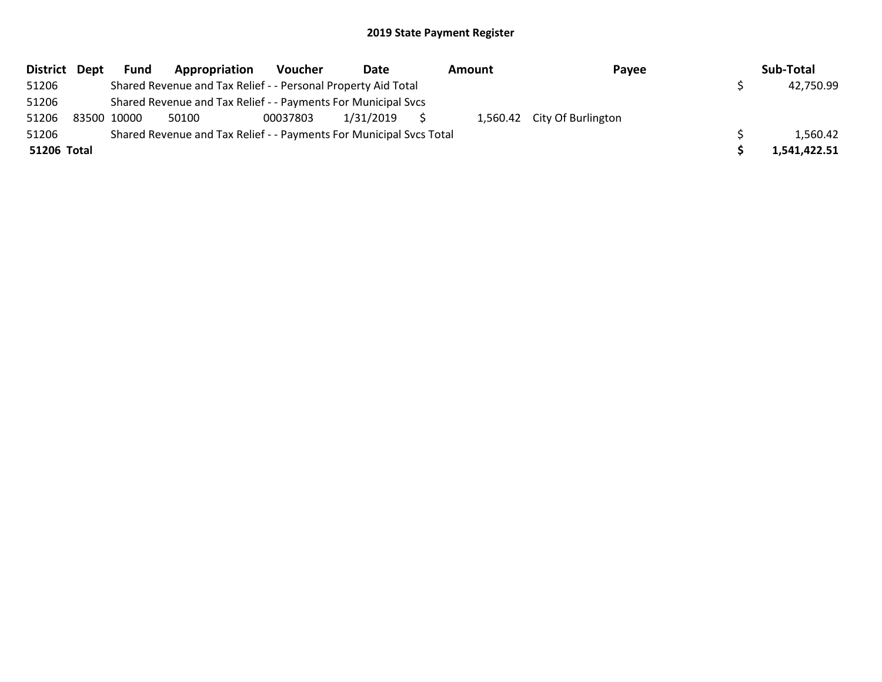## 2019 State Payment Register

| District | Dept | Fund | Appropriation | Voucher | Date | Amount | Payee | Sub-Total |
|---|---|---|---|---|---|---|---|---|
| 51206 | | Shared Revenue and Tax Relief - - Personal Property Aid Total | | | | | | $ 42,750.99 |
| 51206 | | Shared Revenue and Tax Relief - - Payments For Municipal Svcs | | | | | | |
| 51206 | 83500 | 10000 | 50100 | 00037803 | 1/31/2019 | $ 1,560.42 | City Of Burlington | |
| 51206 | | Shared Revenue and Tax Relief - - Payments For Municipal Svcs Total | | | | | | $ 1,560.42 |
| **51206 Total** | | | | | | | | **$ 1,541,422.51** |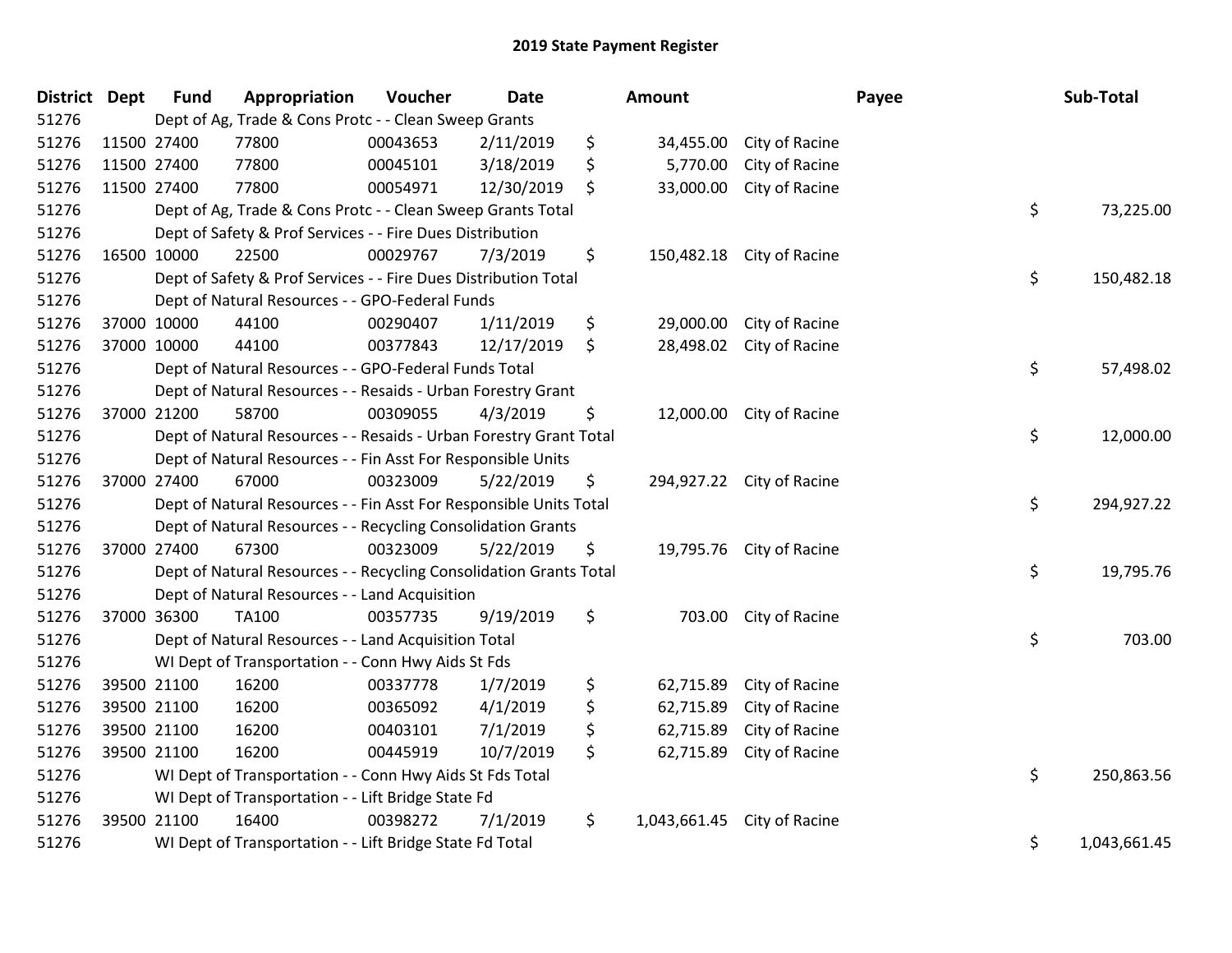# 2019 State Payment Register

| District | Dept | Fund | Appropriation | Voucher | Date | Amount | Payee | Sub-Total |
|---|---|---|---|---|---|---|---|---|
| 51276 | Dept of Ag, Trade & Cons Protc - - Clean Sweep Grants | | | | | | | |
| 51276 | 11500 | 27400 | 77800 | 00043653 | 2/11/2019 | $ 34,455.00 | City of Racine | |
| 51276 | 11500 | 27400 | 77800 | 00045101 | 3/18/2019 | $ 5,770.00 | City of Racine | |
| 51276 | 11500 | 27400 | 77800 | 00054971 | 12/30/2019 | $ 33,000.00 | City of Racine | |
| 51276 | Dept of Ag, Trade & Cons Protc - - Clean Sweep Grants Total | | | | | | | $ 73,225.00 |
| 51276 | Dept of Safety & Prof Services - - Fire Dues Distribution | | | | | | | |
| 51276 | 16500 | 10000 | 22500 | 00029767 | 7/3/2019 | $ 150,482.18 | City of Racine | |
| 51276 | Dept of Safety & Prof Services - - Fire Dues Distribution Total | | | | | | | $ 150,482.18 |
| 51276 | Dept of Natural Resources - - GPO-Federal Funds | | | | | | | |
| 51276 | 37000 | 10000 | 44100 | 00290407 | 1/11/2019 | $ 29,000.00 | City of Racine | |
| 51276 | 37000 | 10000 | 44100 | 00377843 | 12/17/2019 | $ 28,498.02 | City of Racine | |
| 51276 | Dept of Natural Resources - - GPO-Federal Funds Total | | | | | | | $ 57,498.02 |
| 51276 | Dept of Natural Resources - - Resaids - Urban Forestry Grant | | | | | | | |
| 51276 | 37000 | 21200 | 58700 | 00309055 | 4/3/2019 | $ 12,000.00 | City of Racine | |
| 51276 | Dept of Natural Resources - - Resaids - Urban Forestry Grant Total | | | | | | | $ 12,000.00 |
| 51276 | Dept of Natural Resources - - Fin Asst For Responsible Units | | | | | | | |
| 51276 | 37000 | 27400 | 67000 | 00323009 | 5/22/2019 | $ 294,927.22 | City of Racine | |
| 51276 | Dept of Natural Resources - - Fin Asst For Responsible Units Total | | | | | | | $ 294,927.22 |
| 51276 | Dept of Natural Resources - - Recycling Consolidation Grants | | | | | | | |
| 51276 | 37000 | 27400 | 67300 | 00323009 | 5/22/2019 | $ 19,795.76 | City of Racine | |
| 51276 | Dept of Natural Resources - - Recycling Consolidation Grants Total | | | | | | | $ 19,795.76 |
| 51276 | Dept of Natural Resources - - Land Acquisition | | | | | | | |
| 51276 | 37000 | 36300 | TA100 | 00357735 | 9/19/2019 | $ 703.00 | City of Racine | |
| 51276 | Dept of Natural Resources - - Land Acquisition Total | | | | | | | $ 703.00 |
| 51276 | WI Dept of Transportation - - Conn Hwy Aids St Fds | | | | | | | |
| 51276 | 39500 | 21100 | 16200 | 00337778 | 1/7/2019 | $ 62,715.89 | City of Racine | |
| 51276 | 39500 | 21100 | 16200 | 00365092 | 4/1/2019 | $ 62,715.89 | City of Racine | |
| 51276 | 39500 | 21100 | 16200 | 00403101 | 7/1/2019 | $ 62,715.89 | City of Racine | |
| 51276 | 39500 | 21100 | 16200 | 00445919 | 10/7/2019 | $ 62,715.89 | City of Racine | |
| 51276 | WI Dept of Transportation - - Conn Hwy Aids St Fds Total | | | | | | | $ 250,863.56 |
| 51276 | WI Dept of Transportation - - Lift Bridge State Fd | | | | | | | |
| 51276 | 39500 | 21100 | 16400 | 00398272 | 7/1/2019 | $ 1,043,661.45 | City of Racine | |
| 51276 | WI Dept of Transportation - - Lift Bridge State Fd Total | | | | | | | $ 1,043,661.45 |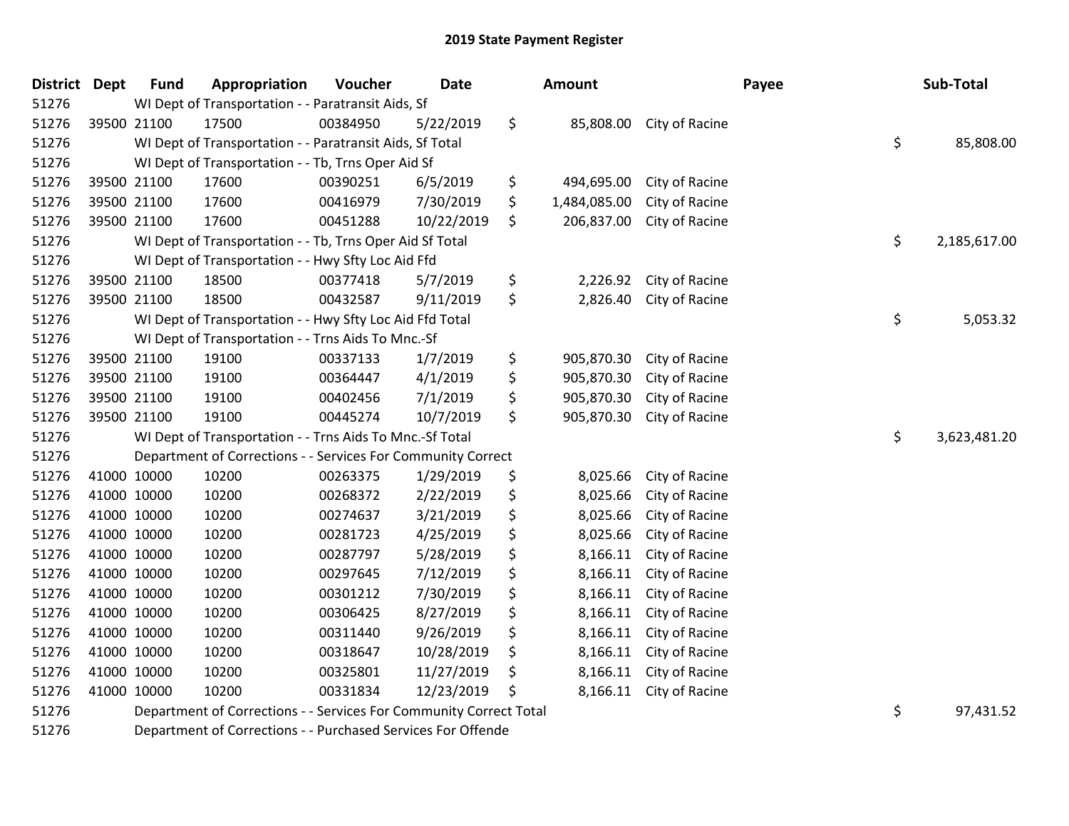# 2019 State Payment Register

| District | Dept | Fund | Appropriation | Voucher | Date | Amount | Payee | Sub-Total |
|---|---|---|---|---|---|---|---|---|
| 51276 | | WI Dept of Transportation - - Paratransit Aids, Sf | | | | | | |
| 51276 | 39500 | 21100 | 17500 | 00384950 | 5/22/2019 | $ 85,808.00 | City of Racine | |
| 51276 | | WI Dept of Transportation - - Paratransit Aids, Sf Total | | | | | | $ 85,808.00 |
| 51276 | | WI Dept of Transportation - - Tb, Trns Oper Aid Sf | | | | | | |
| 51276 | 39500 | 21100 | 17600 | 00390251 | 6/5/2019 | $ 494,695.00 | City of Racine | |
| 51276 | 39500 | 21100 | 17600 | 00416979 | 7/30/2019 | $ 1,484,085.00 | City of Racine | |
| 51276 | 39500 | 21100 | 17600 | 00451288 | 10/22/2019 | $ 206,837.00 | City of Racine | |
| 51276 | | WI Dept of Transportation - - Tb, Trns Oper Aid Sf Total | | | | | | $ 2,185,617.00 |
| 51276 | | WI Dept of Transportation - - Hwy Sfty Loc Aid Ffd | | | | | | |
| 51276 | 39500 | 21100 | 18500 | 00377418 | 5/7/2019 | $ 2,226.92 | City of Racine | |
| 51276 | 39500 | 21100 | 18500 | 00432587 | 9/11/2019 | $ 2,826.40 | City of Racine | |
| 51276 | | WI Dept of Transportation - - Hwy Sfty Loc Aid Ffd Total | | | | | | $ 5,053.32 |
| 51276 | | WI Dept of Transportation - - Trns Aids To Mnc.-Sf | | | | | | |
| 51276 | 39500 | 21100 | 19100 | 00337133 | 1/7/2019 | $ 905,870.30 | City of Racine | |
| 51276 | 39500 | 21100 | 19100 | 00364447 | 4/1/2019 | $ 905,870.30 | City of Racine | |
| 51276 | 39500 | 21100 | 19100 | 00402456 | 7/1/2019 | $ 905,870.30 | City of Racine | |
| 51276 | 39500 | 21100 | 19100 | 00445274 | 10/7/2019 | $ 905,870.30 | City of Racine | |
| 51276 | | WI Dept of Transportation - - Trns Aids To Mnc.-Sf Total | | | | | | $ 3,623,481.20 |
| 51276 | | Department of Corrections - - Services For Community Correct | | | | | | |
| 51276 | 41000 | 10000 | 10200 | 00263375 | 1/29/2019 | $ 8,025.66 | City of Racine | |
| 51276 | 41000 | 10000 | 10200 | 00268372 | 2/22/2019 | $ 8,025.66 | City of Racine | |
| 51276 | 41000 | 10000 | 10200 | 00274637 | 3/21/2019 | $ 8,025.66 | City of Racine | |
| 51276 | 41000 | 10000 | 10200 | 00281723 | 4/25/2019 | $ 8,025.66 | City of Racine | |
| 51276 | 41000 | 10000 | 10200 | 00287797 | 5/28/2019 | $ 8,166.11 | City of Racine | |
| 51276 | 41000 | 10000 | 10200 | 00297645 | 7/12/2019 | $ 8,166.11 | City of Racine | |
| 51276 | 41000 | 10000 | 10200 | 00301212 | 7/30/2019 | $ 8,166.11 | City of Racine | |
| 51276 | 41000 | 10000 | 10200 | 00306425 | 8/27/2019 | $ 8,166.11 | City of Racine | |
| 51276 | 41000 | 10000 | 10200 | 00311440 | 9/26/2019 | $ 8,166.11 | City of Racine | |
| 51276 | 41000 | 10000 | 10200 | 00318647 | 10/28/2019 | $ 8,166.11 | City of Racine | |
| 51276 | 41000 | 10000 | 10200 | 00325801 | 11/27/2019 | $ 8,166.11 | City of Racine | |
| 51276 | 41000 | 10000 | 10200 | 00331834 | 12/23/2019 | $ 8,166.11 | City of Racine | |
| 51276 | | Department of Corrections - - Services For Community Correct Total | | | | | | $ 97,431.52 |
| 51276 | | Department of Corrections - - Purchased Services For Offende | | | | | | |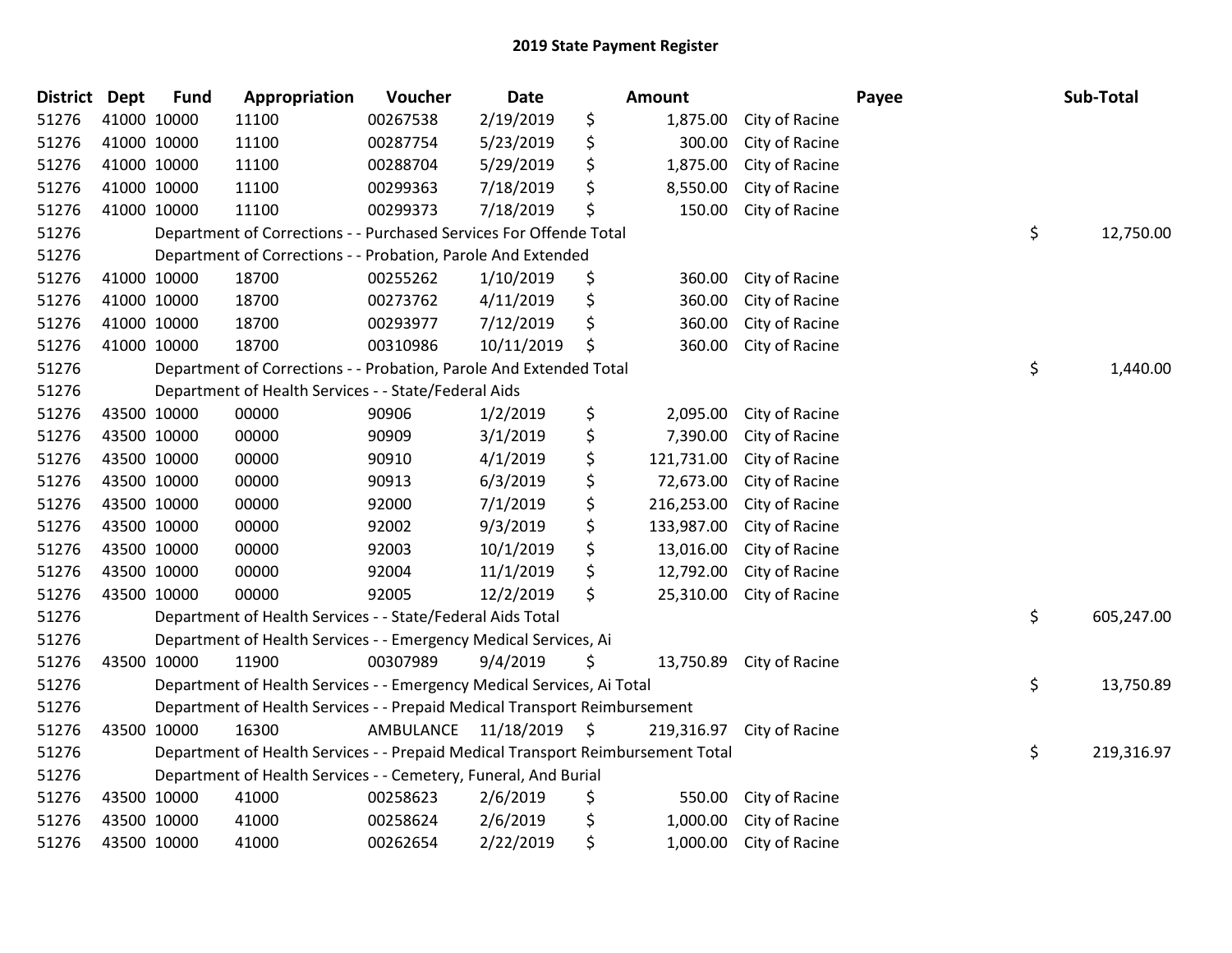# 2019 State Payment Register

| District | Dept | Fund | Appropriation | Voucher | Date | Amount | Payee | Sub-Total |
|---|---|---|---|---|---|---|---|---|
| 51276 | 41000 | 10000 | 11100 | 00267538 | 2/19/2019 | $ 1,875.00 | City of Racine | |
| 51276 | 41000 | 10000 | 11100 | 00287754 | 5/23/2019 | $ 300.00 | City of Racine | |
| 51276 | 41000 | 10000 | 11100 | 00288704 | 5/29/2019 | $ 1,875.00 | City of Racine | |
| 51276 | 41000 | 10000 | 11100 | 00299363 | 7/18/2019 | $ 8,550.00 | City of Racine | |
| 51276 | 41000 | 10000 | 11100 | 00299373 | 7/18/2019 | $ 150.00 | City of Racine | |
| 51276 | | Department of Corrections - - Purchased Services For Offende Total | | | | | | $ 12,750.00 |
| 51276 | | Department of Corrections - - Probation, Parole And Extended | | | | | | |
| 51276 | 41000 | 10000 | 18700 | 00255262 | 1/10/2019 | $ 360.00 | City of Racine | |
| 51276 | 41000 | 10000 | 18700 | 00273762 | 4/11/2019 | $ 360.00 | City of Racine | |
| 51276 | 41000 | 10000 | 18700 | 00293977 | 7/12/2019 | $ 360.00 | City of Racine | |
| 51276 | 41000 | 10000 | 18700 | 00310986 | 10/11/2019 | $ 360.00 | City of Racine | |
| 51276 | | Department of Corrections - - Probation, Parole And Extended Total | | | | | | $ 1,440.00 |
| 51276 | | Department of Health Services - - State/Federal Aids | | | | | | |
| 51276 | 43500 | 10000 | 00000 | 90906 | 1/2/2019 | $ 2,095.00 | City of Racine | |
| 51276 | 43500 | 10000 | 00000 | 90909 | 3/1/2019 | $ 7,390.00 | City of Racine | |
| 51276 | 43500 | 10000 | 00000 | 90910 | 4/1/2019 | $ 121,731.00 | City of Racine | |
| 51276 | 43500 | 10000 | 00000 | 90913 | 6/3/2019 | $ 72,673.00 | City of Racine | |
| 51276 | 43500 | 10000 | 00000 | 92000 | 7/1/2019 | $ 216,253.00 | City of Racine | |
| 51276 | 43500 | 10000 | 00000 | 92002 | 9/3/2019 | $ 133,987.00 | City of Racine | |
| 51276 | 43500 | 10000 | 00000 | 92003 | 10/1/2019 | $ 13,016.00 | City of Racine | |
| 51276 | 43500 | 10000 | 00000 | 92004 | 11/1/2019 | $ 12,792.00 | City of Racine | |
| 51276 | 43500 | 10000 | 00000 | 92005 | 12/2/2019 | $ 25,310.00 | City of Racine | |
| 51276 | | Department of Health Services - - State/Federal Aids Total | | | | | | $ 605,247.00 |
| 51276 | | Department of Health Services - - Emergency Medical Services, Ai | | | | | | |
| 51276 | 43500 | 10000 | 11900 | 00307989 | 9/4/2019 | $ 13,750.89 | City of Racine | |
| 51276 | | Department of Health Services - - Emergency Medical Services, Ai Total | | | | | | $ 13,750.89 |
| 51276 | | Department of Health Services - - Prepaid Medical Transport Reimbursement | | | | | | |
| 51276 | 43500 | 10000 | 16300 | AMBULANCE | 11/18/2019 | $ 219,316.97 | City of Racine | |
| 51276 | | Department of Health Services - - Prepaid Medical Transport Reimbursement Total | | | | | | $ 219,316.97 |
| 51276 | | Department of Health Services - - Cemetery, Funeral, And Burial | | | | | | |
| 51276 | 43500 | 10000 | 41000 | 00258623 | 2/6/2019 | $ 550.00 | City of Racine | |
| 51276 | 43500 | 10000 | 41000 | 00258624 | 2/6/2019 | $ 1,000.00 | City of Racine | |
| 51276 | 43500 | 10000 | 41000 | 00262654 | 2/22/2019 | $ 1,000.00 | City of Racine | |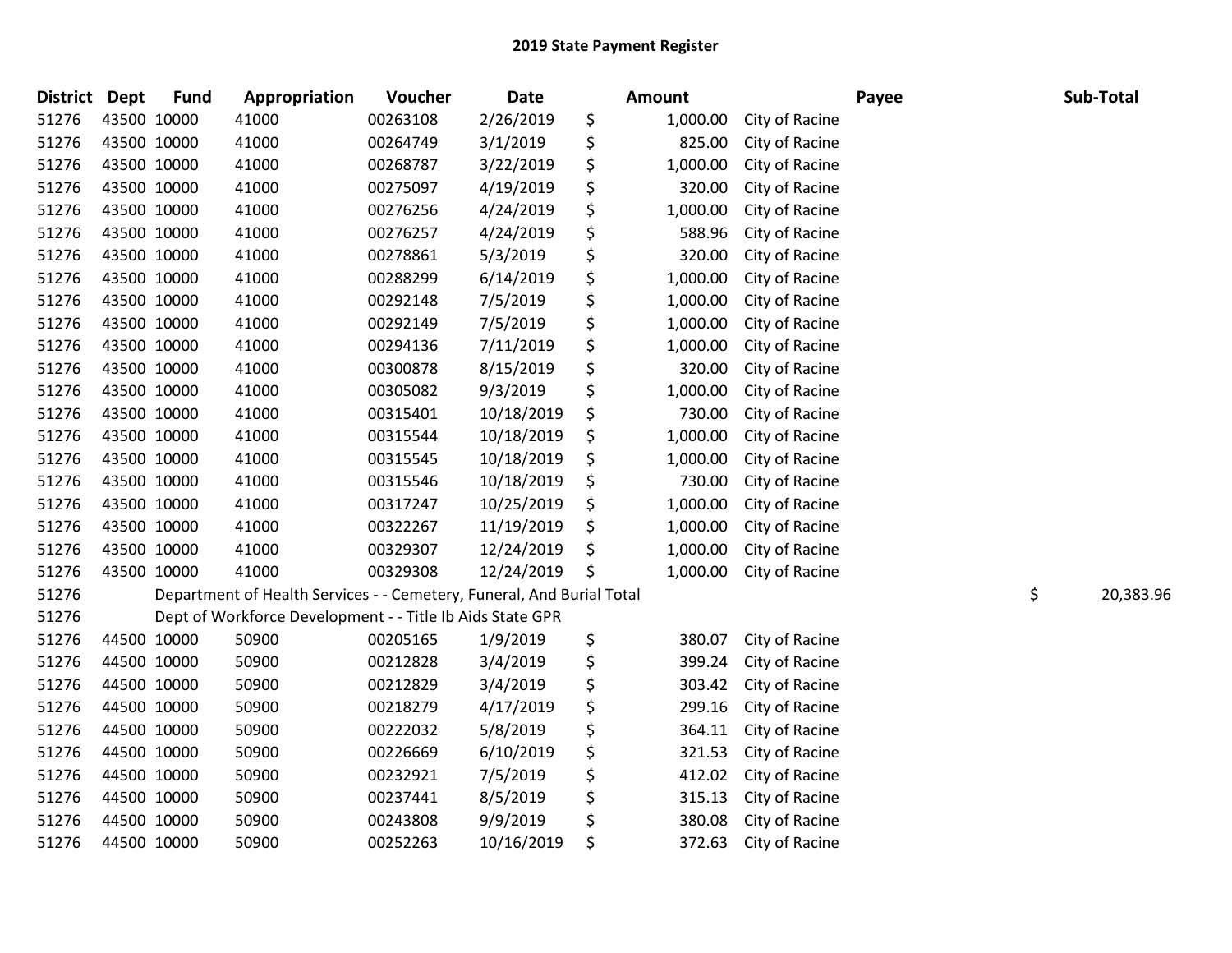# 2019 State Payment Register

| District | Dept | Fund | Appropriation | Voucher | Date | Amount | Payee | Sub-Total |
|---|---|---|---|---|---|---|---|---|
| 51276 | 43500 | 10000 | 41000 | 00263108 | 2/26/2019 | $ 1,000.00 | City of Racine | |
| 51276 | 43500 | 10000 | 41000 | 00264749 | 3/1/2019 | $ 825.00 | City of Racine | |
| 51276 | 43500 | 10000 | 41000 | 00268787 | 3/22/2019 | $ 1,000.00 | City of Racine | |
| 51276 | 43500 | 10000 | 41000 | 00275097 | 4/19/2019 | $ 320.00 | City of Racine | |
| 51276 | 43500 | 10000 | 41000 | 00276256 | 4/24/2019 | $ 1,000.00 | City of Racine | |
| 51276 | 43500 | 10000 | 41000 | 00276257 | 4/24/2019 | $ 588.96 | City of Racine | |
| 51276 | 43500 | 10000 | 41000 | 00278861 | 5/3/2019 | $ 320.00 | City of Racine | |
| 51276 | 43500 | 10000 | 41000 | 00288299 | 6/14/2019 | $ 1,000.00 | City of Racine | |
| 51276 | 43500 | 10000 | 41000 | 00292148 | 7/5/2019 | $ 1,000.00 | City of Racine | |
| 51276 | 43500 | 10000 | 41000 | 00292149 | 7/5/2019 | $ 1,000.00 | City of Racine | |
| 51276 | 43500 | 10000 | 41000 | 00294136 | 7/11/2019 | $ 1,000.00 | City of Racine | |
| 51276 | 43500 | 10000 | 41000 | 00300878 | 8/15/2019 | $ 320.00 | City of Racine | |
| 51276 | 43500 | 10000 | 41000 | 00305082 | 9/3/2019 | $ 1,000.00 | City of Racine | |
| 51276 | 43500 | 10000 | 41000 | 00315401 | 10/18/2019 | $ 730.00 | City of Racine | |
| 51276 | 43500 | 10000 | 41000 | 00315544 | 10/18/2019 | $ 1,000.00 | City of Racine | |
| 51276 | 43500 | 10000 | 41000 | 00315545 | 10/18/2019 | $ 1,000.00 | City of Racine | |
| 51276 | 43500 | 10000 | 41000 | 00315546 | 10/18/2019 | $ 730.00 | City of Racine | |
| 51276 | 43500 | 10000 | 41000 | 00317247 | 10/25/2019 | $ 1,000.00 | City of Racine | |
| 51276 | 43500 | 10000 | 41000 | 00322267 | 11/19/2019 | $ 1,000.00 | City of Racine | |
| 51276 | 43500 | 10000 | 41000 | 00329307 | 12/24/2019 | $ 1,000.00 | City of Racine | |
| 51276 | 43500 | 10000 | 41000 | 00329308 | 12/24/2019 | $ 1,000.00 | City of Racine | |
| 51276 | | Department of Health Services - - Cemetery, Funeral, And Burial Total | | | | | | $ 20,383.96 |
| 51276 | | Dept of Workforce Development - - Title Ib Aids State GPR | | | | | | |
| 51276 | 44500 | 10000 | 50900 | 00205165 | 1/9/2019 | $ 380.07 | City of Racine | |
| 51276 | 44500 | 10000 | 50900 | 00212828 | 3/4/2019 | $ 399.24 | City of Racine | |
| 51276 | 44500 | 10000 | 50900 | 00212829 | 3/4/2019 | $ 303.42 | City of Racine | |
| 51276 | 44500 | 10000 | 50900 | 00218279 | 4/17/2019 | $ 299.16 | City of Racine | |
| 51276 | 44500 | 10000 | 50900 | 00222032 | 5/8/2019 | $ 364.11 | City of Racine | |
| 51276 | 44500 | 10000 | 50900 | 00226669 | 6/10/2019 | $ 321.53 | City of Racine | |
| 51276 | 44500 | 10000 | 50900 | 00232921 | 7/5/2019 | $ 412.02 | City of Racine | |
| 51276 | 44500 | 10000 | 50900 | 00237441 | 8/5/2019 | $ 315.13 | City of Racine | |
| 51276 | 44500 | 10000 | 50900 | 00243808 | 9/9/2019 | $ 380.08 | City of Racine | |
| 51276 | 44500 | 10000 | 50900 | 00252263 | 10/16/2019 | $ 372.63 | City of Racine | |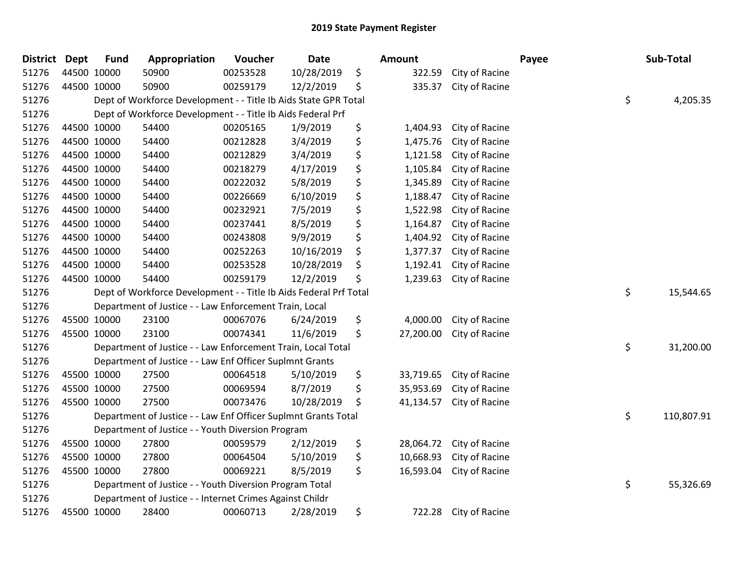# 2019 State Payment Register

| District | Dept | Fund | Appropriation | Voucher | Date | | Amount | Payee | | Sub-Total |
|---|---|---|---|---|---|---|---|---|---|---|
| 51276 | 44500 | 10000 | 50900 | 00253528 | 10/28/2019 | $ | 322.59 | City of Racine | | |
| 51276 | 44500 | 10000 | 50900 | 00259179 | 12/2/2019 | $ | 335.37 | City of Racine | | |
| 51276 | | Dept of Workforce Development - - Title Ib Aids State GPR Total | | | | | | | $ | 4,205.35 |
| 51276 | | Dept of Workforce Development - - Title Ib Aids Federal Prf | | | | | | | | |
| 51276 | 44500 | 10000 | 54400 | 00205165 | 1/9/2019 | $ | 1,404.93 | City of Racine | | |
| 51276 | 44500 | 10000 | 54400 | 00212828 | 3/4/2019 | $ | 1,475.76 | City of Racine | | |
| 51276 | 44500 | 10000 | 54400 | 00212829 | 3/4/2019 | $ | 1,121.58 | City of Racine | | |
| 51276 | 44500 | 10000 | 54400 | 00218279 | 4/17/2019 | $ | 1,105.84 | City of Racine | | |
| 51276 | 44500 | 10000 | 54400 | 00222032 | 5/8/2019 | $ | 1,345.89 | City of Racine | | |
| 51276 | 44500 | 10000 | 54400 | 00226669 | 6/10/2019 | $ | 1,188.47 | City of Racine | | |
| 51276 | 44500 | 10000 | 54400 | 00232921 | 7/5/2019 | $ | 1,522.98 | City of Racine | | |
| 51276 | 44500 | 10000 | 54400 | 00237441 | 8/5/2019 | $ | 1,164.87 | City of Racine | | |
| 51276 | 44500 | 10000 | 54400 | 00243808 | 9/9/2019 | $ | 1,404.92 | City of Racine | | |
| 51276 | 44500 | 10000 | 54400 | 00252263 | 10/16/2019 | $ | 1,377.37 | City of Racine | | |
| 51276 | 44500 | 10000 | 54400 | 00253528 | 10/28/2019 | $ | 1,192.41 | City of Racine | | |
| 51276 | 44500 | 10000 | 54400 | 00259179 | 12/2/2019 | $ | 1,239.63 | City of Racine | | |
| 51276 | | Dept of Workforce Development - - Title Ib Aids Federal Prf Total | | | | | | | $ | 15,544.65 |
| 51276 | | Department of Justice - - Law Enforcement Train, Local | | | | | | | | |
| 51276 | 45500 | 10000 | 23100 | 00067076 | 6/24/2019 | $ | 4,000.00 | City of Racine | | |
| 51276 | 45500 | 10000 | 23100 | 00074341 | 11/6/2019 | $ | 27,200.00 | City of Racine | | |
| 51276 | | Department of Justice - - Law Enforcement Train, Local Total | | | | | | | $ | 31,200.00 |
| 51276 | | Department of Justice - - Law Enf Officer Suplmnt Grants | | | | | | | | |
| 51276 | 45500 | 10000 | 27500 | 00064518 | 5/10/2019 | $ | 33,719.65 | City of Racine | | |
| 51276 | 45500 | 10000 | 27500 | 00069594 | 8/7/2019 | $ | 35,953.69 | City of Racine | | |
| 51276 | 45500 | 10000 | 27500 | 00073476 | 10/28/2019 | $ | 41,134.57 | City of Racine | | |
| 51276 | | Department of Justice - - Law Enf Officer Suplmnt Grants Total | | | | | | | $ | 110,807.91 |
| 51276 | | Department of Justice - - Youth Diversion Program | | | | | | | | |
| 51276 | 45500 | 10000 | 27800 | 00059579 | 2/12/2019 | $ | 28,064.72 | City of Racine | | |
| 51276 | 45500 | 10000 | 27800 | 00064504 | 5/10/2019 | $ | 10,668.93 | City of Racine | | |
| 51276 | 45500 | 10000 | 27800 | 00069221 | 8/5/2019 | $ | 16,593.04 | City of Racine | | |
| 51276 | | Department of Justice - - Youth Diversion Program Total | | | | | | | $ | 55,326.69 |
| 51276 | | Department of Justice - - Internet Crimes Against Childr | | | | | | | | |
| 51276 | 45500 | 10000 | 28400 | 00060713 | 2/28/2019 | $ | 722.28 | City of Racine | | |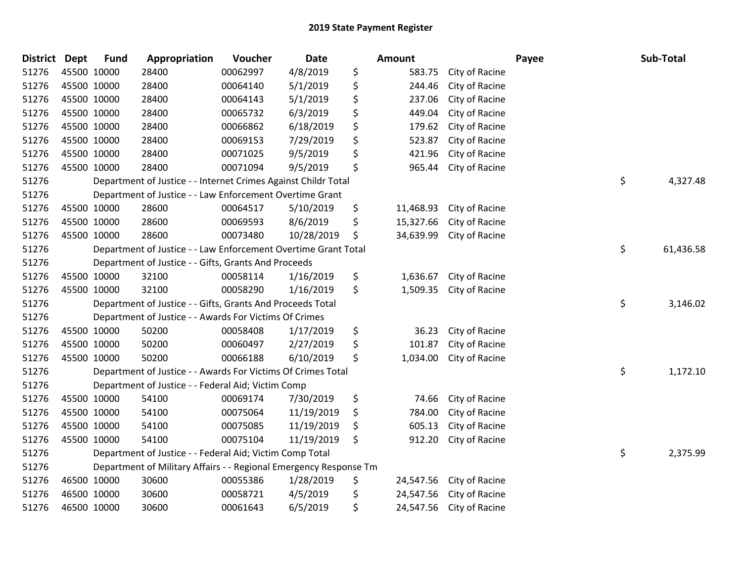# 2019 State Payment Register

| District | Dept | Fund | Appropriation | Voucher | Date | Amount | Payee | Sub-Total |
|---|---|---|---|---|---|---|---|---|
| 51276 | 45500 | 10000 | 28400 | 00062997 | 4/8/2019 | $ 583.75 | City of Racine | |
| 51276 | 45500 | 10000 | 28400 | 00064140 | 5/1/2019 | $ 244.46 | City of Racine | |
| 51276 | 45500 | 10000 | 28400 | 00064143 | 5/1/2019 | $ 237.06 | City of Racine | |
| 51276 | 45500 | 10000 | 28400 | 00065732 | 6/3/2019 | $ 449.04 | City of Racine | |
| 51276 | 45500 | 10000 | 28400 | 00066862 | 6/18/2019 | $ 179.62 | City of Racine | |
| 51276 | 45500 | 10000 | 28400 | 00069153 | 7/29/2019 | $ 523.87 | City of Racine | |
| 51276 | 45500 | 10000 | 28400 | 00071025 | 9/5/2019 | $ 421.96 | City of Racine | |
| 51276 | 45500 | 10000 | 28400 | 00071094 | 9/5/2019 | $ 965.44 | City of Racine | |
| 51276 | | Department of Justice - - Internet Crimes Against Childr Total | | | | | | $ 4,327.48 |
| 51276 | | Department of Justice - - Law Enforcement Overtime Grant | | | | | | |
| 51276 | 45500 | 10000 | 28600 | 00064517 | 5/10/2019 | $ 11,468.93 | City of Racine | |
| 51276 | 45500 | 10000 | 28600 | 00069593 | 8/6/2019 | $ 15,327.66 | City of Racine | |
| 51276 | 45500 | 10000 | 28600 | 00073480 | 10/28/2019 | $ 34,639.99 | City of Racine | |
| 51276 | | Department of Justice - - Law Enforcement Overtime Grant Total | | | | | | $ 61,436.58 |
| 51276 | | Department of Justice - - Gifts, Grants And Proceeds | | | | | | |
| 51276 | 45500 | 10000 | 32100 | 00058114 | 1/16/2019 | $ 1,636.67 | City of Racine | |
| 51276 | 45500 | 10000 | 32100 | 00058290 | 1/16/2019 | $ 1,509.35 | City of Racine | |
| 51276 | | Department of Justice - - Gifts, Grants And Proceeds Total | | | | | | $ 3,146.02 |
| 51276 | | Department of Justice - - Awards For Victims Of Crimes | | | | | | |
| 51276 | 45500 | 10000 | 50200 | 00058408 | 1/17/2019 | $ 36.23 | City of Racine | |
| 51276 | 45500 | 10000 | 50200 | 00060497 | 2/27/2019 | $ 101.87 | City of Racine | |
| 51276 | 45500 | 10000 | 50200 | 00066188 | 6/10/2019 | $ 1,034.00 | City of Racine | |
| 51276 | | Department of Justice - - Awards For Victims Of Crimes Total | | | | | | $ 1,172.10 |
| 51276 | | Department of Justice - - Federal Aid; Victim Comp | | | | | | |
| 51276 | 45500 | 10000 | 54100 | 00069174 | 7/30/2019 | $ 74.66 | City of Racine | |
| 51276 | 45500 | 10000 | 54100 | 00075064 | 11/19/2019 | $ 784.00 | City of Racine | |
| 51276 | 45500 | 10000 | 54100 | 00075085 | 11/19/2019 | $ 605.13 | City of Racine | |
| 51276 | 45500 | 10000 | 54100 | 00075104 | 11/19/2019 | $ 912.20 | City of Racine | |
| 51276 | | Department of Justice - - Federal Aid; Victim Comp Total | | | | | | $ 2,375.99 |
| 51276 | | Department of Military Affairs - - Regional Emergency Response Tm | | | | | | |
| 51276 | 46500 | 10000 | 30600 | 00055386 | 1/28/2019 | $ 24,547.56 | City of Racine | |
| 51276 | 46500 | 10000 | 30600 | 00058721 | 4/5/2019 | $ 24,547.56 | City of Racine | |
| 51276 | 46500 | 10000 | 30600 | 00061643 | 6/5/2019 | $ 24,547.56 | City of Racine | |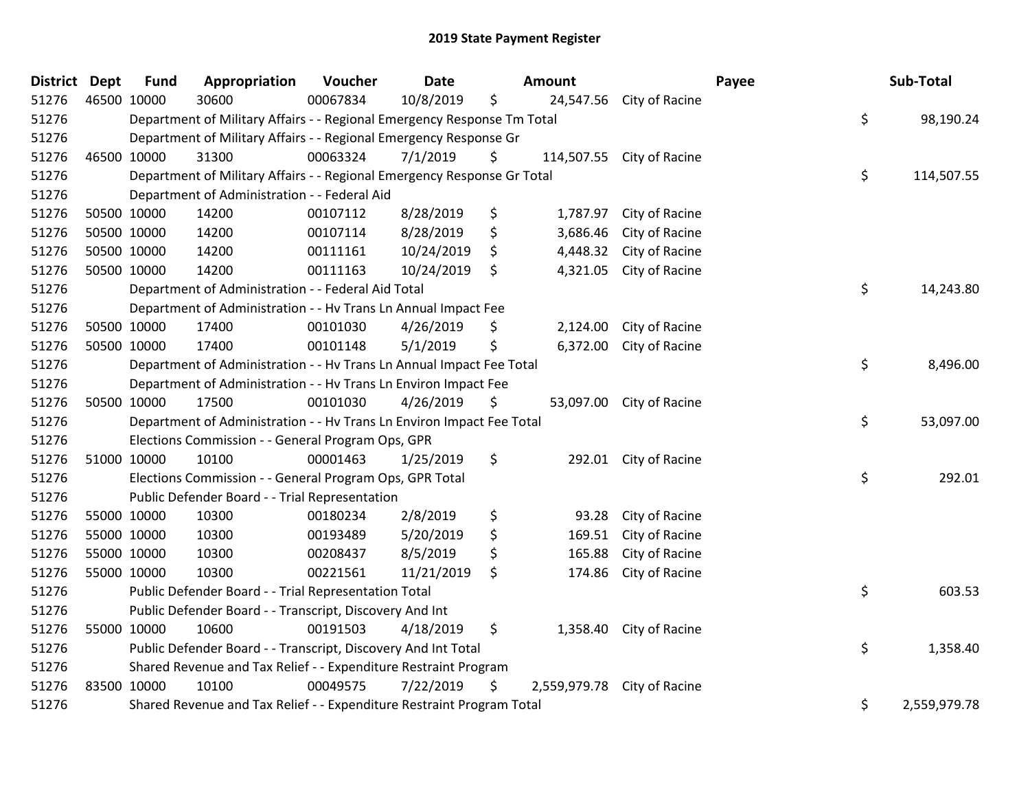## 2019 State Payment Register

| District | Dept | Fund | Appropriation | Voucher | Date | Amount | Payee | Sub-Total |
|---|---|---|---|---|---|---|---|---|
| 51276 | 46500 | 10000 | 30600 | 00067834 | 10/8/2019 | $ 24,547.56 | City of Racine | |
| 51276 | | Department of Military Affairs - - Regional Emergency Response Tm Total | | | | | | $ 98,190.24 |
| 51276 | | Department of Military Affairs - - Regional Emergency Response Gr | | | | | | |
| 51276 | 46500 | 10000 | 31300 | 00063324 | 7/1/2019 | $ 114,507.55 | City of Racine | |
| 51276 | | Department of Military Affairs - - Regional Emergency Response Gr Total | | | | | | $ 114,507.55 |
| 51276 | | Department of Administration - - Federal Aid | | | | | | |
| 51276 | 50500 | 10000 | 14200 | 00107112 | 8/28/2019 | $ 1,787.97 | City of Racine | |
| 51276 | 50500 | 10000 | 14200 | 00107114 | 8/28/2019 | $ 3,686.46 | City of Racine | |
| 51276 | 50500 | 10000 | 14200 | 00111161 | 10/24/2019 | $ 4,448.32 | City of Racine | |
| 51276 | 50500 | 10000 | 14200 | 00111163 | 10/24/2019 | $ 4,321.05 | City of Racine | |
| 51276 | | Department of Administration - - Federal Aid Total | | | | | | $ 14,243.80 |
| 51276 | | Department of Administration - - Hv Trans Ln Annual Impact Fee | | | | | | |
| 51276 | 50500 | 10000 | 17400 | 00101030 | 4/26/2019 | $ 2,124.00 | City of Racine | |
| 51276 | 50500 | 10000 | 17400 | 00101148 | 5/1/2019 | $ 6,372.00 | City of Racine | |
| 51276 | | Department of Administration - - Hv Trans Ln Annual Impact Fee Total | | | | | | $ 8,496.00 |
| 51276 | | Department of Administration - - Hv Trans Ln Environ Impact Fee | | | | | | |
| 51276 | 50500 | 10000 | 17500 | 00101030 | 4/26/2019 | $ 53,097.00 | City of Racine | |
| 51276 | | Department of Administration - - Hv Trans Ln Environ Impact Fee Total | | | | | | $ 53,097.00 |
| 51276 | | Elections Commission - - General Program Ops, GPR | | | | | | |
| 51276 | 51000 | 10000 | 10100 | 00001463 | 1/25/2019 | $ 292.01 | City of Racine | |
| 51276 | | Elections Commission - - General Program Ops, GPR Total | | | | | | $ 292.01 |
| 51276 | | Public Defender Board - - Trial Representation | | | | | | |
| 51276 | 55000 | 10000 | 10300 | 00180234 | 2/8/2019 | $ 93.28 | City of Racine | |
| 51276 | 55000 | 10000 | 10300 | 00193489 | 5/20/2019 | $ 169.51 | City of Racine | |
| 51276 | 55000 | 10000 | 10300 | 00208437 | 8/5/2019 | $ 165.88 | City of Racine | |
| 51276 | 55000 | 10000 | 10300 | 00221561 | 11/21/2019 | $ 174.86 | City of Racine | |
| 51276 | | Public Defender Board - - Trial Representation Total | | | | | | $ 603.53 |
| 51276 | | Public Defender Board - - Transcript, Discovery And Int | | | | | | |
| 51276 | 55000 | 10000 | 10600 | 00191503 | 4/18/2019 | $ 1,358.40 | City of Racine | |
| 51276 | | Public Defender Board - - Transcript, Discovery And Int Total | | | | | | $ 1,358.40 |
| 51276 | | Shared Revenue and Tax Relief - - Expenditure Restraint Program | | | | | | |
| 51276 | 83500 | 10000 | 10100 | 00049575 | 7/22/2019 | $ 2,559,979.78 | City of Racine | |
| 51276 | | Shared Revenue and Tax Relief - - Expenditure Restraint Program Total | | | | | | $ 2,559,979.78 |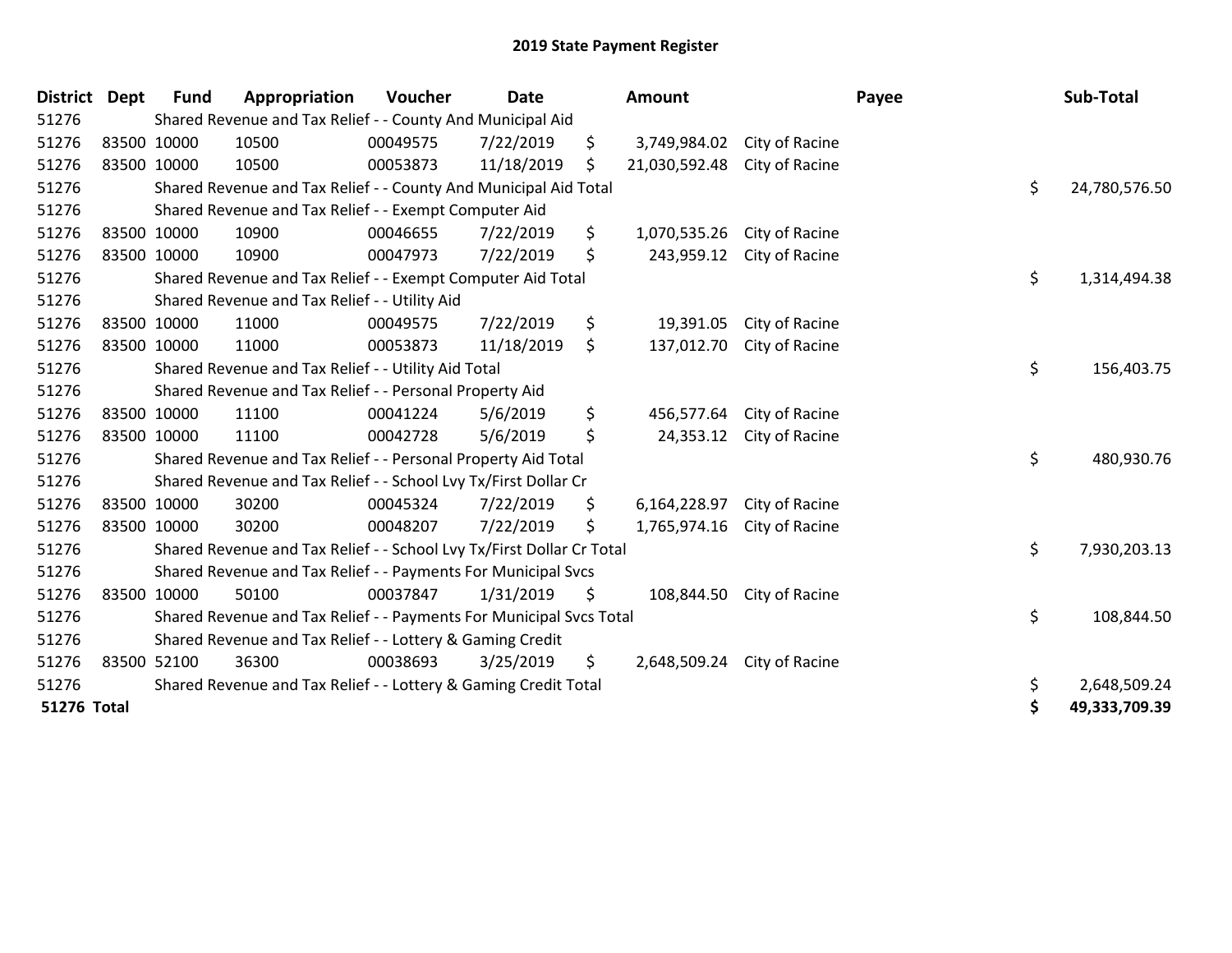# 2019 State Payment Register

| District | Dept | Fund | Appropriation | Voucher | Date | Amount | Payee | Sub-Total |
|---|---|---|---|---|---|---|---|---|
| 51276 | | Shared Revenue and Tax Relief - - County And Municipal Aid | | | | | | |
| 51276 | 83500 | 10000 | 10500 | 00049575 | 7/22/2019 | $ 3,749,984.02 | City of Racine | |
| 51276 | 83500 | 10000 | 10500 | 00053873 | 11/18/2019 | $ 21,030,592.48 | City of Racine | |
| 51276 | | Shared Revenue and Tax Relief - - County And Municipal Aid Total | | | | | | $ 24,780,576.50 |
| 51276 | | Shared Revenue and Tax Relief - - Exempt Computer Aid | | | | | | |
| 51276 | 83500 | 10000 | 10900 | 00046655 | 7/22/2019 | $ 1,070,535.26 | City of Racine | |
| 51276 | 83500 | 10000 | 10900 | 00047973 | 7/22/2019 | $ 243,959.12 | City of Racine | |
| 51276 | | Shared Revenue and Tax Relief - - Exempt Computer Aid Total | | | | | | $ 1,314,494.38 |
| 51276 | | Shared Revenue and Tax Relief - - Utility Aid | | | | | | |
| 51276 | 83500 | 10000 | 11000 | 00049575 | 7/22/2019 | $ 19,391.05 | City of Racine | |
| 51276 | 83500 | 10000 | 11000 | 00053873 | 11/18/2019 | $ 137,012.70 | City of Racine | |
| 51276 | | Shared Revenue and Tax Relief - - Utility Aid Total | | | | | | $ 156,403.75 |
| 51276 | | Shared Revenue and Tax Relief - - Personal Property Aid | | | | | | |
| 51276 | 83500 | 10000 | 11100 | 00041224 | 5/6/2019 | $ 456,577.64 | City of Racine | |
| 51276 | 83500 | 10000 | 11100 | 00042728 | 5/6/2019 | $ 24,353.12 | City of Racine | |
| 51276 | | Shared Revenue and Tax Relief - - Personal Property Aid Total | | | | | | $ 480,930.76 |
| 51276 | | Shared Revenue and Tax Relief - - School Lvy Tx/First Dollar Cr | | | | | | |
| 51276 | 83500 | 10000 | 30200 | 00045324 | 7/22/2019 | $ 6,164,228.97 | City of Racine | |
| 51276 | 83500 | 10000 | 30200 | 00048207 | 7/22/2019 | $ 1,765,974.16 | City of Racine | |
| 51276 | | Shared Revenue and Tax Relief - - School Lvy Tx/First Dollar Cr Total | | | | | | $ 7,930,203.13 |
| 51276 | | Shared Revenue and Tax Relief - - Payments For Municipal Svcs | | | | | | |
| 51276 | 83500 | 10000 | 50100 | 00037847 | 1/31/2019 | $ 108,844.50 | City of Racine | |
| 51276 | | Shared Revenue and Tax Relief - - Payments For Municipal Svcs Total | | | | | | $ 108,844.50 |
| 51276 | | Shared Revenue and Tax Relief - - Lottery & Gaming Credit | | | | | | |
| 51276 | 83500 | 52100 | 36300 | 00038693 | 3/25/2019 | $ 2,648,509.24 | City of Racine | |
| 51276 | | Shared Revenue and Tax Relief - - Lottery & Gaming Credit Total | | | | | | $ 2,648,509.24 |
| **51276 Total** | | | | | | | | **$ 49,333,709.39** |